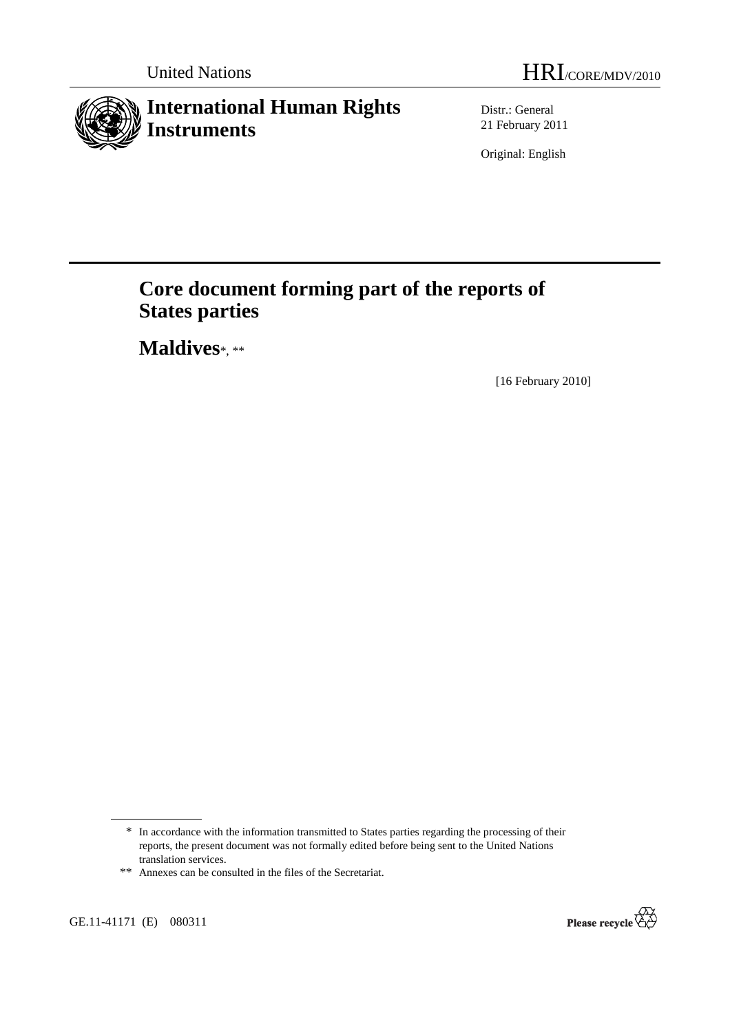United Nations

HRI/CORE/MDV/2010

# International Human Rights Instruments

Distr.: General
21 February 2011

Original: English

# Core document forming part of the reports of States parties

## Maldives*, **

[16 February 2010]

---

\* In accordance with the information transmitted to States parties regarding the processing of their reports, the present document was not formally edited before being sent to the United Nations translation services.

\*\* Annexes can be consulted in the files of the Secretariat.

GE.11-41171 (E) 080311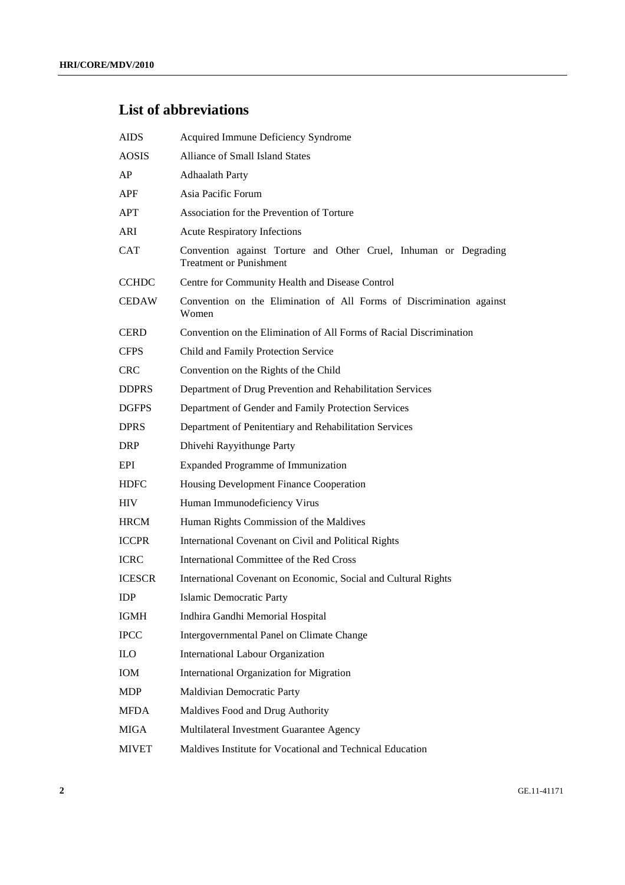## List of abbreviations

| | |
|---|---|
| AIDS | Acquired Immune Deficiency Syndrome |
| AOSIS | Alliance of Small Island States |
| AP | Adhaalath Party |
| APF | Asia Pacific Forum |
| APT | Association for the Prevention of Torture |
| ARI | Acute Respiratory Infections |
| CAT | Convention against Torture and Other Cruel, Inhuman or Degrading Treatment or Punishment |
| CCHDC | Centre for Community Health and Disease Control |
| CEDAW | Convention on the Elimination of All Forms of Discrimination against Women |
| CERD | Convention on the Elimination of All Forms of Racial Discrimination |
| CFPS | Child and Family Protection Service |
| CRC | Convention on the Rights of the Child |
| DDPRS | Department of Drug Prevention and Rehabilitation Services |
| DGFPS | Department of Gender and Family Protection Services |
| DPRS | Department of Penitentiary and Rehabilitation Services |
| DRP | Dhivehi Rayyithunge Party |
| EPI | Expanded Programme of Immunization |
| HDFC | Housing Development Finance Cooperation |
| HIV | Human Immunodeficiency Virus |
| HRCM | Human Rights Commission of the Maldives |
| ICCPR | International Covenant on Civil and Political Rights |
| ICRC | International Committee of the Red Cross |
| ICESCR | International Covenant on Economic, Social and Cultural Rights |
| IDP | Islamic Democratic Party |
| IGMH | Indhira Gandhi Memorial Hospital |
| IPCC | Intergovernmental Panel on Climate Change |
| ILO | International Labour Organization |
| IOM | International Organization for Migration |
| MDP | Maldivian Democratic Party |
| MFDA | Maldives Food and Drug Authority |
| MIGA | Multilateral Investment Guarantee Agency |
| MIVET | Maldives Institute for Vocational and Technical Education |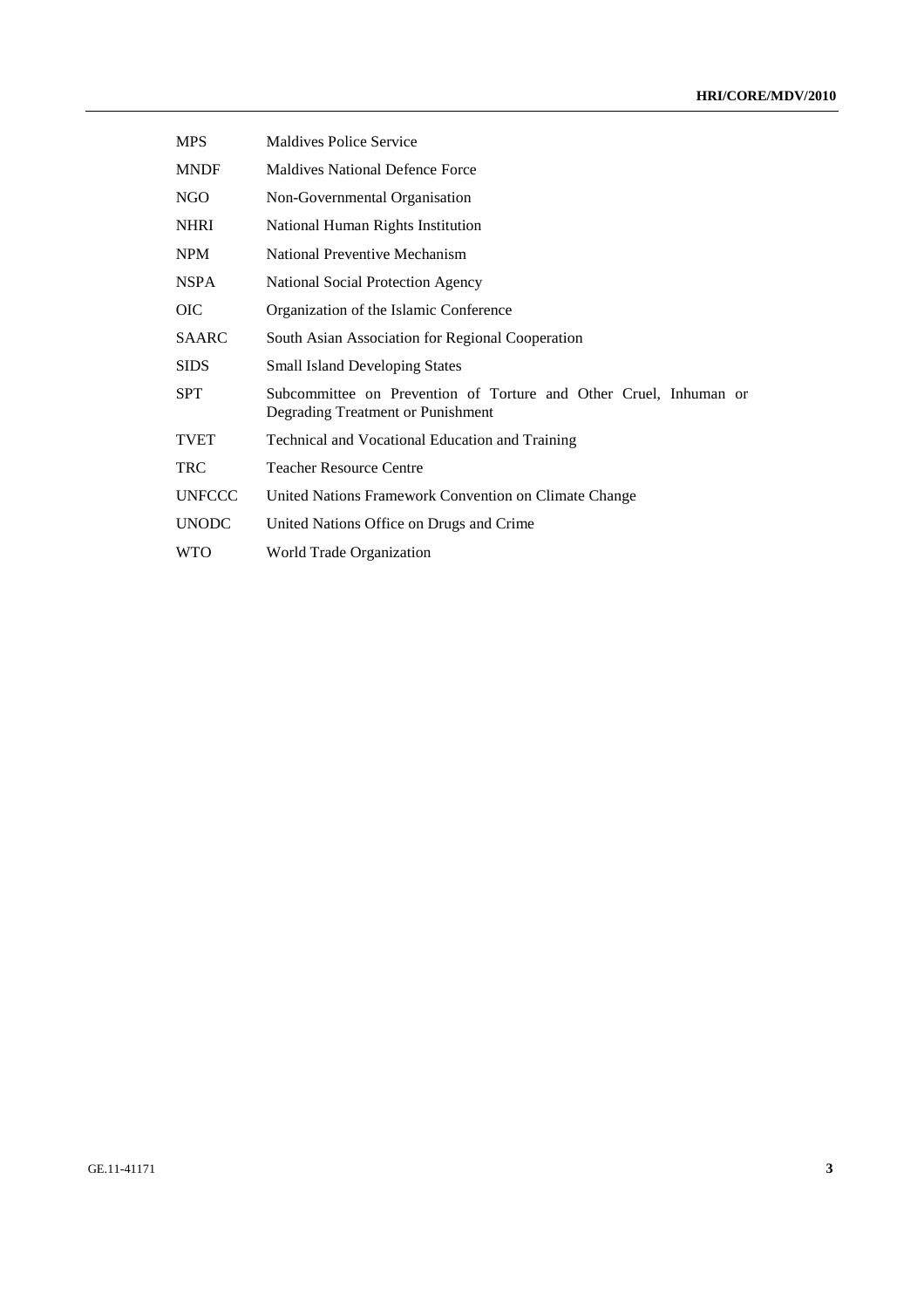| | |
|---|---|
| MPS | Maldives Police Service |
| MNDF | Maldives National Defence Force |
| NGO | Non-Governmental Organisation |
| NHRI | National Human Rights Institution |
| NPM | National Preventive Mechanism |
| NSPA | National Social Protection Agency |
| OIC | Organization of the Islamic Conference |
| SAARC | South Asian Association for Regional Cooperation |
| SIDS | Small Island Developing States |
| SPT | Subcommittee on Prevention of Torture and Other Cruel, Inhuman or Degrading Treatment or Punishment |
| TVET | Technical and Vocational Education and Training |
| TRC | Teacher Resource Centre |
| UNFCCC | United Nations Framework Convention on Climate Change |
| UNODC | United Nations Office on Drugs and Crime |
| WTO | World Trade Organization |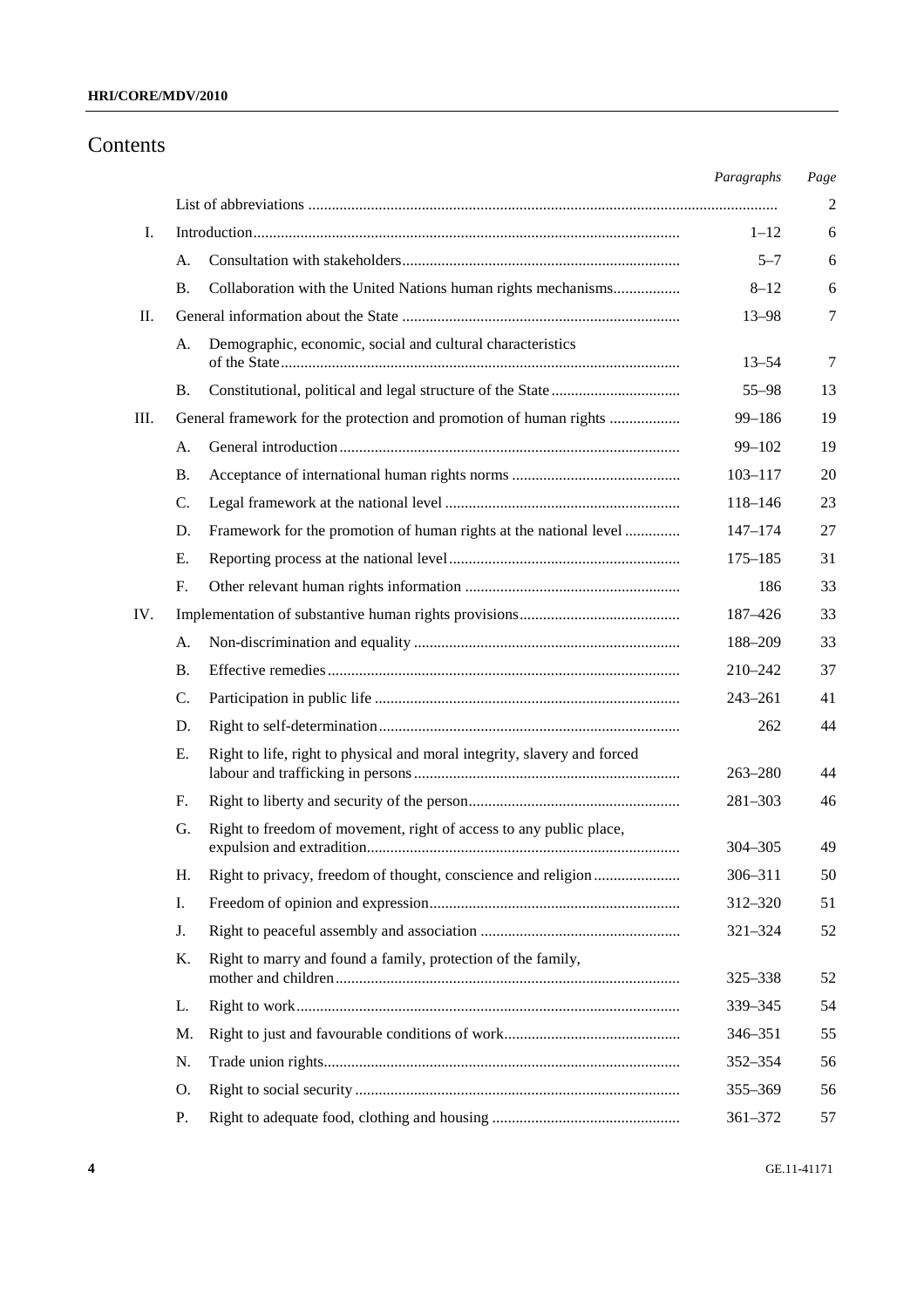# Contents

| | | | Paragraphs | Page |
|---|---|---|---|---|
| | | List of abbreviations | | 2 |
| I. | | Introduction | 1–12 | 6 |
| | A. | Consultation with stakeholders | 5–7 | 6 |
| | B. | Collaboration with the United Nations human rights mechanisms | 8–12 | 6 |
| II. | | General information about the State | 13–98 | 7 |
| | A. | Demographic, economic, social and cultural characteristics of the State | 13–54 | 7 |
| | B. | Constitutional, political and legal structure of the State | 55–98 | 13 |
| III. | | General framework for the protection and promotion of human rights | 99–186 | 19 |
| | A. | General introduction | 99–102 | 19 |
| | B. | Acceptance of international human rights norms | 103–117 | 20 |
| | C. | Legal framework at the national level | 118–146 | 23 |
| | D. | Framework for the promotion of human rights at the national level | 147–174 | 27 |
| | E. | Reporting process at the national level | 175–185 | 31 |
| | F. | Other relevant human rights information | 186 | 33 |
| IV. | | Implementation of substantive human rights provisions | 187–426 | 33 |
| | A. | Non-discrimination and equality | 188–209 | 33 |
| | B. | Effective remedies | 210–242 | 37 |
| | C. | Participation in public life | 243–261 | 41 |
| | D. | Right to self-determination | 262 | 44 |
| | E. | Right to life, right to physical and moral integrity, slavery and forced labour and trafficking in persons | 263–280 | 44 |
| | F. | Right to liberty and security of the person | 281–303 | 46 |
| | G. | Right to freedom of movement, right of access to any public place, expulsion and extradition | 304–305 | 49 |
| | H. | Right to privacy, freedom of thought, conscience and religion | 306–311 | 50 |
| | I. | Freedom of opinion and expression | 312–320 | 51 |
| | J. | Right to peaceful assembly and association | 321–324 | 52 |
| | K. | Right to marry and found a family, protection of the family, mother and children | 325–338 | 52 |
| | L. | Right to work | 339–345 | 54 |
| | M. | Right to just and favourable conditions of work | 346–351 | 55 |
| | N. | Trade union rights | 352–354 | 56 |
| | O. | Right to social security | 355–369 | 56 |
| | P. | Right to adequate food, clothing and housing | 361–372 | 57 |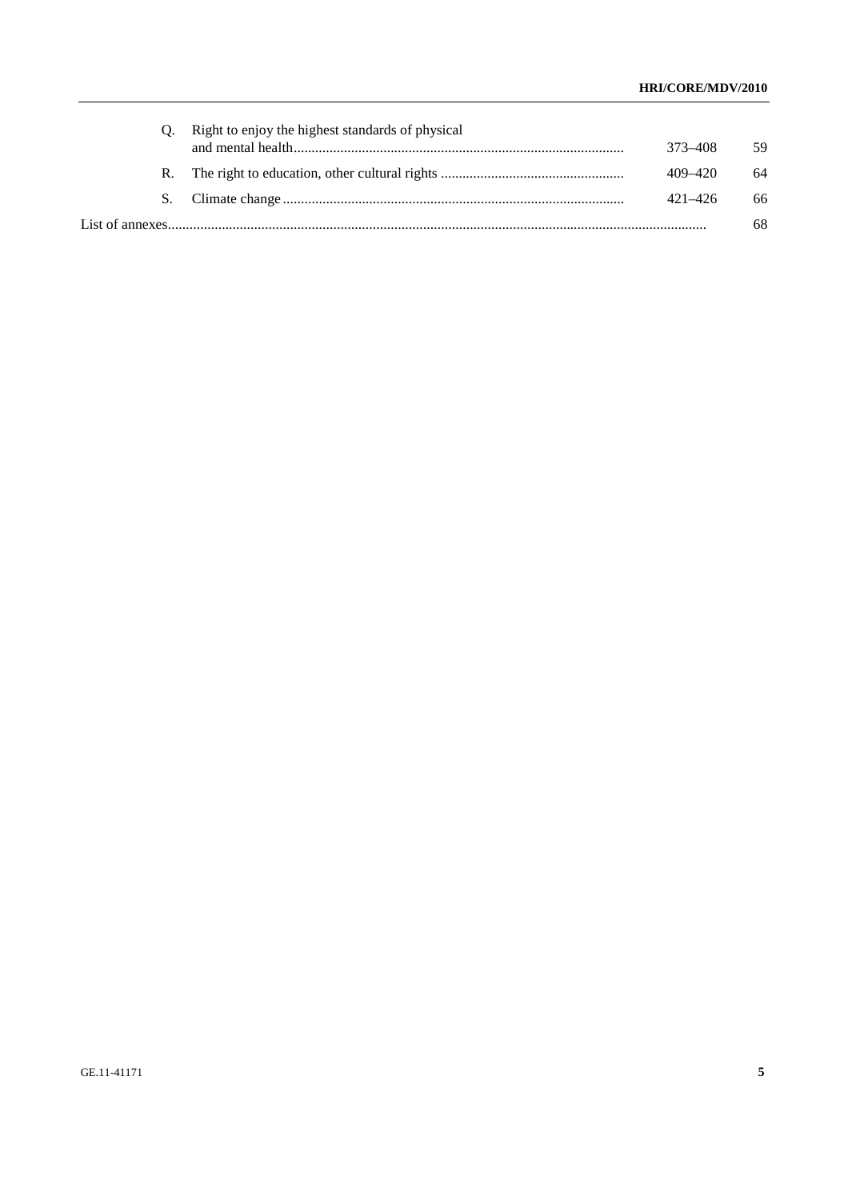| | | Paragraphs | Page |
|---|---|---|---|
| Q. | Right to enjoy the highest standards of physical and mental health | 373–408 | 59 |
| R. | The right to education, other cultural rights | 409–420 | 64 |
| S. | Climate change | 421–426 | 66 |
| List of annexes | | | 68 |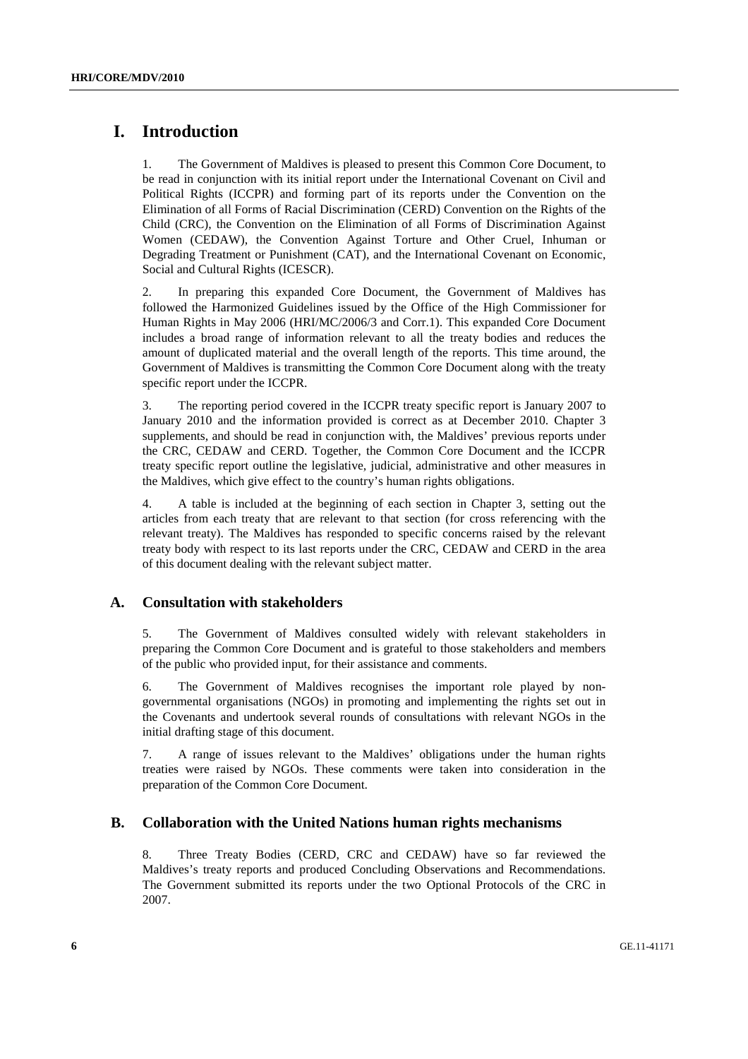# I. Introduction

1. The Government of Maldives is pleased to present this Common Core Document, to be read in conjunction with its initial report under the International Covenant on Civil and Political Rights (ICCPR) and forming part of its reports under the Convention on the Elimination of all Forms of Racial Discrimination (CERD) Convention on the Rights of the Child (CRC), the Convention on the Elimination of all Forms of Discrimination Against Women (CEDAW), the Convention Against Torture and Other Cruel, Inhuman or Degrading Treatment or Punishment (CAT), and the International Covenant on Economic, Social and Cultural Rights (ICESCR).

2. In preparing this expanded Core Document, the Government of Maldives has followed the Harmonized Guidelines issued by the Office of the High Commissioner for Human Rights in May 2006 (HRI/MC/2006/3 and Corr.1). This expanded Core Document includes a broad range of information relevant to all the treaty bodies and reduces the amount of duplicated material and the overall length of the reports. This time around, the Government of Maldives is transmitting the Common Core Document along with the treaty specific report under the ICCPR.

3. The reporting period covered in the ICCPR treaty specific report is January 2007 to January 2010 and the information provided is correct as at December 2010. Chapter 3 supplements, and should be read in conjunction with, the Maldives' previous reports under the CRC, CEDAW and CERD. Together, the Common Core Document and the ICCPR treaty specific report outline the legislative, judicial, administrative and other measures in the Maldives, which give effect to the country's human rights obligations.

4. A table is included at the beginning of each section in Chapter 3, setting out the articles from each treaty that are relevant to that section (for cross referencing with the relevant treaty). The Maldives has responded to specific concerns raised by the relevant treaty body with respect to its last reports under the CRC, CEDAW and CERD in the area of this document dealing with the relevant subject matter.

## A. Consultation with stakeholders

5. The Government of Maldives consulted widely with relevant stakeholders in preparing the Common Core Document and is grateful to those stakeholders and members of the public who provided input, for their assistance and comments.

6. The Government of Maldives recognises the important role played by non-governmental organisations (NGOs) in promoting and implementing the rights set out in the Covenants and undertook several rounds of consultations with relevant NGOs in the initial drafting stage of this document.

7. A range of issues relevant to the Maldives' obligations under the human rights treaties were raised by NGOs. These comments were taken into consideration in the preparation of the Common Core Document.

## B. Collaboration with the United Nations human rights mechanisms

8. Three Treaty Bodies (CERD, CRC and CEDAW) have so far reviewed the Maldives's treaty reports and produced Concluding Observations and Recommendations. The Government submitted its reports under the two Optional Protocols of the CRC in 2007.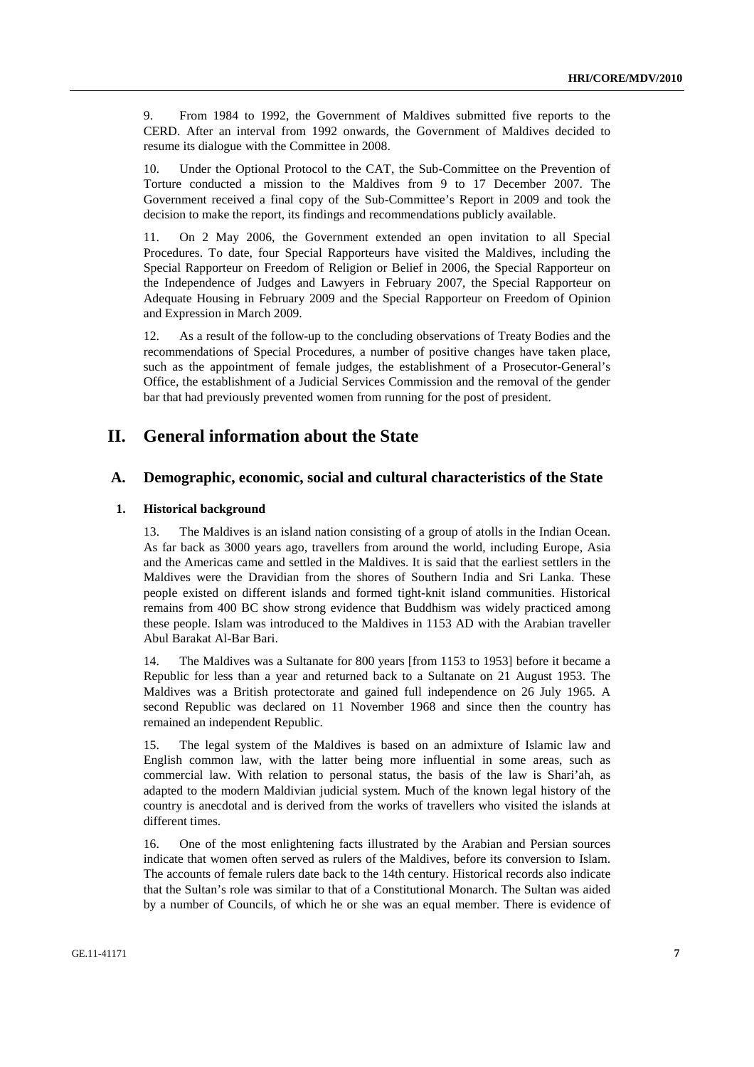9. From 1984 to 1992, the Government of Maldives submitted five reports to the CERD. After an interval from 1992 onwards, the Government of Maldives decided to resume its dialogue with the Committee in 2008.

10. Under the Optional Protocol to the CAT, the Sub-Committee on the Prevention of Torture conducted a mission to the Maldives from 9 to 17 December 2007. The Government received a final copy of the Sub-Committee's Report in 2009 and took the decision to make the report, its findings and recommendations publicly available.

11. On 2 May 2006, the Government extended an open invitation to all Special Procedures. To date, four Special Rapporteurs have visited the Maldives, including the Special Rapporteur on Freedom of Religion or Belief in 2006, the Special Rapporteur on the Independence of Judges and Lawyers in February 2007, the Special Rapporteur on Adequate Housing in February 2009 and the Special Rapporteur on Freedom of Opinion and Expression in March 2009.

12. As a result of the follow-up to the concluding observations of Treaty Bodies and the recommendations of Special Procedures, a number of positive changes have taken place, such as the appointment of female judges, the establishment of a Prosecutor-General's Office, the establishment of a Judicial Services Commission and the removal of the gender bar that had previously prevented women from running for the post of president.

# II. General information about the State

## A. Demographic, economic, social and cultural characteristics of the State

### 1. Historical background

13. The Maldives is an island nation consisting of a group of atolls in the Indian Ocean. As far back as 3000 years ago, travellers from around the world, including Europe, Asia and the Americas came and settled in the Maldives. It is said that the earliest settlers in the Maldives were the Dravidian from the shores of Southern India and Sri Lanka. These people existed on different islands and formed tight-knit island communities. Historical remains from 400 BC show strong evidence that Buddhism was widely practiced among these people. Islam was introduced to the Maldives in 1153 AD with the Arabian traveller Abul Barakat Al-Bar Bari.

14. The Maldives was a Sultanate for 800 years [from 1153 to 1953] before it became a Republic for less than a year and returned back to a Sultanate on 21 August 1953. The Maldives was a British protectorate and gained full independence on 26 July 1965. A second Republic was declared on 11 November 1968 and since then the country has remained an independent Republic.

15. The legal system of the Maldives is based on an admixture of Islamic law and English common law, with the latter being more influential in some areas, such as commercial law. With relation to personal status, the basis of the law is Shari'ah, as adapted to the modern Maldivian judicial system. Much of the known legal history of the country is anecdotal and is derived from the works of travellers who visited the islands at different times.

16. One of the most enlightening facts illustrated by the Arabian and Persian sources indicate that women often served as rulers of the Maldives, before its conversion to Islam. The accounts of female rulers date back to the 14th century. Historical records also indicate that the Sultan's role was similar to that of a Constitutional Monarch. The Sultan was aided by a number of Councils, of which he or she was an equal member. There is evidence of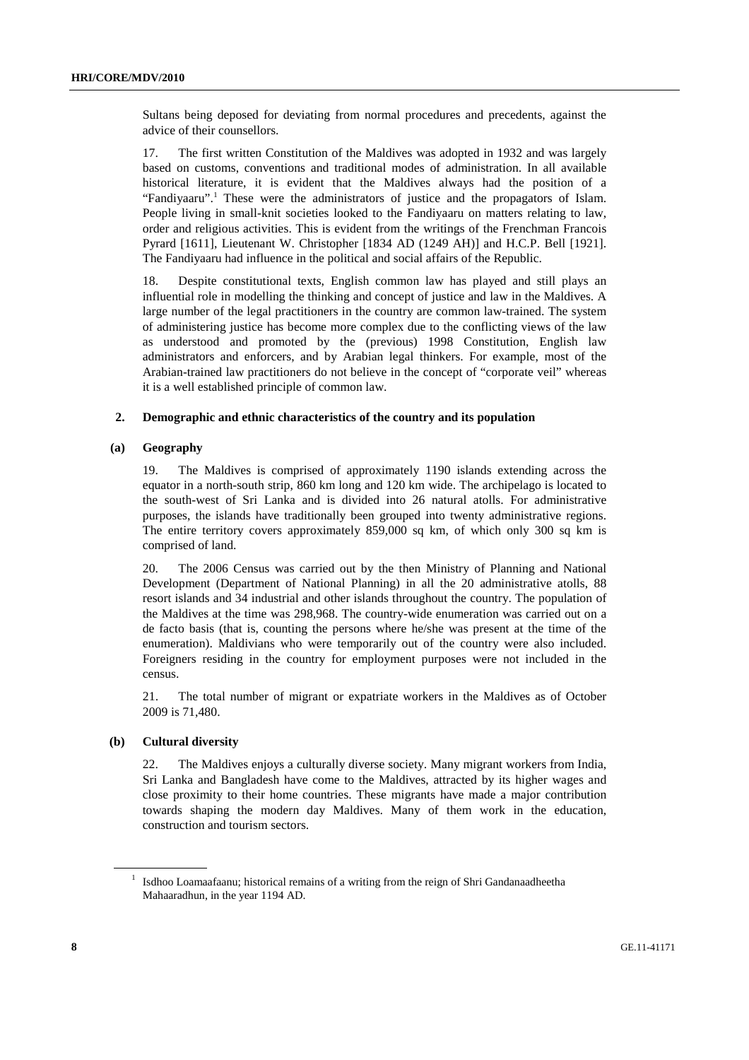Sultans being deposed for deviating from normal procedures and precedents, against the advice of their counsellors.

17. The first written Constitution of the Maldives was adopted in 1932 and was largely based on customs, conventions and traditional modes of administration. In all available historical literature, it is evident that the Maldives always had the position of a "Fandiyaaru".[1] These were the administrators of justice and the propagators of Islam. People living in small-knit societies looked to the Fandiyaaru on matters relating to law, order and religious activities. This is evident from the writings of the Frenchman Francois Pyrard [1611], Lieutenant W. Christopher [1834 AD (1249 AH)] and H.C.P. Bell [1921]. The Fandiyaaru had influence in the political and social affairs of the Republic.

18. Despite constitutional texts, English common law has played and still plays an influential role in modelling the thinking and concept of justice and law in the Maldives. A large number of the legal practitioners in the country are common law-trained. The system of administering justice has become more complex due to the conflicting views of the law as understood and promoted by the (previous) 1998 Constitution, English law administrators and enforcers, and by Arabian legal thinkers. For example, most of the Arabian-trained law practitioners do not believe in the concept of "corporate veil" whereas it is a well established principle of common law.

### 2. Demographic and ethnic characteristics of the country and its population

#### (a) Geography

19. The Maldives is comprised of approximately 1190 islands extending across the equator in a north-south strip, 860 km long and 120 km wide. The archipelago is located to the south-west of Sri Lanka and is divided into 26 natural atolls. For administrative purposes, the islands have traditionally been grouped into twenty administrative regions. The entire territory covers approximately 859,000 sq km, of which only 300 sq km is comprised of land.

20. The 2006 Census was carried out by the then Ministry of Planning and National Development (Department of National Planning) in all the 20 administrative atolls, 88 resort islands and 34 industrial and other islands throughout the country. The population of the Maldives at the time was 298,968. The country-wide enumeration was carried out on a de facto basis (that is, counting the persons where he/she was present at the time of the enumeration). Maldivians who were temporarily out of the country were also included. Foreigners residing in the country for employment purposes were not included in the census.

21. The total number of migrant or expatriate workers in the Maldives as of October 2009 is 71,480.

#### (b) Cultural diversity

22. The Maldives enjoys a culturally diverse society. Many migrant workers from India, Sri Lanka and Bangladesh have come to the Maldives, attracted by its higher wages and close proximity to their home countries. These migrants have made a major contribution towards shaping the modern day Maldives. Many of them work in the education, construction and tourism sectors.

---

[1] Isdhoo Loamaafaanu; historical remains of a writing from the reign of Shri Gandanaadheetha Mahaaradhun, in the year 1194 AD.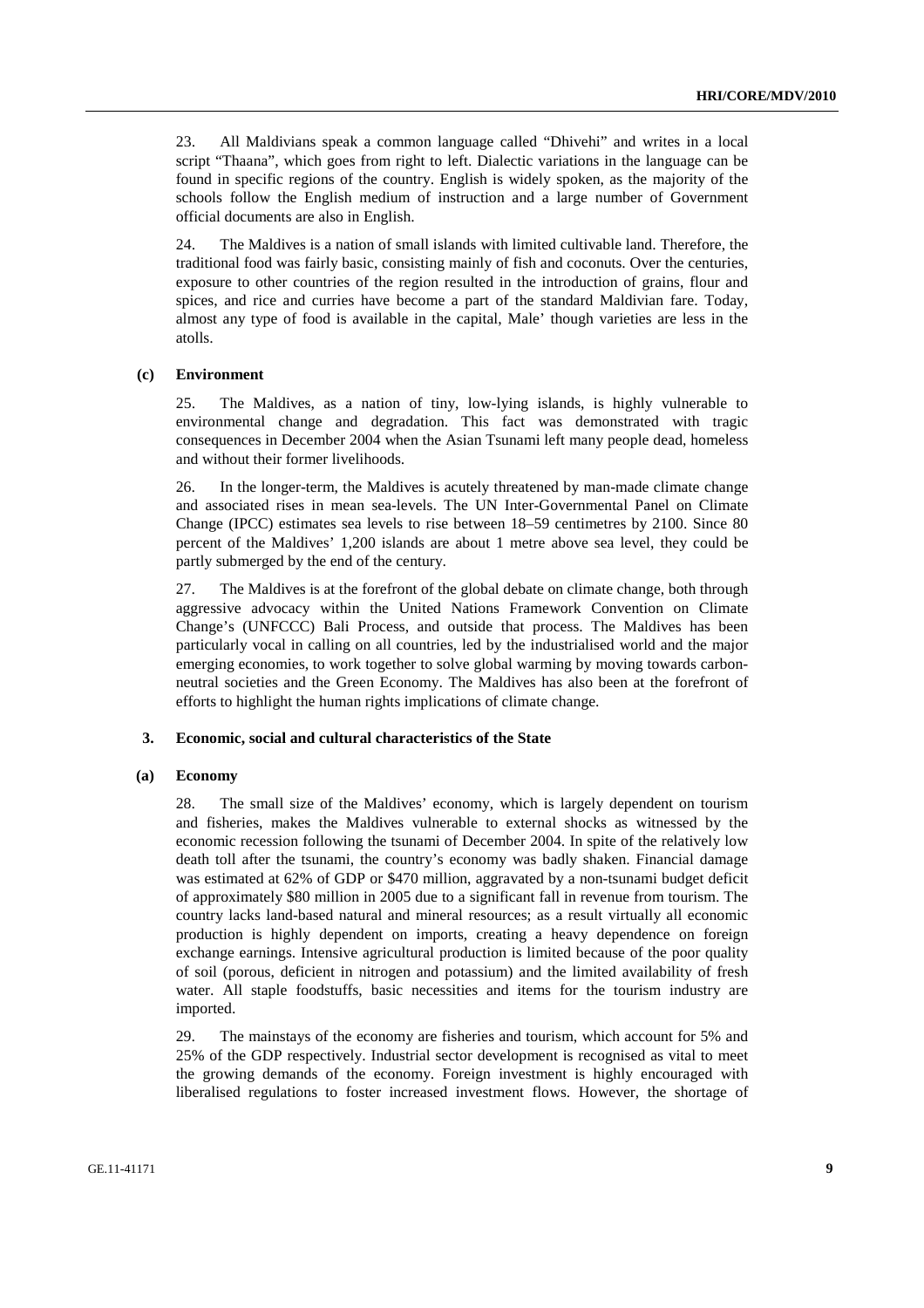23. All Maldivians speak a common language called "Dhivehi" and writes in a local script "Thaana", which goes from right to left. Dialectic variations in the language can be found in specific regions of the country. English is widely spoken, as the majority of the schools follow the English medium of instruction and a large number of Government official documents are also in English.

24. The Maldives is a nation of small islands with limited cultivable land. Therefore, the traditional food was fairly basic, consisting mainly of fish and coconuts. Over the centuries, exposure to other countries of the region resulted in the introduction of grains, flour and spices, and rice and curries have become a part of the standard Maldivian fare. Today, almost any type of food is available in the capital, Male' though varieties are less in the atolls.

### (c) Environment

25. The Maldives, as a nation of tiny, low-lying islands, is highly vulnerable to environmental change and degradation. This fact was demonstrated with tragic consequences in December 2004 when the Asian Tsunami left many people dead, homeless and without their former livelihoods.

26. In the longer-term, the Maldives is acutely threatened by man-made climate change and associated rises in mean sea-levels. The UN Inter-Governmental Panel on Climate Change (IPCC) estimates sea levels to rise between 18–59 centimetres by 2100. Since 80 percent of the Maldives' 1,200 islands are about 1 metre above sea level, they could be partly submerged by the end of the century.

27. The Maldives is at the forefront of the global debate on climate change, both through aggressive advocacy within the United Nations Framework Convention on Climate Change's (UNFCCC) Bali Process, and outside that process. The Maldives has been particularly vocal in calling on all countries, led by the industrialised world and the major emerging economies, to work together to solve global warming by moving towards carbon-neutral societies and the Green Economy. The Maldives has also been at the forefront of efforts to highlight the human rights implications of climate change.

## 3. Economic, social and cultural characteristics of the State

### (a) Economy

28. The small size of the Maldives' economy, which is largely dependent on tourism and fisheries, makes the Maldives vulnerable to external shocks as witnessed by the economic recession following the tsunami of December 2004. In spite of the relatively low death toll after the tsunami, the country's economy was badly shaken. Financial damage was estimated at 62% of GDP or $470 million, aggravated by a non-tsunami budget deficit of approximately $80 million in 2005 due to a significant fall in revenue from tourism. The country lacks land-based natural and mineral resources; as a result virtually all economic production is highly dependent on imports, creating a heavy dependence on foreign exchange earnings. Intensive agricultural production is limited because of the poor quality of soil (porous, deficient in nitrogen and potassium) and the limited availability of fresh water. All staple foodstuffs, basic necessities and items for the tourism industry are imported.

29. The mainstays of the economy are fisheries and tourism, which account for 5% and 25% of the GDP respectively. Industrial sector development is recognised as vital to meet the growing demands of the economy. Foreign investment is highly encouraged with liberalised regulations to foster increased investment flows. However, the shortage of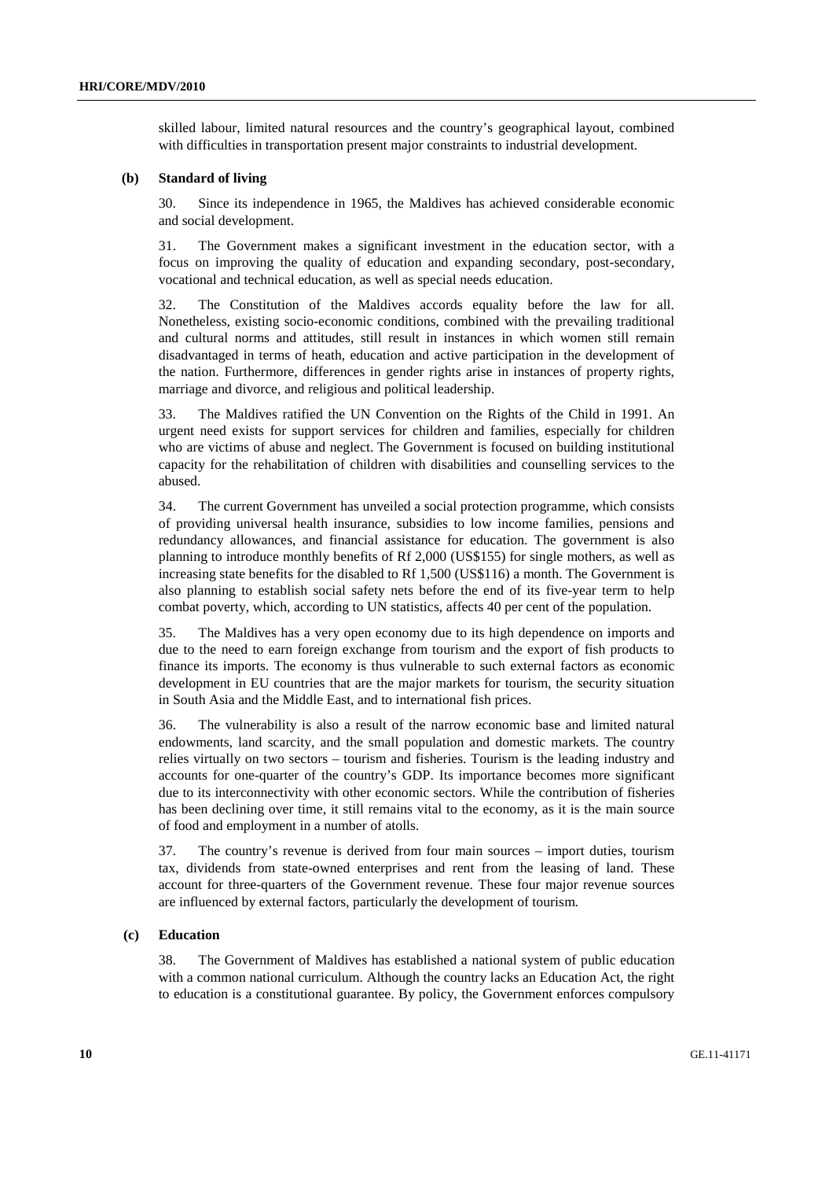skilled labour, limited natural resources and the country's geographical layout, combined with difficulties in transportation present major constraints to industrial development.

### (b) Standard of living

30. Since its independence in 1965, the Maldives has achieved considerable economic and social development.

31. The Government makes a significant investment in the education sector, with a focus on improving the quality of education and expanding secondary, post-secondary, vocational and technical education, as well as special needs education.

32. The Constitution of the Maldives accords equality before the law for all. Nonetheless, existing socio-economic conditions, combined with the prevailing traditional and cultural norms and attitudes, still result in instances in which women still remain disadvantaged in terms of heath, education and active participation in the development of the nation. Furthermore, differences in gender rights arise in instances of property rights, marriage and divorce, and religious and political leadership.

33. The Maldives ratified the UN Convention on the Rights of the Child in 1991. An urgent need exists for support services for children and families, especially for children who are victims of abuse and neglect. The Government is focused on building institutional capacity for the rehabilitation of children with disabilities and counselling services to the abused.

34. The current Government has unveiled a social protection programme, which consists of providing universal health insurance, subsidies to low income families, pensions and redundancy allowances, and financial assistance for education. The government is also planning to introduce monthly benefits of Rf 2,000 (US$155) for single mothers, as well as increasing state benefits for the disabled to Rf 1,500 (US$116) a month. The Government is also planning to establish social safety nets before the end of its five-year term to help combat poverty, which, according to UN statistics, affects 40 per cent of the population.

35. The Maldives has a very open economy due to its high dependence on imports and due to the need to earn foreign exchange from tourism and the export of fish products to finance its imports. The economy is thus vulnerable to such external factors as economic development in EU countries that are the major markets for tourism, the security situation in South Asia and the Middle East, and to international fish prices.

36. The vulnerability is also a result of the narrow economic base and limited natural endowments, land scarcity, and the small population and domestic markets. The country relies virtually on two sectors – tourism and fisheries. Tourism is the leading industry and accounts for one-quarter of the country's GDP. Its importance becomes more significant due to its interconnectivity with other economic sectors. While the contribution of fisheries has been declining over time, it still remains vital to the economy, as it is the main source of food and employment in a number of atolls.

37. The country's revenue is derived from four main sources – import duties, tourism tax, dividends from state-owned enterprises and rent from the leasing of land. These account for three-quarters of the Government revenue. These four major revenue sources are influenced by external factors, particularly the development of tourism.

### (c) Education

38. The Government of Maldives has established a national system of public education with a common national curriculum. Although the country lacks an Education Act, the right to education is a constitutional guarantee. By policy, the Government enforces compulsory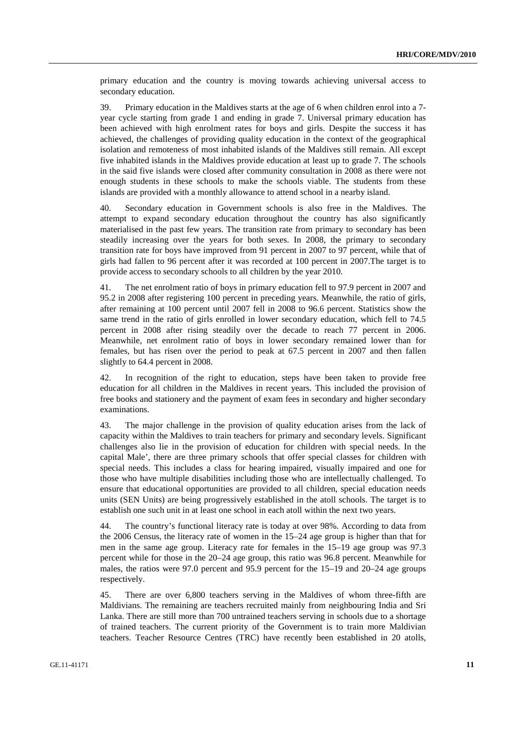primary education and the country is moving towards achieving universal access to secondary education.

39. Primary education in the Maldives starts at the age of 6 when children enrol into a 7-year cycle starting from grade 1 and ending in grade 7. Universal primary education has been achieved with high enrolment rates for boys and girls. Despite the success it has achieved, the challenges of providing quality education in the context of the geographical isolation and remoteness of most inhabited islands of the Maldives still remain. All except five inhabited islands in the Maldives provide education at least up to grade 7. The schools in the said five islands were closed after community consultation in 2008 as there were not enough students in these schools to make the schools viable. The students from these islands are provided with a monthly allowance to attend school in a nearby island.

40. Secondary education in Government schools is also free in the Maldives. The attempt to expand secondary education throughout the country has also significantly materialised in the past few years. The transition rate from primary to secondary has been steadily increasing over the years for both sexes. In 2008, the primary to secondary transition rate for boys have improved from 91 percent in 2007 to 97 percent, while that of girls had fallen to 96 percent after it was recorded at 100 percent in 2007.The target is to provide access to secondary schools to all children by the year 2010.

41. The net enrolment ratio of boys in primary education fell to 97.9 percent in 2007 and 95.2 in 2008 after registering 100 percent in preceding years. Meanwhile, the ratio of girls, after remaining at 100 percent until 2007 fell in 2008 to 96.6 percent. Statistics show the same trend in the ratio of girls enrolled in lower secondary education, which fell to 74.5 percent in 2008 after rising steadily over the decade to reach 77 percent in 2006. Meanwhile, net enrolment ratio of boys in lower secondary remained lower than for females, but has risen over the period to peak at 67.5 percent in 2007 and then fallen slightly to 64.4 percent in 2008.

42. In recognition of the right to education, steps have been taken to provide free education for all children in the Maldives in recent years. This included the provision of free books and stationery and the payment of exam fees in secondary and higher secondary examinations.

43. The major challenge in the provision of quality education arises from the lack of capacity within the Maldives to train teachers for primary and secondary levels. Significant challenges also lie in the provision of education for children with special needs. In the capital Male', there are three primary schools that offer special classes for children with special needs. This includes a class for hearing impaired, visually impaired and one for those who have multiple disabilities including those who are intellectually challenged. To ensure that educational opportunities are provided to all children, special education needs units (SEN Units) are being progressively established in the atoll schools. The target is to establish one such unit in at least one school in each atoll within the next two years.

44. The country's functional literacy rate is today at over 98%. According to data from the 2006 Census, the literacy rate of women in the 15–24 age group is higher than that for men in the same age group. Literacy rate for females in the 15–19 age group was 97.3 percent while for those in the 20–24 age group, this ratio was 96.8 percent. Meanwhile for males, the ratios were 97.0 percent and 95.9 percent for the 15–19 and 20–24 age groups respectively.

45. There are over 6,800 teachers serving in the Maldives of whom three-fifth are Maldivians. The remaining are teachers recruited mainly from neighbouring India and Sri Lanka. There are still more than 700 untrained teachers serving in schools due to a shortage of trained teachers. The current priority of the Government is to train more Maldivian teachers. Teacher Resource Centres (TRC) have recently been established in 20 atolls,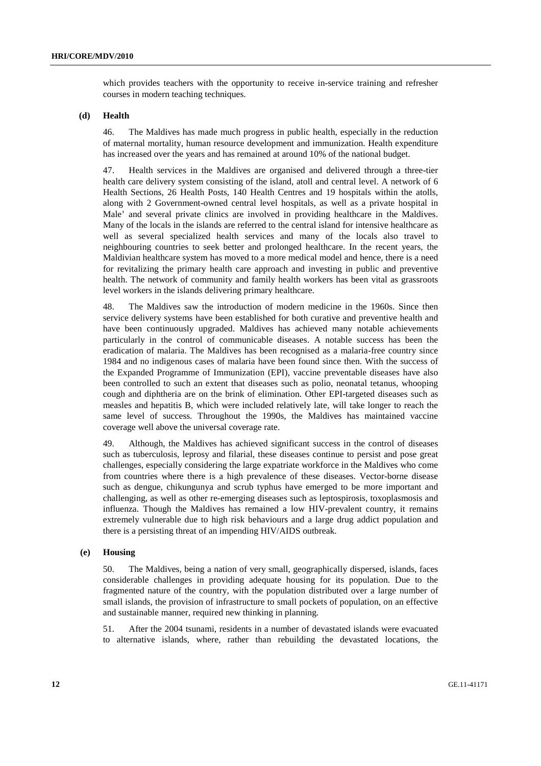which provides teachers with the opportunity to receive in-service training and refresher courses in modern teaching techniques.

### (d) Health

46. The Maldives has made much progress in public health, especially in the reduction of maternal mortality, human resource development and immunization. Health expenditure has increased over the years and has remained at around 10% of the national budget.

47. Health services in the Maldives are organised and delivered through a three-tier health care delivery system consisting of the island, atoll and central level. A network of 6 Health Sections, 26 Health Posts, 140 Health Centres and 19 hospitals within the atolls, along with 2 Government-owned central level hospitals, as well as a private hospital in Male' and several private clinics are involved in providing healthcare in the Maldives. Many of the locals in the islands are referred to the central island for intensive healthcare as well as several specialized health services and many of the locals also travel to neighbouring countries to seek better and prolonged healthcare. In the recent years, the Maldivian healthcare system has moved to a more medical model and hence, there is a need for revitalizing the primary health care approach and investing in public and preventive health. The network of community and family health workers has been vital as grassroots level workers in the islands delivering primary healthcare.

48. The Maldives saw the introduction of modern medicine in the 1960s. Since then service delivery systems have been established for both curative and preventive health and have been continuously upgraded. Maldives has achieved many notable achievements particularly in the control of communicable diseases. A notable success has been the eradication of malaria. The Maldives has been recognised as a malaria-free country since 1984 and no indigenous cases of malaria have been found since then. With the success of the Expanded Programme of Immunization (EPI), vaccine preventable diseases have also been controlled to such an extent that diseases such as polio, neonatal tetanus, whooping cough and diphtheria are on the brink of elimination. Other EPI-targeted diseases such as measles and hepatitis B, which were included relatively late, will take longer to reach the same level of success. Throughout the 1990s, the Maldives has maintained vaccine coverage well above the universal coverage rate.

49. Although, the Maldives has achieved significant success in the control of diseases such as tuberculosis, leprosy and filarial, these diseases continue to persist and pose great challenges, especially considering the large expatriate workforce in the Maldives who come from countries where there is a high prevalence of these diseases. Vector-borne disease such as dengue, chikungunya and scrub typhus have emerged to be more important and challenging, as well as other re-emerging diseases such as leptospirosis, toxoplasmosis and influenza. Though the Maldives has remained a low HIV-prevalent country, it remains extremely vulnerable due to high risk behaviours and a large drug addict population and there is a persisting threat of an impending HIV/AIDS outbreak.

### (e) Housing

50. The Maldives, being a nation of very small, geographically dispersed, islands, faces considerable challenges in providing adequate housing for its population. Due to the fragmented nature of the country, with the population distributed over a large number of small islands, the provision of infrastructure to small pockets of population, on an effective and sustainable manner, required new thinking in planning.

51. After the 2004 tsunami, residents in a number of devastated islands were evacuated to alternative islands, where, rather than rebuilding the devastated locations, the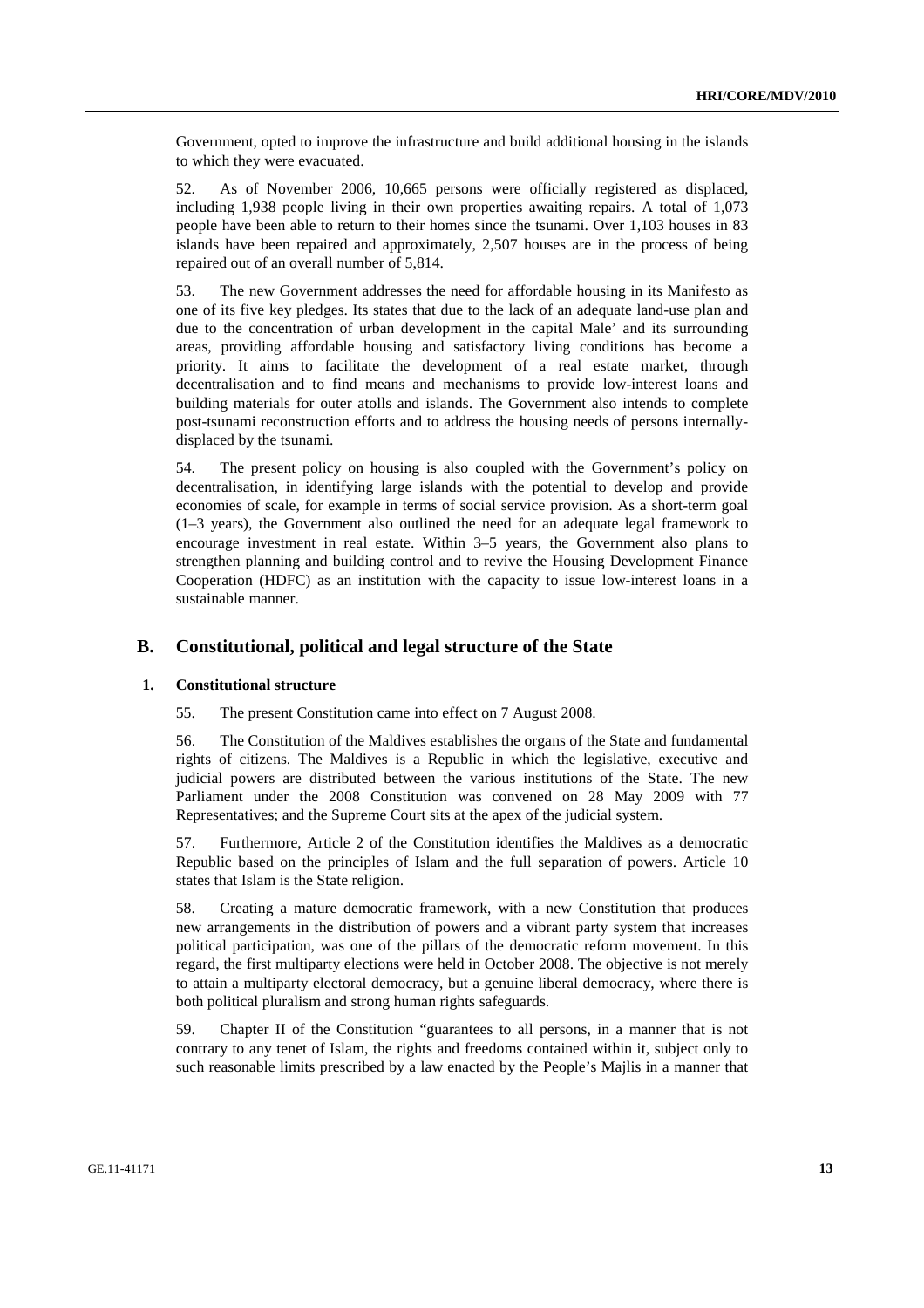Government, opted to improve the infrastructure and build additional housing in the islands to which they were evacuated.

52. As of November 2006, 10,665 persons were officially registered as displaced, including 1,938 people living in their own properties awaiting repairs. A total of 1,073 people have been able to return to their homes since the tsunami. Over 1,103 houses in 83 islands have been repaired and approximately, 2,507 houses are in the process of being repaired out of an overall number of 5,814.

53. The new Government addresses the need for affordable housing in its Manifesto as one of its five key pledges. Its states that due to the lack of an adequate land-use plan and due to the concentration of urban development in the capital Male' and its surrounding areas, providing affordable housing and satisfactory living conditions has become a priority. It aims to facilitate the development of a real estate market, through decentralisation and to find means and mechanisms to provide low-interest loans and building materials for outer atolls and islands. The Government also intends to complete post-tsunami reconstruction efforts and to address the housing needs of persons internally-displaced by the tsunami.

54. The present policy on housing is also coupled with the Government's policy on decentralisation, in identifying large islands with the potential to develop and provide economies of scale, for example in terms of social service provision. As a short-term goal (1–3 years), the Government also outlined the need for an adequate legal framework to encourage investment in real estate. Within 3–5 years, the Government also plans to strengthen planning and building control and to revive the Housing Development Finance Cooperation (HDFC) as an institution with the capacity to issue low-interest loans in a sustainable manner.

## B. Constitutional, political and legal structure of the State

### 1. Constitutional structure

55. The present Constitution came into effect on 7 August 2008.

56. The Constitution of the Maldives establishes the organs of the State and fundamental rights of citizens. The Maldives is a Republic in which the legislative, executive and judicial powers are distributed between the various institutions of the State. The new Parliament under the 2008 Constitution was convened on 28 May 2009 with 77 Representatives; and the Supreme Court sits at the apex of the judicial system.

57. Furthermore, Article 2 of the Constitution identifies the Maldives as a democratic Republic based on the principles of Islam and the full separation of powers. Article 10 states that Islam is the State religion.

58. Creating a mature democratic framework, with a new Constitution that produces new arrangements in the distribution of powers and a vibrant party system that increases political participation, was one of the pillars of the democratic reform movement. In this regard, the first multiparty elections were held in October 2008. The objective is not merely to attain a multiparty electoral democracy, but a genuine liberal democracy, where there is both political pluralism and strong human rights safeguards.

59. Chapter II of the Constitution "guarantees to all persons, in a manner that is not contrary to any tenet of Islam, the rights and freedoms contained within it, subject only to such reasonable limits prescribed by a law enacted by the People's Majlis in a manner that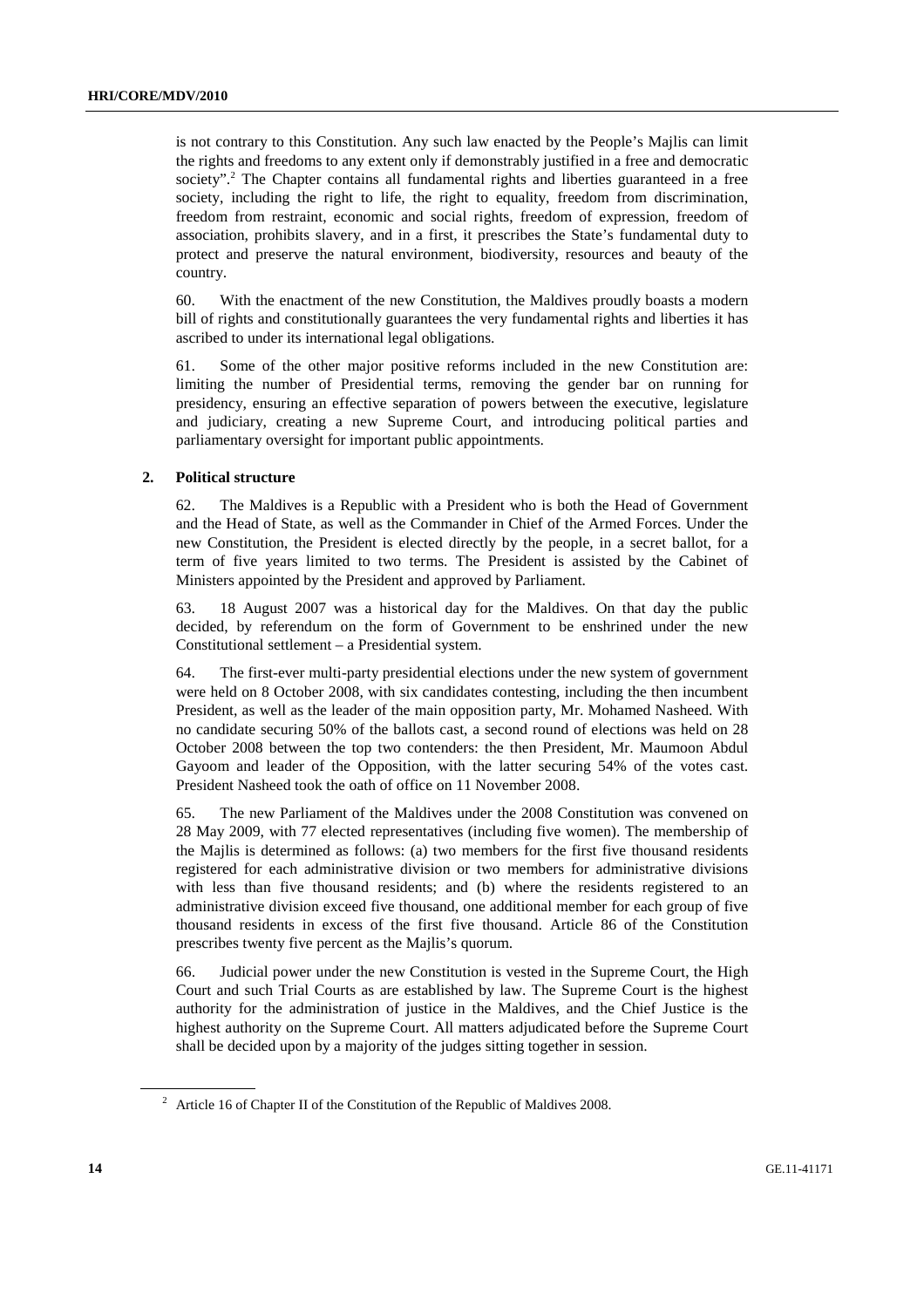is not contrary to this Constitution. Any such law enacted by the People's Majlis can limit the rights and freedoms to any extent only if demonstrably justified in a free and democratic society".[2] The Chapter contains all fundamental rights and liberties guaranteed in a free society, including the right to life, the right to equality, freedom from discrimination, freedom from restraint, economic and social rights, freedom of expression, freedom of association, prohibits slavery, and in a first, it prescribes the State's fundamental duty to protect and preserve the natural environment, biodiversity, resources and beauty of the country.

60. With the enactment of the new Constitution, the Maldives proudly boasts a modern bill of rights and constitutionally guarantees the very fundamental rights and liberties it has ascribed to under its international legal obligations.

61. Some of the other major positive reforms included in the new Constitution are: limiting the number of Presidential terms, removing the gender bar on running for presidency, ensuring an effective separation of powers between the executive, legislature and judiciary, creating a new Supreme Court, and introducing political parties and parliamentary oversight for important public appointments.

### 2. Political structure

62. The Maldives is a Republic with a President who is both the Head of Government and the Head of State, as well as the Commander in Chief of the Armed Forces. Under the new Constitution, the President is elected directly by the people, in a secret ballot, for a term of five years limited to two terms. The President is assisted by the Cabinet of Ministers appointed by the President and approved by Parliament.

63. 18 August 2007 was a historical day for the Maldives. On that day the public decided, by referendum on the form of Government to be enshrined under the new Constitutional settlement – a Presidential system.

64. The first-ever multi-party presidential elections under the new system of government were held on 8 October 2008, with six candidates contesting, including the then incumbent President, as well as the leader of the main opposition party, Mr. Mohamed Nasheed. With no candidate securing 50% of the ballots cast, a second round of elections was held on 28 October 2008 between the top two contenders: the then President, Mr. Maumoon Abdul Gayoom and leader of the Opposition, with the latter securing 54% of the votes cast. President Nasheed took the oath of office on 11 November 2008.

65. The new Parliament of the Maldives under the 2008 Constitution was convened on 28 May 2009, with 77 elected representatives (including five women). The membership of the Majlis is determined as follows: (a) two members for the first five thousand residents registered for each administrative division or two members for administrative divisions with less than five thousand residents; and (b) where the residents registered to an administrative division exceed five thousand, one additional member for each group of five thousand residents in excess of the first five thousand. Article 86 of the Constitution prescribes twenty five percent as the Majlis's quorum.

66. Judicial power under the new Constitution is vested in the Supreme Court, the High Court and such Trial Courts as are established by law. The Supreme Court is the highest authority for the administration of justice in the Maldives, and the Chief Justice is the highest authority on the Supreme Court. All matters adjudicated before the Supreme Court shall be decided upon by a majority of the judges sitting together in session.

[2] Article 16 of Chapter II of the Constitution of the Republic of Maldives 2008.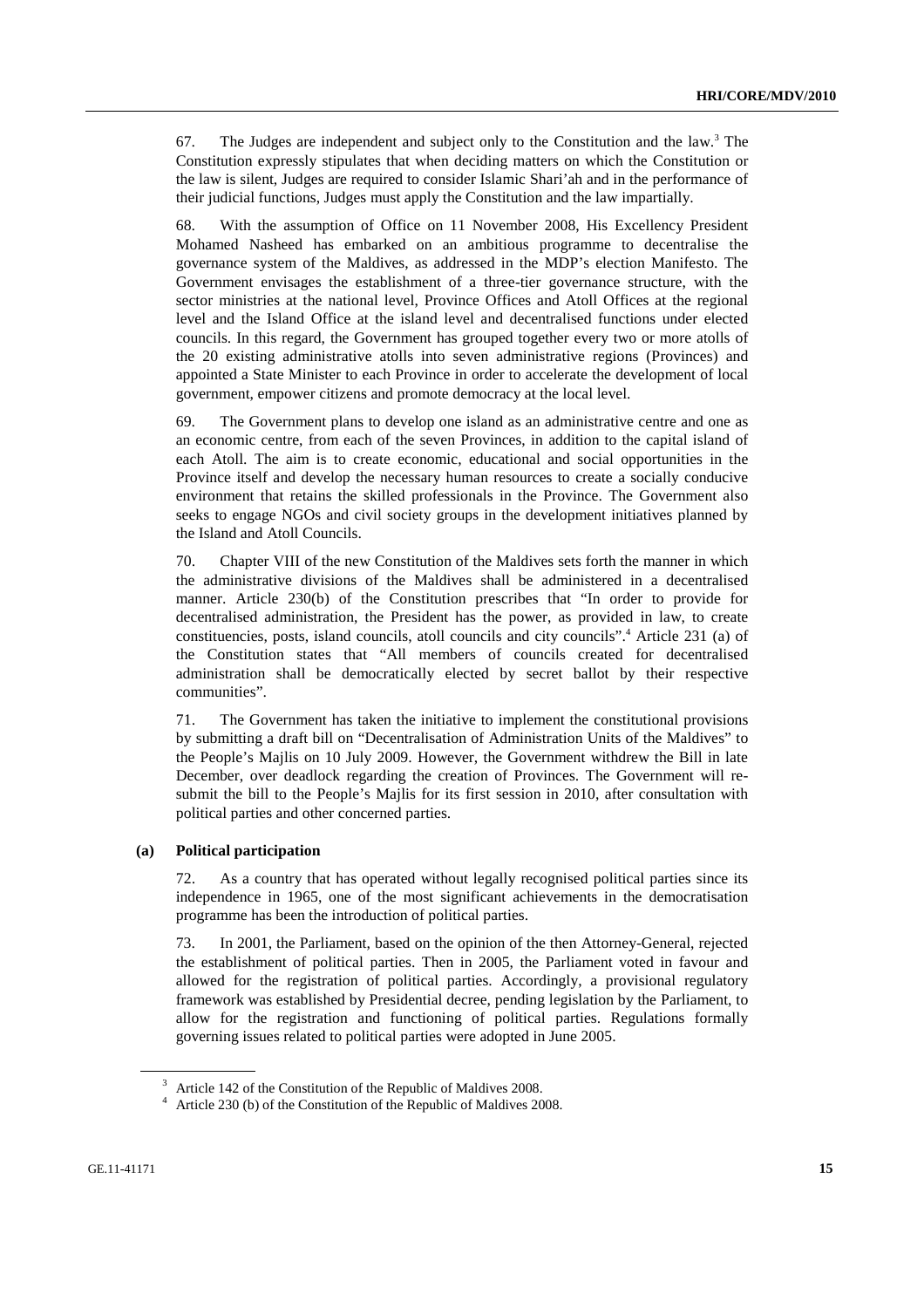67. The Judges are independent and subject only to the Constitution and the law.[3] The Constitution expressly stipulates that when deciding matters on which the Constitution or the law is silent, Judges are required to consider Islamic Shari'ah and in the performance of their judicial functions, Judges must apply the Constitution and the law impartially.

68. With the assumption of Office on 11 November 2008, His Excellency President Mohamed Nasheed has embarked on an ambitious programme to decentralise the governance system of the Maldives, as addressed in the MDP's election Manifesto. The Government envisages the establishment of a three-tier governance structure, with the sector ministries at the national level, Province Offices and Atoll Offices at the regional level and the Island Office at the island level and decentralised functions under elected councils. In this regard, the Government has grouped together every two or more atolls of the 20 existing administrative atolls into seven administrative regions (Provinces) and appointed a State Minister to each Province in order to accelerate the development of local government, empower citizens and promote democracy at the local level.

69. The Government plans to develop one island as an administrative centre and one as an economic centre, from each of the seven Provinces, in addition to the capital island of each Atoll. The aim is to create economic, educational and social opportunities in the Province itself and develop the necessary human resources to create a socially conducive environment that retains the skilled professionals in the Province. The Government also seeks to engage NGOs and civil society groups in the development initiatives planned by the Island and Atoll Councils.

70. Chapter VIII of the new Constitution of the Maldives sets forth the manner in which the administrative divisions of the Maldives shall be administered in a decentralised manner. Article 230(b) of the Constitution prescribes that "In order to provide for decentralised administration, the President has the power, as provided in law, to create constituencies, posts, island councils, atoll councils and city councils".[4] Article 231 (a) of the Constitution states that "All members of councils created for decentralised administration shall be democratically elected by secret ballot by their respective communities".

71. The Government has taken the initiative to implement the constitutional provisions by submitting a draft bill on "Decentralisation of Administration Units of the Maldives" to the People's Majlis on 10 July 2009. However, the Government withdrew the Bill in late December, over deadlock regarding the creation of Provinces. The Government will re-submit the bill to the People's Majlis for its first session in 2010, after consultation with political parties and other concerned parties.

### (a) Political participation

72. As a country that has operated without legally recognised political parties since its independence in 1965, one of the most significant achievements in the democratisation programme has been the introduction of political parties.

73. In 2001, the Parliament, based on the opinion of the then Attorney-General, rejected the establishment of political parties. Then in 2005, the Parliament voted in favour and allowed for the registration of political parties. Accordingly, a provisional regulatory framework was established by Presidential decree, pending legislation by the Parliament, to allow for the registration and functioning of political parties. Regulations formally governing issues related to political parties were adopted in June 2005.

---

[3] Article 142 of the Constitution of the Republic of Maldives 2008.

[4] Article 230 (b) of the Constitution of the Republic of Maldives 2008.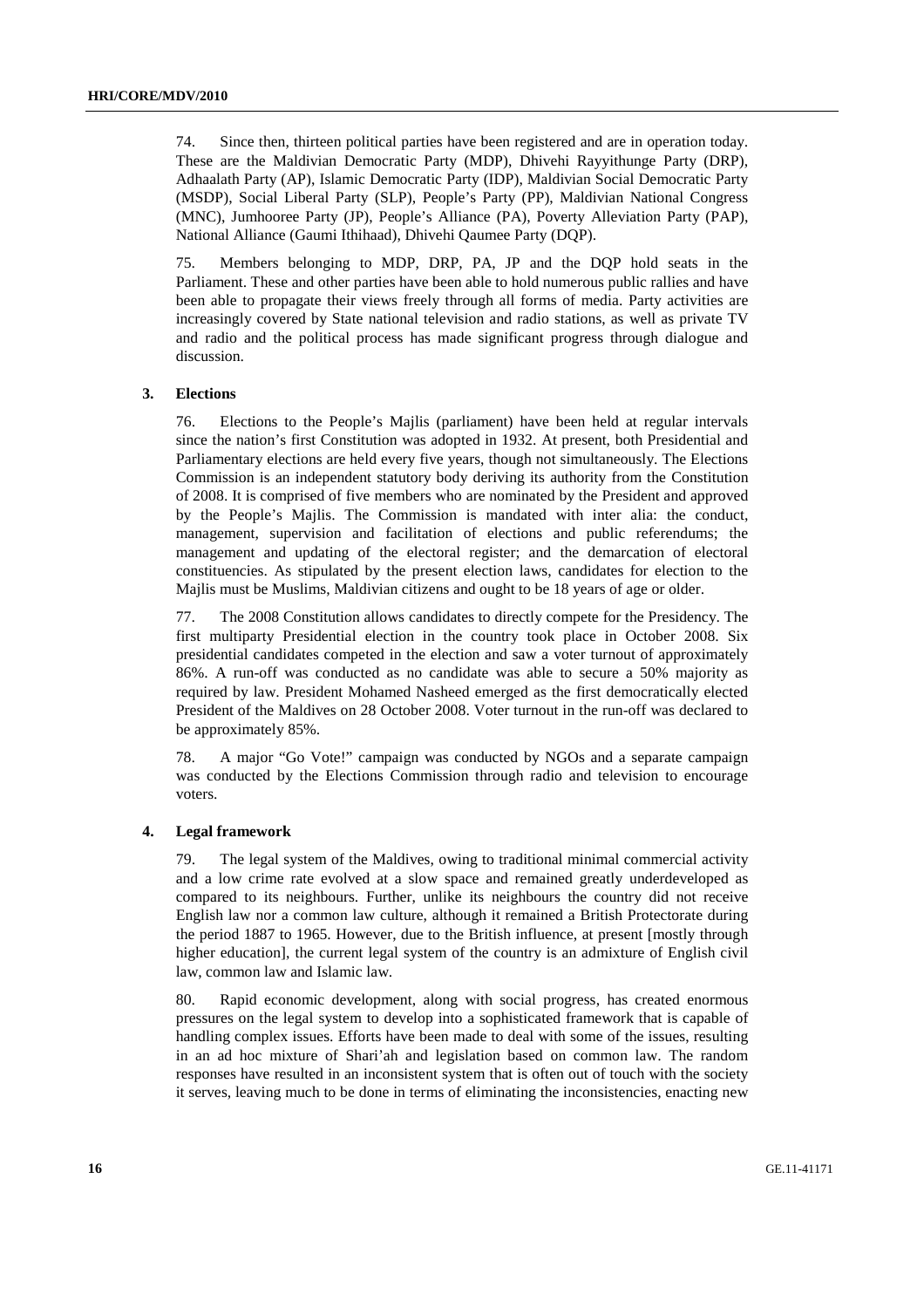74. Since then, thirteen political parties have been registered and are in operation today. These are the Maldivian Democratic Party (MDP), Dhivehi Rayyithunge Party (DRP), Adhaalath Party (AP), Islamic Democratic Party (IDP), Maldivian Social Democratic Party (MSDP), Social Liberal Party (SLP), People's Party (PP), Maldivian National Congress (MNC), Jumhooree Party (JP), People's Alliance (PA), Poverty Alleviation Party (PAP), National Alliance (Gaumi Ithihaad), Dhivehi Qaumee Party (DQP).

75. Members belonging to MDP, DRP, PA, JP and the DQP hold seats in the Parliament. These and other parties have been able to hold numerous public rallies and have been able to propagate their views freely through all forms of media. Party activities are increasingly covered by State national television and radio stations, as well as private TV and radio and the political process has made significant progress through dialogue and discussion.

### 3. Elections

76. Elections to the People's Majlis (parliament) have been held at regular intervals since the nation's first Constitution was adopted in 1932. At present, both Presidential and Parliamentary elections are held every five years, though not simultaneously. The Elections Commission is an independent statutory body deriving its authority from the Constitution of 2008. It is comprised of five members who are nominated by the President and approved by the People's Majlis. The Commission is mandated with inter alia: the conduct, management, supervision and facilitation of elections and public referendums; the management and updating of the electoral register; and the demarcation of electoral constituencies. As stipulated by the present election laws, candidates for election to the Majlis must be Muslims, Maldivian citizens and ought to be 18 years of age or older.

77. The 2008 Constitution allows candidates to directly compete for the Presidency. The first multiparty Presidential election in the country took place in October 2008. Six presidential candidates competed in the election and saw a voter turnout of approximately 86%. A run-off was conducted as no candidate was able to secure a 50% majority as required by law. President Mohamed Nasheed emerged as the first democratically elected President of the Maldives on 28 October 2008. Voter turnout in the run-off was declared to be approximately 85%.

78. A major "Go Vote!" campaign was conducted by NGOs and a separate campaign was conducted by the Elections Commission through radio and television to encourage voters.

### 4. Legal framework

79. The legal system of the Maldives, owing to traditional minimal commercial activity and a low crime rate evolved at a slow space and remained greatly underdeveloped as compared to its neighbours. Further, unlike its neighbours the country did not receive English law nor a common law culture, although it remained a British Protectorate during the period 1887 to 1965. However, due to the British influence, at present [mostly through higher education], the current legal system of the country is an admixture of English civil law, common law and Islamic law.

80. Rapid economic development, along with social progress, has created enormous pressures on the legal system to develop into a sophisticated framework that is capable of handling complex issues. Efforts have been made to deal with some of the issues, resulting in an ad hoc mixture of Shari'ah and legislation based on common law. The random responses have resulted in an inconsistent system that is often out of touch with the society it serves, leaving much to be done in terms of eliminating the inconsistencies, enacting new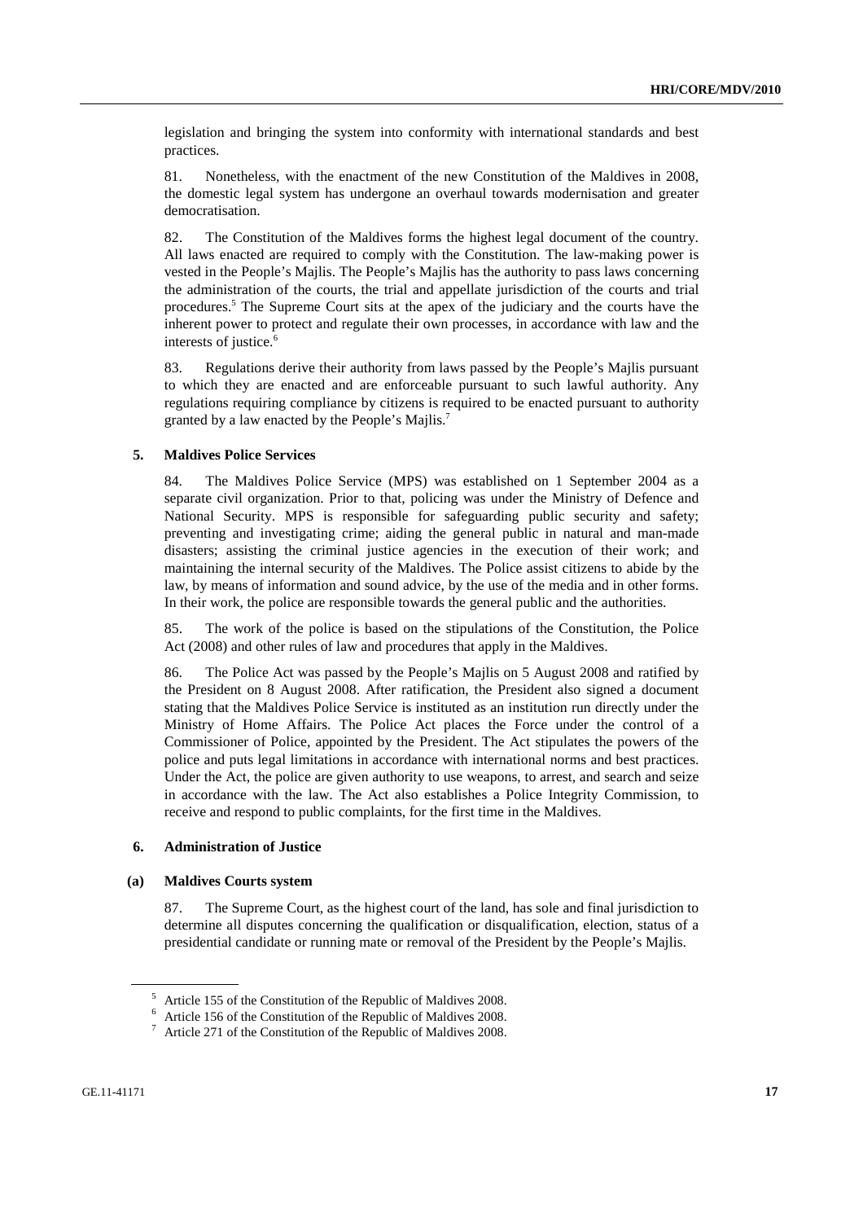legislation and bringing the system into conformity with international standards and best practices.

81. Nonetheless, with the enactment of the new Constitution of the Maldives in 2008, the domestic legal system has undergone an overhaul towards modernisation and greater democratisation.

82. The Constitution of the Maldives forms the highest legal document of the country. All laws enacted are required to comply with the Constitution. The law-making power is vested in the People's Majlis. The People's Majlis has the authority to pass laws concerning the administration of the courts, the trial and appellate jurisdiction of the courts and trial procedures.[5] The Supreme Court sits at the apex of the judiciary and the courts have the inherent power to protect and regulate their own processes, in accordance with law and the interests of justice.[6]

83. Regulations derive their authority from laws passed by the People's Majlis pursuant to which they are enacted and are enforceable pursuant to such lawful authority. Any regulations requiring compliance by citizens is required to be enacted pursuant to authority granted by a law enacted by the People's Majlis.[7]

### 5. Maldives Police Services

84. The Maldives Police Service (MPS) was established on 1 September 2004 as a separate civil organization. Prior to that, policing was under the Ministry of Defence and National Security. MPS is responsible for safeguarding public security and safety; preventing and investigating crime; aiding the general public in natural and man-made disasters; assisting the criminal justice agencies in the execution of their work; and maintaining the internal security of the Maldives. The Police assist citizens to abide by the law, by means of information and sound advice, by the use of the media and in other forms. In their work, the police are responsible towards the general public and the authorities.

85. The work of the police is based on the stipulations of the Constitution, the Police Act (2008) and other rules of law and procedures that apply in the Maldives.

86. The Police Act was passed by the People's Majlis on 5 August 2008 and ratified by the President on 8 August 2008. After ratification, the President also signed a document stating that the Maldives Police Service is instituted as an institution run directly under the Ministry of Home Affairs. The Police Act places the Force under the control of a Commissioner of Police, appointed by the President. The Act stipulates the powers of the police and puts legal limitations in accordance with international norms and best practices. Under the Act, the police are given authority to use weapons, to arrest, and search and seize in accordance with the law. The Act also establishes a Police Integrity Commission, to receive and respond to public complaints, for the first time in the Maldives.

### 6. Administration of Justice

#### (a) Maldives Courts system

87. The Supreme Court, as the highest court of the land, has sole and final jurisdiction to determine all disputes concerning the qualification or disqualification, election, status of a presidential candidate or running mate or removal of the President by the People's Majlis.

---

[5] Article 155 of the Constitution of the Republic of Maldives 2008.

[6] Article 156 of the Constitution of the Republic of Maldives 2008.

[7] Article 271 of the Constitution of the Republic of Maldives 2008.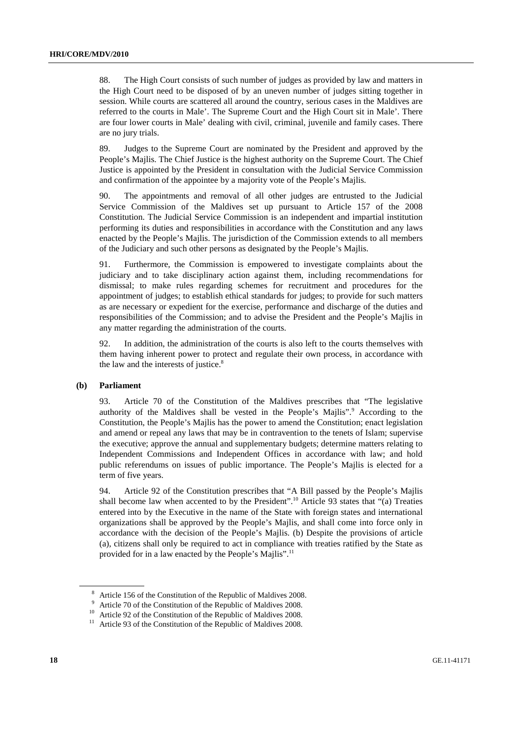88. The High Court consists of such number of judges as provided by law and matters in the High Court need to be disposed of by an uneven number of judges sitting together in session. While courts are scattered all around the country, serious cases in the Maldives are referred to the courts in Male'. The Supreme Court and the High Court sit in Male'. There are four lower courts in Male' dealing with civil, criminal, juvenile and family cases. There are no jury trials.

89. Judges to the Supreme Court are nominated by the President and approved by the People's Majlis. The Chief Justice is the highest authority on the Supreme Court. The Chief Justice is appointed by the President in consultation with the Judicial Service Commission and confirmation of the appointee by a majority vote of the People's Majlis.

90. The appointments and removal of all other judges are entrusted to the Judicial Service Commission of the Maldives set up pursuant to Article 157 of the 2008 Constitution. The Judicial Service Commission is an independent and impartial institution performing its duties and responsibilities in accordance with the Constitution and any laws enacted by the People's Majlis. The jurisdiction of the Commission extends to all members of the Judiciary and such other persons as designated by the People's Majlis.

91. Furthermore, the Commission is empowered to investigate complaints about the judiciary and to take disciplinary action against them, including recommendations for dismissal; to make rules regarding schemes for recruitment and procedures for the appointment of judges; to establish ethical standards for judges; to provide for such matters as are necessary or expedient for the exercise, performance and discharge of the duties and responsibilities of the Commission; and to advise the President and the People's Majlis in any matter regarding the administration of the courts.

92. In addition, the administration of the courts is also left to the courts themselves with them having inherent power to protect and regulate their own process, in accordance with the law and the interests of justice.[8]

### (b) Parliament

93. Article 70 of the Constitution of the Maldives prescribes that "The legislative authority of the Maldives shall be vested in the People's Majlis".[9] According to the Constitution, the People's Majlis has the power to amend the Constitution; enact legislation and amend or repeal any laws that may be in contravention to the tenets of Islam; supervise the executive; approve the annual and supplementary budgets; determine matters relating to Independent Commissions and Independent Offices in accordance with law; and hold public referendums on issues of public importance. The People's Majlis is elected for a term of five years.

94. Article 92 of the Constitution prescribes that "A Bill passed by the People's Majlis shall become law when accented to by the President".[10] Article 93 states that "(a) Treaties entered into by the Executive in the name of the State with foreign states and international organizations shall be approved by the People's Majlis, and shall come into force only in accordance with the decision of the People's Majlis. (b) Despite the provisions of article (a), citizens shall only be required to act in compliance with treaties ratified by the State as provided for in a law enacted by the People's Majlis".[11]

---

[8] Article 156 of the Constitution of the Republic of Maldives 2008.

[9] Article 70 of the Constitution of the Republic of Maldives 2008.

[10] Article 92 of the Constitution of the Republic of Maldives 2008.

[11] Article 93 of the Constitution of the Republic of Maldives 2008.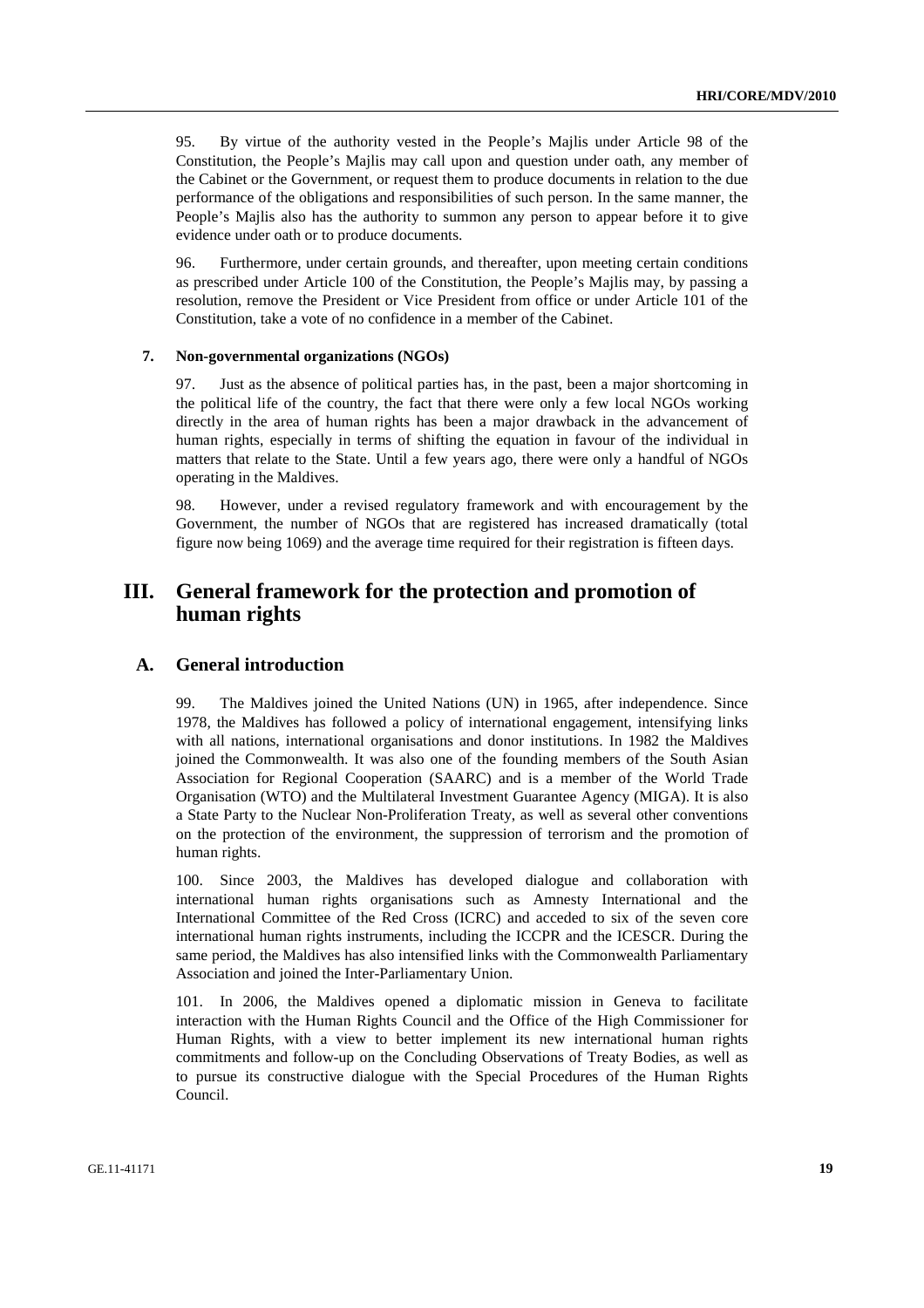95. By virtue of the authority vested in the People's Majlis under Article 98 of the Constitution, the People's Majlis may call upon and question under oath, any member of the Cabinet or the Government, or request them to produce documents in relation to the due performance of the obligations and responsibilities of such person. In the same manner, the People's Majlis also has the authority to summon any person to appear before it to give evidence under oath or to produce documents.

96. Furthermore, under certain grounds, and thereafter, upon meeting certain conditions as prescribed under Article 100 of the Constitution, the People's Majlis may, by passing a resolution, remove the President or Vice President from office or under Article 101 of the Constitution, take a vote of no confidence in a member of the Cabinet.

#### 7. Non-governmental organizations (NGOs)

97. Just as the absence of political parties has, in the past, been a major shortcoming in the political life of the country, the fact that there were only a few local NGOs working directly in the area of human rights has been a major drawback in the advancement of human rights, especially in terms of shifting the equation in favour of the individual in matters that relate to the State. Until a few years ago, there were only a handful of NGOs operating in the Maldives.

98. However, under a revised regulatory framework and with encouragement by the Government, the number of NGOs that are registered has increased dramatically (total figure now being 1069) and the average time required for their registration is fifteen days.

# III. General framework for the protection and promotion of human rights

## A. General introduction

99. The Maldives joined the United Nations (UN) in 1965, after independence. Since 1978, the Maldives has followed a policy of international engagement, intensifying links with all nations, international organisations and donor institutions. In 1982 the Maldives joined the Commonwealth. It was also one of the founding members of the South Asian Association for Regional Cooperation (SAARC) and is a member of the World Trade Organisation (WTO) and the Multilateral Investment Guarantee Agency (MIGA). It is also a State Party to the Nuclear Non-Proliferation Treaty, as well as several other conventions on the protection of the environment, the suppression of terrorism and the promotion of human rights.

100. Since 2003, the Maldives has developed dialogue and collaboration with international human rights organisations such as Amnesty International and the International Committee of the Red Cross (ICRC) and acceded to six of the seven core international human rights instruments, including the ICCPR and the ICESCR. During the same period, the Maldives has also intensified links with the Commonwealth Parliamentary Association and joined the Inter-Parliamentary Union.

101. In 2006, the Maldives opened a diplomatic mission in Geneva to facilitate interaction with the Human Rights Council and the Office of the High Commissioner for Human Rights, with a view to better implement its new international human rights commitments and follow-up on the Concluding Observations of Treaty Bodies, as well as to pursue its constructive dialogue with the Special Procedures of the Human Rights Council.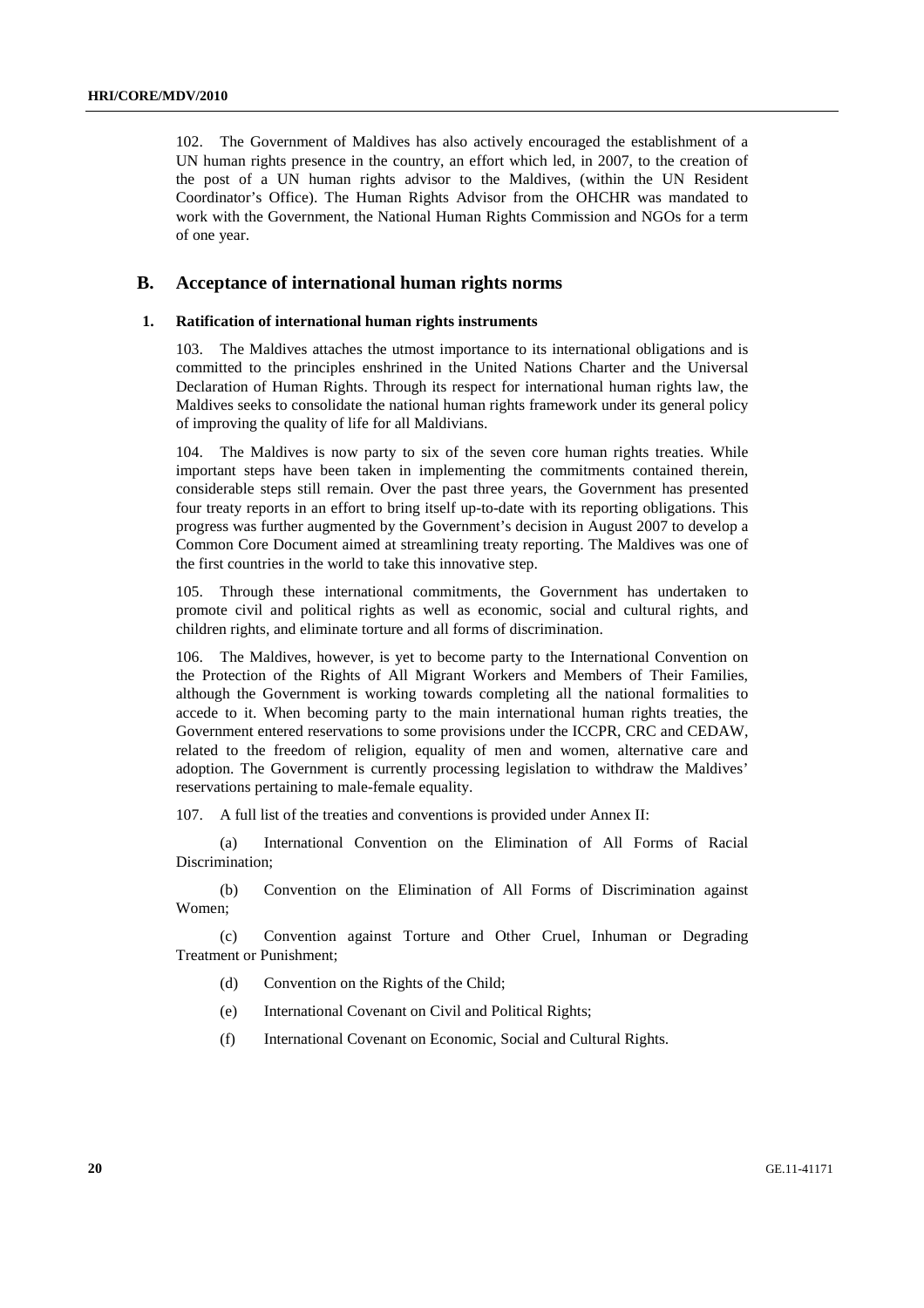102. The Government of Maldives has also actively encouraged the establishment of a UN human rights presence in the country, an effort which led, in 2007, to the creation of the post of a UN human rights advisor to the Maldives, (within the UN Resident Coordinator's Office). The Human Rights Advisor from the OHCHR was mandated to work with the Government, the National Human Rights Commission and NGOs for a term of one year.

## B. Acceptance of international human rights norms

### 1. Ratification of international human rights instruments

103. The Maldives attaches the utmost importance to its international obligations and is committed to the principles enshrined in the United Nations Charter and the Universal Declaration of Human Rights. Through its respect for international human rights law, the Maldives seeks to consolidate the national human rights framework under its general policy of improving the quality of life for all Maldivians.

104. The Maldives is now party to six of the seven core human rights treaties. While important steps have been taken in implementing the commitments contained therein, considerable steps still remain. Over the past three years, the Government has presented four treaty reports in an effort to bring itself up-to-date with its reporting obligations. This progress was further augmented by the Government's decision in August 2007 to develop a Common Core Document aimed at streamlining treaty reporting. The Maldives was one of the first countries in the world to take this innovative step.

105. Through these international commitments, the Government has undertaken to promote civil and political rights as well as economic, social and cultural rights, and children rights, and eliminate torture and all forms of discrimination.

106. The Maldives, however, is yet to become party to the International Convention on the Protection of the Rights of All Migrant Workers and Members of Their Families, although the Government is working towards completing all the national formalities to accede to it. When becoming party to the main international human rights treaties, the Government entered reservations to some provisions under the ICCPR, CRC and CEDAW, related to the freedom of religion, equality of men and women, alternative care and adoption. The Government is currently processing legislation to withdraw the Maldives' reservations pertaining to male-female equality.

107. A full list of the treaties and conventions is provided under Annex II:

(a) International Convention on the Elimination of All Forms of Racial Discrimination;

(b) Convention on the Elimination of All Forms of Discrimination against Women;

(c) Convention against Torture and Other Cruel, Inhuman or Degrading Treatment or Punishment;

(d) Convention on the Rights of the Child;

(e) International Covenant on Civil and Political Rights;

(f) International Covenant on Economic, Social and Cultural Rights.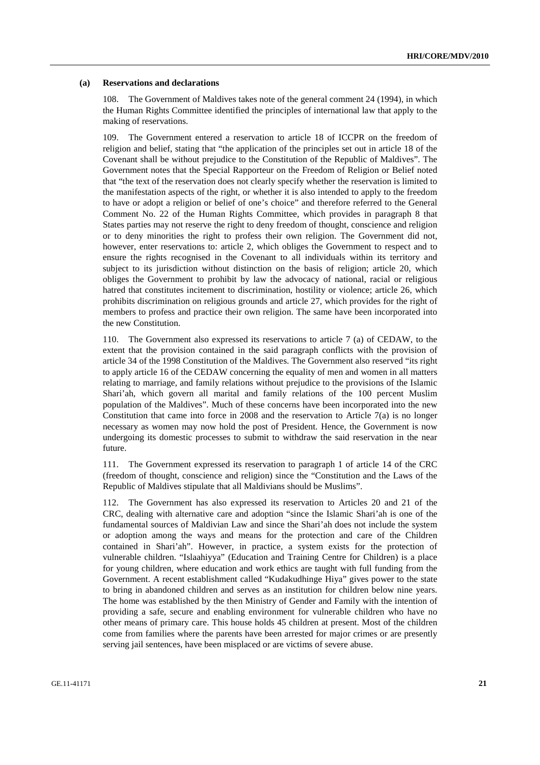### (a) Reservations and declarations

108. The Government of Maldives takes note of the general comment 24 (1994), in which the Human Rights Committee identified the principles of international law that apply to the making of reservations.

109. The Government entered a reservation to article 18 of ICCPR on the freedom of religion and belief, stating that "the application of the principles set out in article 18 of the Covenant shall be without prejudice to the Constitution of the Republic of Maldives". The Government notes that the Special Rapporteur on the Freedom of Religion or Belief noted that "the text of the reservation does not clearly specify whether the reservation is limited to the manifestation aspects of the right, or whether it is also intended to apply to the freedom to have or adopt a religion or belief of one's choice" and therefore referred to the General Comment No. 22 of the Human Rights Committee, which provides in paragraph 8 that States parties may not reserve the right to deny freedom of thought, conscience and religion or to deny minorities the right to profess their own religion. The Government did not, however, enter reservations to: article 2, which obliges the Government to respect and to ensure the rights recognised in the Covenant to all individuals within its territory and subject to its jurisdiction without distinction on the basis of religion; article 20, which obliges the Government to prohibit by law the advocacy of national, racial or religious hatred that constitutes incitement to discrimination, hostility or violence; article 26, which prohibits discrimination on religious grounds and article 27, which provides for the right of members to profess and practice their own religion. The same have been incorporated into the new Constitution.

110. The Government also expressed its reservations to article 7 (a) of CEDAW, to the extent that the provision contained in the said paragraph conflicts with the provision of article 34 of the 1998 Constitution of the Maldives. The Government also reserved "its right to apply article 16 of the CEDAW concerning the equality of men and women in all matters relating to marriage, and family relations without prejudice to the provisions of the Islamic Shari'ah, which govern all marital and family relations of the 100 percent Muslim population of the Maldives". Much of these concerns have been incorporated into the new Constitution that came into force in 2008 and the reservation to Article 7(a) is no longer necessary as women may now hold the post of President. Hence, the Government is now undergoing its domestic processes to submit to withdraw the said reservation in the near future.

111. The Government expressed its reservation to paragraph 1 of article 14 of the CRC (freedom of thought, conscience and religion) since the "Constitution and the Laws of the Republic of Maldives stipulate that all Maldivians should be Muslims".

112. The Government has also expressed its reservation to Articles 20 and 21 of the CRC, dealing with alternative care and adoption "since the Islamic Shari'ah is one of the fundamental sources of Maldivian Law and since the Shari'ah does not include the system or adoption among the ways and means for the protection and care of the Children contained in Shari'ah". However, in practice, a system exists for the protection of vulnerable children. "Islaahiyya" (Education and Training Centre for Children) is a place for young children, where education and work ethics are taught with full funding from the Government. A recent establishment called "Kudakudhinge Hiya" gives power to the state to bring in abandoned children and serves as an institution for children below nine years. The home was established by the then Ministry of Gender and Family with the intention of providing a safe, secure and enabling environment for vulnerable children who have no other means of primary care. This house holds 45 children at present. Most of the children come from families where the parents have been arrested for major crimes or are presently serving jail sentences, have been misplaced or are victims of severe abuse.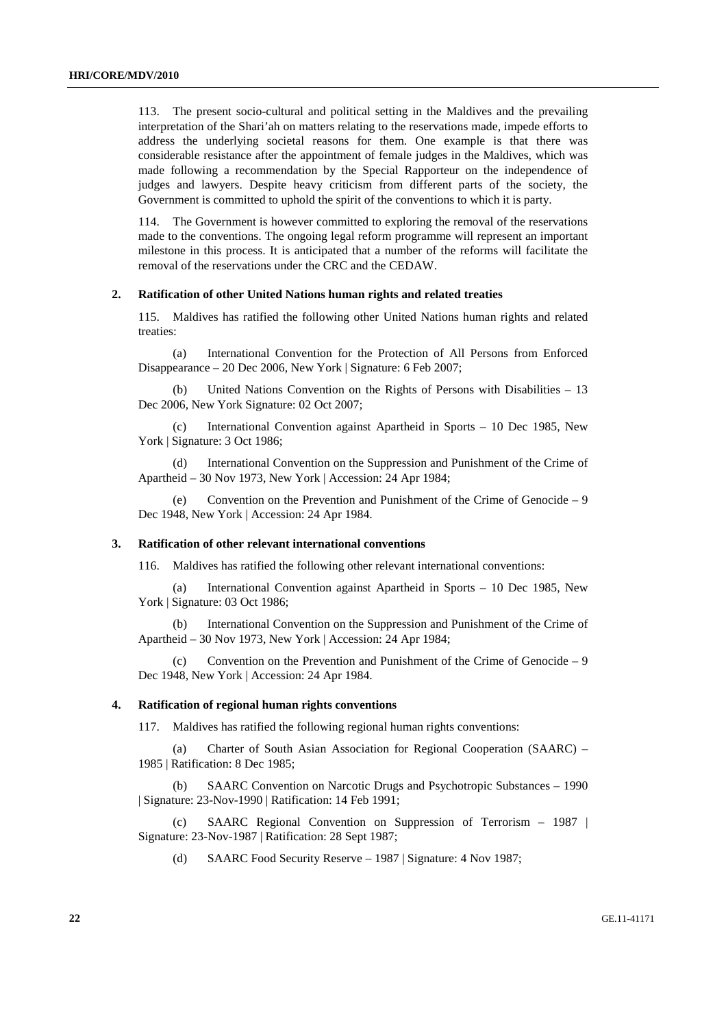113. The present socio-cultural and political setting in the Maldives and the prevailing interpretation of the Shari'ah on matters relating to the reservations made, impede efforts to address the underlying societal reasons for them. One example is that there was considerable resistance after the appointment of female judges in the Maldives, which was made following a recommendation by the Special Rapporteur on the independence of judges and lawyers. Despite heavy criticism from different parts of the society, the Government is committed to uphold the spirit of the conventions to which it is party.

114. The Government is however committed to exploring the removal of the reservations made to the conventions. The ongoing legal reform programme will represent an important milestone in this process. It is anticipated that a number of the reforms will facilitate the removal of the reservations under the CRC and the CEDAW.

### 2. Ratification of other United Nations human rights and related treaties

115. Maldives has ratified the following other United Nations human rights and related treaties:

(a) International Convention for the Protection of All Persons from Enforced Disappearance – 20 Dec 2006, New York | Signature: 6 Feb 2007;

(b) United Nations Convention on the Rights of Persons with Disabilities – 13 Dec 2006, New York Signature: 02 Oct 2007;

(c) International Convention against Apartheid in Sports – 10 Dec 1985, New York | Signature: 3 Oct 1986;

(d) International Convention on the Suppression and Punishment of the Crime of Apartheid – 30 Nov 1973, New York | Accession: 24 Apr 1984;

(e) Convention on the Prevention and Punishment of the Crime of Genocide – 9 Dec 1948, New York | Accession: 24 Apr 1984.

### 3. Ratification of other relevant international conventions

116. Maldives has ratified the following other relevant international conventions:

(a) International Convention against Apartheid in Sports – 10 Dec 1985, New York | Signature: 03 Oct 1986;

(b) International Convention on the Suppression and Punishment of the Crime of Apartheid – 30 Nov 1973, New York | Accession: 24 Apr 1984;

(c) Convention on the Prevention and Punishment of the Crime of Genocide – 9 Dec 1948, New York | Accession: 24 Apr 1984.

### 4. Ratification of regional human rights conventions

117. Maldives has ratified the following regional human rights conventions:

(a) Charter of South Asian Association for Regional Cooperation (SAARC) – 1985 | Ratification: 8 Dec 1985;

(b) SAARC Convention on Narcotic Drugs and Psychotropic Substances – 1990 | Signature: 23-Nov-1990 | Ratification: 14 Feb 1991;

(c) SAARC Regional Convention on Suppression of Terrorism – 1987 | Signature: 23-Nov-1987 | Ratification: 28 Sept 1987;

(d) SAARC Food Security Reserve – 1987 | Signature: 4 Nov 1987;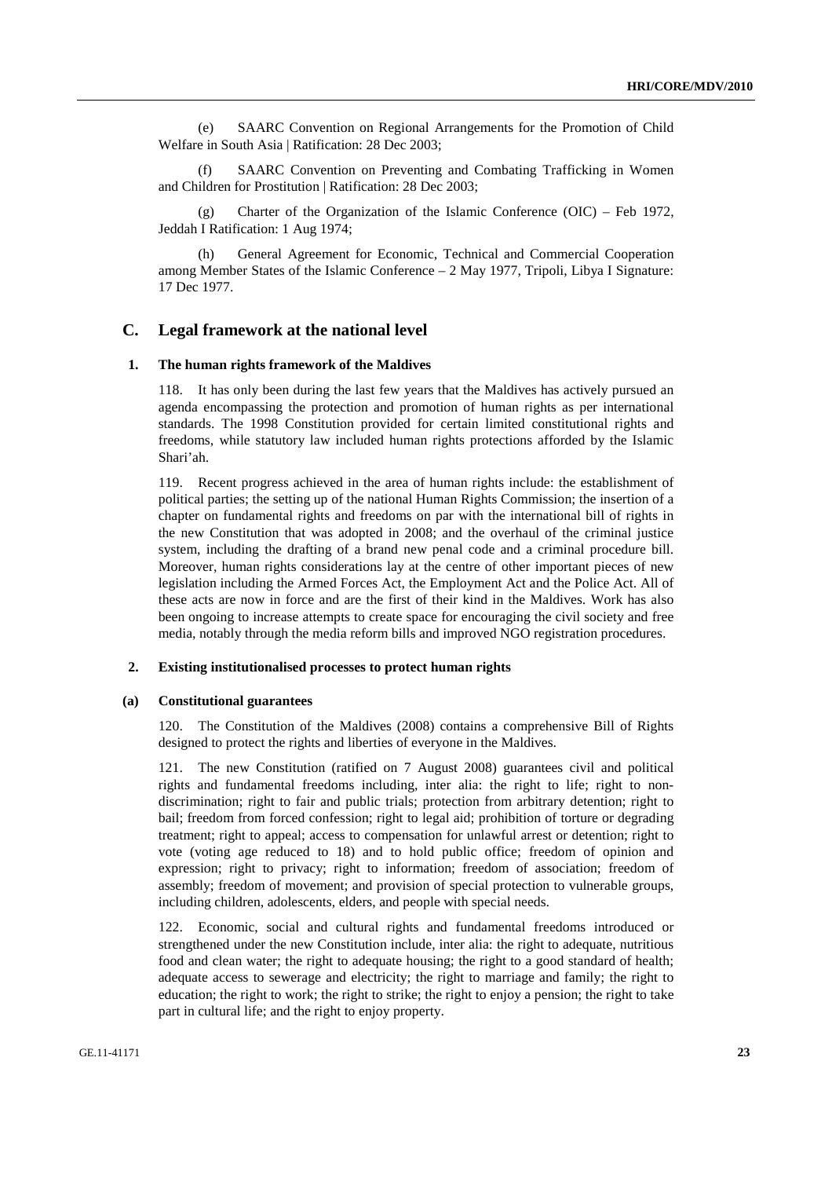(e) SAARC Convention on Regional Arrangements for the Promotion of Child Welfare in South Asia | Ratification: 28 Dec 2003;

(f) SAARC Convention on Preventing and Combating Trafficking in Women and Children for Prostitution | Ratification: 28 Dec 2003;

(g) Charter of the Organization of the Islamic Conference (OIC) – Feb 1972, Jeddah I Ratification: 1 Aug 1974;

(h) General Agreement for Economic, Technical and Commercial Cooperation among Member States of the Islamic Conference – 2 May 1977, Tripoli, Libya I Signature: 17 Dec 1977.

## C. Legal framework at the national level

### 1. The human rights framework of the Maldives

118. It has only been during the last few years that the Maldives has actively pursued an agenda encompassing the protection and promotion of human rights as per international standards. The 1998 Constitution provided for certain limited constitutional rights and freedoms, while statutory law included human rights protections afforded by the Islamic Shari'ah.

119. Recent progress achieved in the area of human rights include: the establishment of political parties; the setting up of the national Human Rights Commission; the insertion of a chapter on fundamental rights and freedoms on par with the international bill of rights in the new Constitution that was adopted in 2008; and the overhaul of the criminal justice system, including the drafting of a brand new penal code and a criminal procedure bill. Moreover, human rights considerations lay at the centre of other important pieces of new legislation including the Armed Forces Act, the Employment Act and the Police Act. All of these acts are now in force and are the first of their kind in the Maldives. Work has also been ongoing to increase attempts to create space for encouraging the civil society and free media, notably through the media reform bills and improved NGO registration procedures.

### 2. Existing institutionalised processes to protect human rights

#### (a) Constitutional guarantees

120. The Constitution of the Maldives (2008) contains a comprehensive Bill of Rights designed to protect the rights and liberties of everyone in the Maldives.

121. The new Constitution (ratified on 7 August 2008) guarantees civil and political rights and fundamental freedoms including, inter alia: the right to life; right to non-discrimination; right to fair and public trials; protection from arbitrary detention; right to bail; freedom from forced confession; right to legal aid; prohibition of torture or degrading treatment; right to appeal; access to compensation for unlawful arrest or detention; right to vote (voting age reduced to 18) and to hold public office; freedom of opinion and expression; right to privacy; right to information; freedom of association; freedom of assembly; freedom of movement; and provision of special protection to vulnerable groups, including children, adolescents, elders, and people with special needs.

122. Economic, social and cultural rights and fundamental freedoms introduced or strengthened under the new Constitution include, inter alia: the right to adequate, nutritious food and clean water; the right to adequate housing; the right to a good standard of health; adequate access to sewerage and electricity; the right to marriage and family; the right to education; the right to work; the right to strike; the right to enjoy a pension; the right to take part in cultural life; and the right to enjoy property.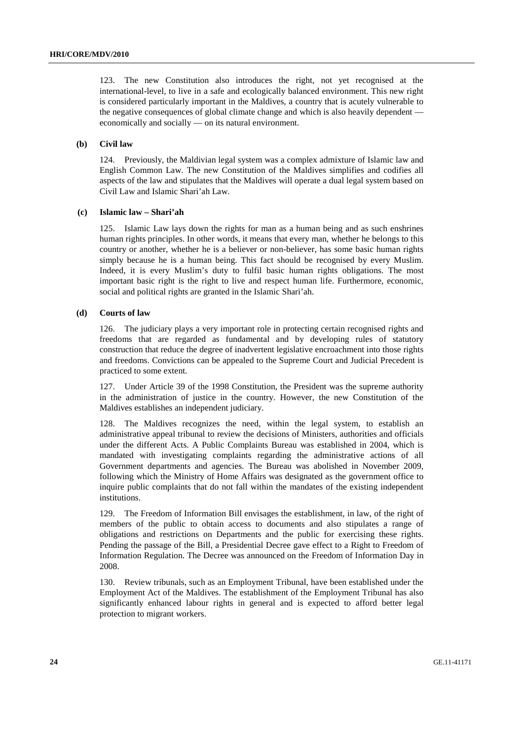123. The new Constitution also introduces the right, not yet recognised at the international-level, to live in a safe and ecologically balanced environment. This new right is considered particularly important in the Maldives, a country that is acutely vulnerable to the negative consequences of global climate change and which is also heavily dependent — economically and socially — on its natural environment.

#### (b) Civil law

124. Previously, the Maldivian legal system was a complex admixture of Islamic law and English Common Law. The new Constitution of the Maldives simplifies and codifies all aspects of the law and stipulates that the Maldives will operate a dual legal system based on Civil Law and Islamic Shari'ah Law.

#### (c) Islamic law – Shari'ah

125. Islamic Law lays down the rights for man as a human being and as such enshrines human rights principles. In other words, it means that every man, whether he belongs to this country or another, whether he is a believer or non-believer, has some basic human rights simply because he is a human being. This fact should be recognised by every Muslim. Indeed, it is every Muslim's duty to fulfil basic human rights obligations. The most important basic right is the right to live and respect human life. Furthermore, economic, social and political rights are granted in the Islamic Shari'ah.

#### (d) Courts of law

126. The judiciary plays a very important role in protecting certain recognised rights and freedoms that are regarded as fundamental and by developing rules of statutory construction that reduce the degree of inadvertent legislative encroachment into those rights and freedoms. Convictions can be appealed to the Supreme Court and Judicial Precedent is practiced to some extent.

127. Under Article 39 of the 1998 Constitution, the President was the supreme authority in the administration of justice in the country. However, the new Constitution of the Maldives establishes an independent judiciary.

128. The Maldives recognizes the need, within the legal system, to establish an administrative appeal tribunal to review the decisions of Ministers, authorities and officials under the different Acts. A Public Complaints Bureau was established in 2004, which is mandated with investigating complaints regarding the administrative actions of all Government departments and agencies. The Bureau was abolished in November 2009, following which the Ministry of Home Affairs was designated as the government office to inquire public complaints that do not fall within the mandates of the existing independent institutions.

129. The Freedom of Information Bill envisages the establishment, in law, of the right of members of the public to obtain access to documents and also stipulates a range of obligations and restrictions on Departments and the public for exercising these rights. Pending the passage of the Bill, a Presidential Decree gave effect to a Right to Freedom of Information Regulation. The Decree was announced on the Freedom of Information Day in 2008.

130. Review tribunals, such as an Employment Tribunal, have been established under the Employment Act of the Maldives. The establishment of the Employment Tribunal has also significantly enhanced labour rights in general and is expected to afford better legal protection to migrant workers.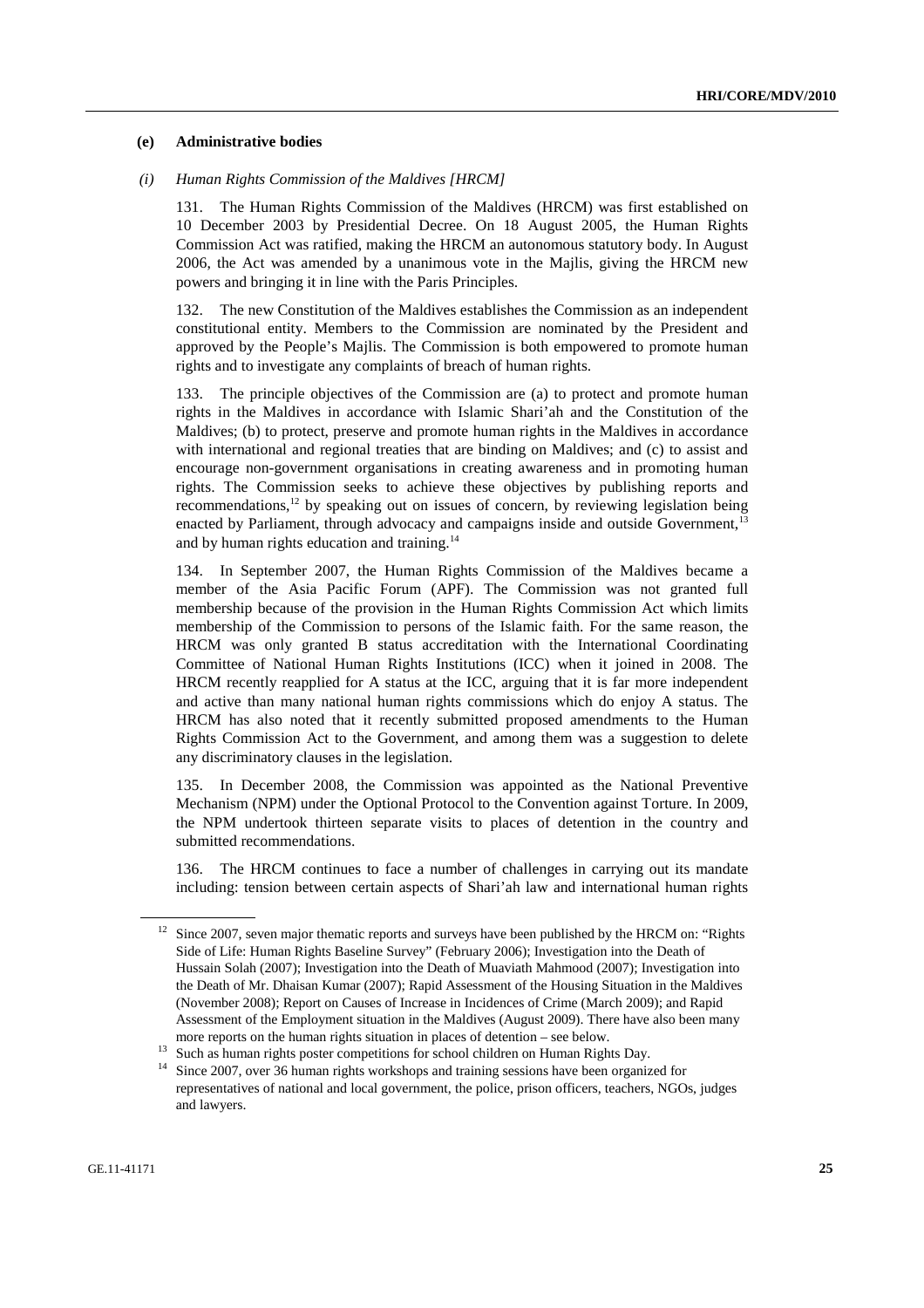### (e) Administrative bodies

#### *(i) Human Rights Commission of the Maldives [HRCM]*

131. The Human Rights Commission of the Maldives (HRCM) was first established on 10 December 2003 by Presidential Decree. On 18 August 2005, the Human Rights Commission Act was ratified, making the HRCM an autonomous statutory body. In August 2006, the Act was amended by a unanimous vote in the Majlis, giving the HRCM new powers and bringing it in line with the Paris Principles.

132. The new Constitution of the Maldives establishes the Commission as an independent constitutional entity. Members to the Commission are nominated by the President and approved by the People's Majlis. The Commission is both empowered to promote human rights and to investigate any complaints of breach of human rights.

133. The principle objectives of the Commission are (a) to protect and promote human rights in the Maldives in accordance with Islamic Shari'ah and the Constitution of the Maldives; (b) to protect, preserve and promote human rights in the Maldives in accordance with international and regional treaties that are binding on Maldives; and (c) to assist and encourage non-government organisations in creating awareness and in promoting human rights. The Commission seeks to achieve these objectives by publishing reports and recommendations,[12] by speaking out on issues of concern, by reviewing legislation being enacted by Parliament, through advocacy and campaigns inside and outside Government,[13] and by human rights education and training.[14]

134. In September 2007, the Human Rights Commission of the Maldives became a member of the Asia Pacific Forum (APF). The Commission was not granted full membership because of the provision in the Human Rights Commission Act which limits membership of the Commission to persons of the Islamic faith. For the same reason, the HRCM was only granted B status accreditation with the International Coordinating Committee of National Human Rights Institutions (ICC) when it joined in 2008. The HRCM recently reapplied for A status at the ICC, arguing that it is far more independent and active than many national human rights commissions which do enjoy A status. The HRCM has also noted that it recently submitted proposed amendments to the Human Rights Commission Act to the Government, and among them was a suggestion to delete any discriminatory clauses in the legislation.

135. In December 2008, the Commission was appointed as the National Preventive Mechanism (NPM) under the Optional Protocol to the Convention against Torture. In 2009, the NPM undertook thirteen separate visits to places of detention in the country and submitted recommendations.

136. The HRCM continues to face a number of challenges in carrying out its mandate including: tension between certain aspects of Shari'ah law and international human rights

---

[12] Since 2007, seven major thematic reports and surveys have been published by the HRCM on: "Rights Side of Life: Human Rights Baseline Survey" (February 2006); Investigation into the Death of Hussain Solah (2007); Investigation into the Death of Muaviath Mahmood (2007); Investigation into the Death of Mr. Dhaisan Kumar (2007); Rapid Assessment of the Housing Situation in the Maldives (November 2008); Report on Causes of Increase in Incidences of Crime (March 2009); and Rapid Assessment of the Employment situation in the Maldives (August 2009). There have also been many more reports on the human rights situation in places of detention – see below.

[13] Such as human rights poster competitions for school children on Human Rights Day.

[14] Since 2007, over 36 human rights workshops and training sessions have been organized for representatives of national and local government, the police, prison officers, teachers, NGOs, judges and lawyers.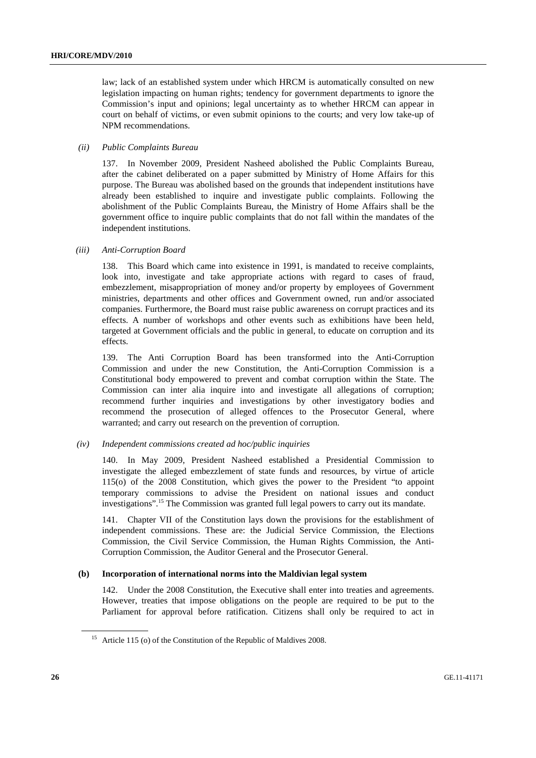law; lack of an established system under which HRCM is automatically consulted on new legislation impacting on human rights; tendency for government departments to ignore the Commission's input and opinions; legal uncertainty as to whether HRCM can appear in court on behalf of victims, or even submit opinions to the courts; and very low take-up of NPM recommendations.

*(ii) Public Complaints Bureau*

137. In November 2009, President Nasheed abolished the Public Complaints Bureau, after the cabinet deliberated on a paper submitted by Ministry of Home Affairs for this purpose. The Bureau was abolished based on the grounds that independent institutions have already been established to inquire and investigate public complaints. Following the abolishment of the Public Complaints Bureau, the Ministry of Home Affairs shall be the government office to inquire public complaints that do not fall within the mandates of the independent institutions.

*(iii) Anti-Corruption Board*

138. This Board which came into existence in 1991, is mandated to receive complaints, look into, investigate and take appropriate actions with regard to cases of fraud, embezzlement, misappropriation of money and/or property by employees of Government ministries, departments and other offices and Government owned, run and/or associated companies. Furthermore, the Board must raise public awareness on corrupt practices and its effects. A number of workshops and other events such as exhibitions have been held, targeted at Government officials and the public in general, to educate on corruption and its effects.

139. The Anti Corruption Board has been transformed into the Anti-Corruption Commission and under the new Constitution, the Anti-Corruption Commission is a Constitutional body empowered to prevent and combat corruption within the State. The Commission can inter alia inquire into and investigate all allegations of corruption; recommend further inquiries and investigations by other investigatory bodies and recommend the prosecution of alleged offences to the Prosecutor General, where warranted; and carry out research on the prevention of corruption.

*(iv) Independent commissions created ad hoc/public inquiries*

140. In May 2009, President Nasheed established a Presidential Commission to investigate the alleged embezzlement of state funds and resources, by virtue of article 115(o) of the 2008 Constitution, which gives the power to the President "to appoint temporary commissions to advise the President on national issues and conduct investigations".[15] The Commission was granted full legal powers to carry out its mandate.

141. Chapter VII of the Constitution lays down the provisions for the establishment of independent commissions. These are: the Judicial Service Commission, the Elections Commission, the Civil Service Commission, the Human Rights Commission, the Anti-Corruption Commission, the Auditor General and the Prosecutor General.

**(b) Incorporation of international norms into the Maldivian legal system**

142. Under the 2008 Constitution, the Executive shall enter into treaties and agreements. However, treaties that impose obligations on the people are required to be put to the Parliament for approval before ratification. Citizens shall only be required to act in

---

[15] Article 115 (o) of the Constitution of the Republic of Maldives 2008.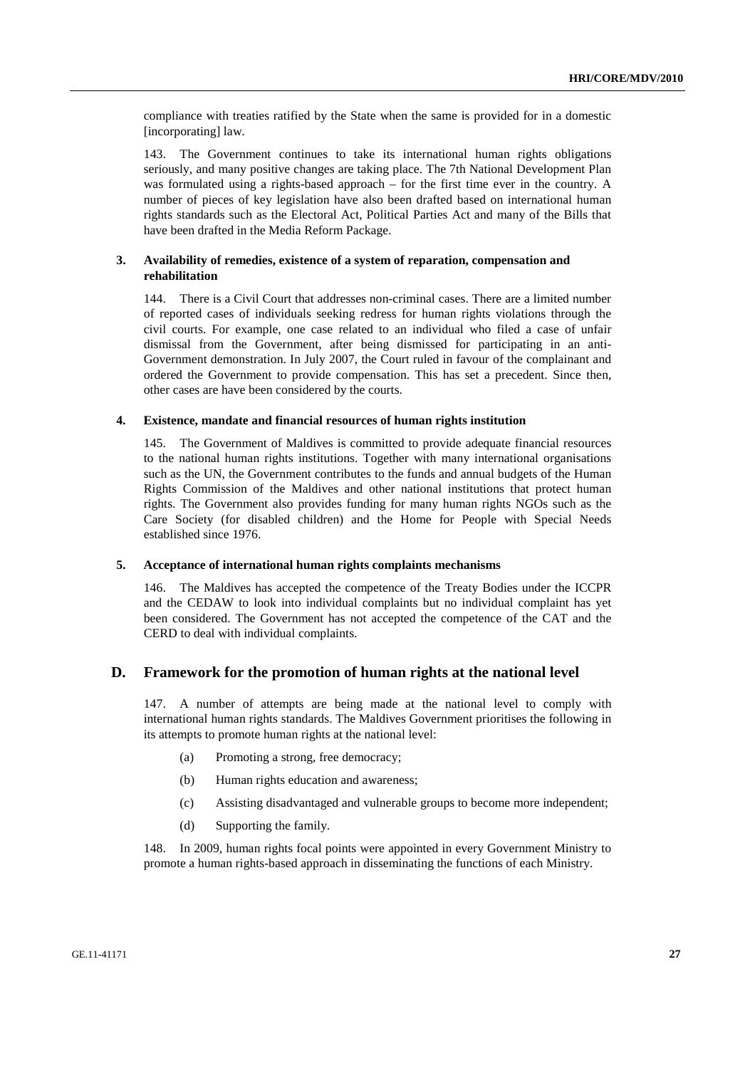compliance with treaties ratified by the State when the same is provided for in a domestic [incorporating] law.

143. The Government continues to take its international human rights obligations seriously, and many positive changes are taking place. The 7th National Development Plan was formulated using a rights-based approach – for the first time ever in the country. A number of pieces of key legislation have also been drafted based on international human rights standards such as the Electoral Act, Political Parties Act and many of the Bills that have been drafted in the Media Reform Package.

### 3. Availability of remedies, existence of a system of reparation, compensation and rehabilitation

144. There is a Civil Court that addresses non-criminal cases. There are a limited number of reported cases of individuals seeking redress for human rights violations through the civil courts. For example, one case related to an individual who filed a case of unfair dismissal from the Government, after being dismissed for participating in an anti-Government demonstration. In July 2007, the Court ruled in favour of the complainant and ordered the Government to provide compensation. This has set a precedent. Since then, other cases are have been considered by the courts.

### 4. Existence, mandate and financial resources of human rights institution

145. The Government of Maldives is committed to provide adequate financial resources to the national human rights institutions. Together with many international organisations such as the UN, the Government contributes to the funds and annual budgets of the Human Rights Commission of the Maldives and other national institutions that protect human rights. The Government also provides funding for many human rights NGOs such as the Care Society (for disabled children) and the Home for People with Special Needs established since 1976.

### 5. Acceptance of international human rights complaints mechanisms

146. The Maldives has accepted the competence of the Treaty Bodies under the ICCPR and the CEDAW to look into individual complaints but no individual complaint has yet been considered. The Government has not accepted the competence of the CAT and the CERD to deal with individual complaints.

## D. Framework for the promotion of human rights at the national level

147. A number of attempts are being made at the national level to comply with international human rights standards. The Maldives Government prioritises the following in its attempts to promote human rights at the national level:

(a) Promoting a strong, free democracy;

(b) Human rights education and awareness;

(c) Assisting disadvantaged and vulnerable groups to become more independent;

(d) Supporting the family.

148. In 2009, human rights focal points were appointed in every Government Ministry to promote a human rights-based approach in disseminating the functions of each Ministry.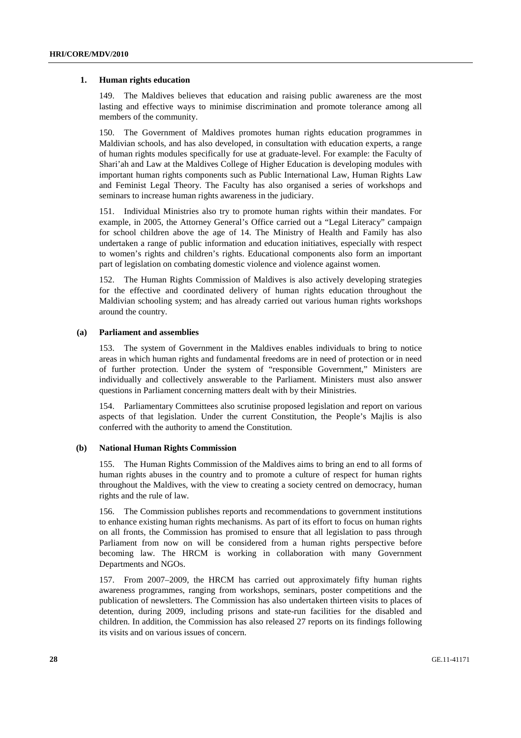### 1. Human rights education

149. The Maldives believes that education and raising public awareness are the most lasting and effective ways to minimise discrimination and promote tolerance among all members of the community.

150. The Government of Maldives promotes human rights education programmes in Maldivian schools, and has also developed, in consultation with education experts, a range of human rights modules specifically for use at graduate-level. For example: the Faculty of Shari'ah and Law at the Maldives College of Higher Education is developing modules with important human rights components such as Public International Law, Human Rights Law and Feminist Legal Theory. The Faculty has also organised a series of workshops and seminars to increase human rights awareness in the judiciary.

151. Individual Ministries also try to promote human rights within their mandates. For example, in 2005, the Attorney General's Office carried out a "Legal Literacy" campaign for school children above the age of 14. The Ministry of Health and Family has also undertaken a range of public information and education initiatives, especially with respect to women's rights and children's rights. Educational components also form an important part of legislation on combating domestic violence and violence against women.

152. The Human Rights Commission of Maldives is also actively developing strategies for the effective and coordinated delivery of human rights education throughout the Maldivian schooling system; and has already carried out various human rights workshops around the country.

#### (a) Parliament and assemblies

153. The system of Government in the Maldives enables individuals to bring to notice areas in which human rights and fundamental freedoms are in need of protection or in need of further protection. Under the system of "responsible Government," Ministers are individually and collectively answerable to the Parliament. Ministers must also answer questions in Parliament concerning matters dealt with by their Ministries.

154. Parliamentary Committees also scrutinise proposed legislation and report on various aspects of that legislation. Under the current Constitution, the People's Majlis is also conferred with the authority to amend the Constitution.

#### (b) National Human Rights Commission

155. The Human Rights Commission of the Maldives aims to bring an end to all forms of human rights abuses in the country and to promote a culture of respect for human rights throughout the Maldives, with the view to creating a society centred on democracy, human rights and the rule of law.

156. The Commission publishes reports and recommendations to government institutions to enhance existing human rights mechanisms. As part of its effort to focus on human rights on all fronts, the Commission has promised to ensure that all legislation to pass through Parliament from now on will be considered from a human rights perspective before becoming law. The HRCM is working in collaboration with many Government Departments and NGOs.

157. From 2007–2009, the HRCM has carried out approximately fifty human rights awareness programmes, ranging from workshops, seminars, poster competitions and the publication of newsletters. The Commission has also undertaken thirteen visits to places of detention, during 2009, including prisons and state-run facilities for the disabled and children. In addition, the Commission has also released 27 reports on its findings following its visits and on various issues of concern.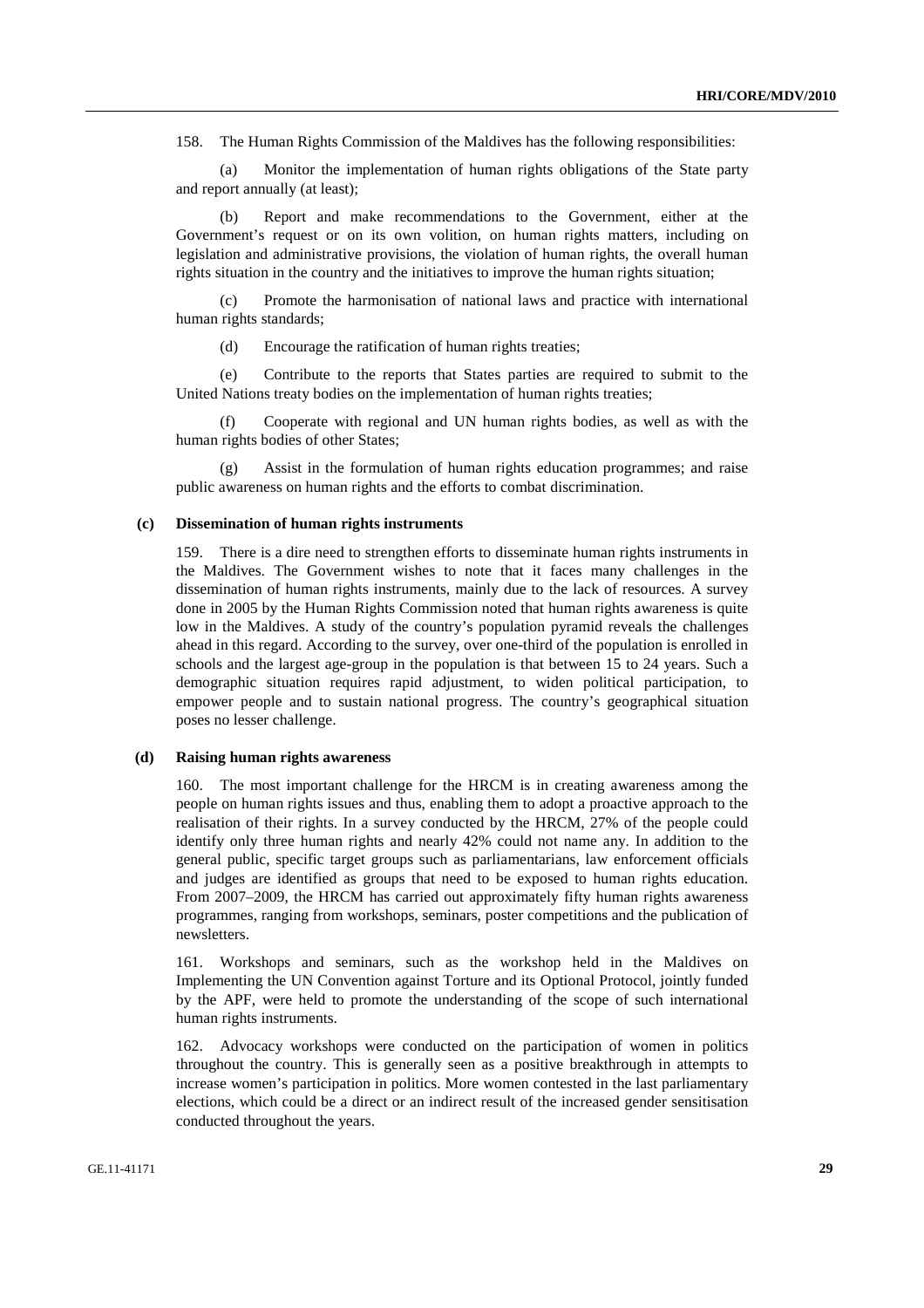158. The Human Rights Commission of the Maldives has the following responsibilities:

(a) Monitor the implementation of human rights obligations of the State party and report annually (at least);

(b) Report and make recommendations to the Government, either at the Government's request or on its own volition, on human rights matters, including on legislation and administrative provisions, the violation of human rights, the overall human rights situation in the country and the initiatives to improve the human rights situation;

(c) Promote the harmonisation of national laws and practice with international human rights standards;

(d) Encourage the ratification of human rights treaties;

(e) Contribute to the reports that States parties are required to submit to the United Nations treaty bodies on the implementation of human rights treaties;

(f) Cooperate with regional and UN human rights bodies, as well as with the human rights bodies of other States;

(g) Assist in the formulation of human rights education programmes; and raise public awareness on human rights and the efforts to combat discrimination.

### (c) Dissemination of human rights instruments

159. There is a dire need to strengthen efforts to disseminate human rights instruments in the Maldives. The Government wishes to note that it faces many challenges in the dissemination of human rights instruments, mainly due to the lack of resources. A survey done in 2005 by the Human Rights Commission noted that human rights awareness is quite low in the Maldives. A study of the country's population pyramid reveals the challenges ahead in this regard. According to the survey, over one-third of the population is enrolled in schools and the largest age-group in the population is that between 15 to 24 years. Such a demographic situation requires rapid adjustment, to widen political participation, to empower people and to sustain national progress. The country's geographical situation poses no lesser challenge.

### (d) Raising human rights awareness

160. The most important challenge for the HRCM is in creating awareness among the people on human rights issues and thus, enabling them to adopt a proactive approach to the realisation of their rights. In a survey conducted by the HRCM, 27% of the people could identify only three human rights and nearly 42% could not name any. In addition to the general public, specific target groups such as parliamentarians, law enforcement officials and judges are identified as groups that need to be exposed to human rights education. From 2007–2009, the HRCM has carried out approximately fifty human rights awareness programmes, ranging from workshops, seminars, poster competitions and the publication of newsletters.

161. Workshops and seminars, such as the workshop held in the Maldives on Implementing the UN Convention against Torture and its Optional Protocol, jointly funded by the APF, were held to promote the understanding of the scope of such international human rights instruments.

162. Advocacy workshops were conducted on the participation of women in politics throughout the country. This is generally seen as a positive breakthrough in attempts to increase women's participation in politics. More women contested in the last parliamentary elections, which could be a direct or an indirect result of the increased gender sensitisation conducted throughout the years.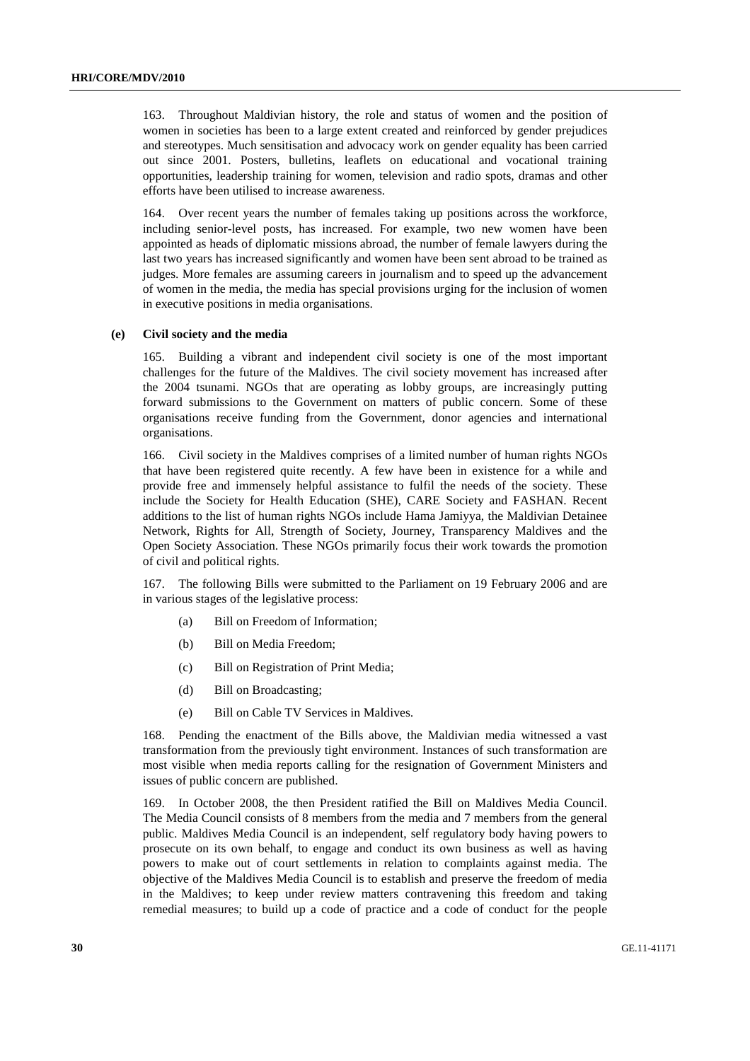163. Throughout Maldivian history, the role and status of women and the position of women in societies has been to a large extent created and reinforced by gender prejudices and stereotypes. Much sensitisation and advocacy work on gender equality has been carried out since 2001. Posters, bulletins, leaflets on educational and vocational training opportunities, leadership training for women, television and radio spots, dramas and other efforts have been utilised to increase awareness.

164. Over recent years the number of females taking up positions across the workforce, including senior-level posts, has increased. For example, two new women have been appointed as heads of diplomatic missions abroad, the number of female lawyers during the last two years has increased significantly and women have been sent abroad to be trained as judges. More females are assuming careers in journalism and to speed up the advancement of women in the media, the media has special provisions urging for the inclusion of women in executive positions in media organisations.

### (e) Civil society and the media

165. Building a vibrant and independent civil society is one of the most important challenges for the future of the Maldives. The civil society movement has increased after the 2004 tsunami. NGOs that are operating as lobby groups, are increasingly putting forward submissions to the Government on matters of public concern. Some of these organisations receive funding from the Government, donor agencies and international organisations.

166. Civil society in the Maldives comprises of a limited number of human rights NGOs that have been registered quite recently. A few have been in existence for a while and provide free and immensely helpful assistance to fulfil the needs of the society. These include the Society for Health Education (SHE), CARE Society and FASHAN. Recent additions to the list of human rights NGOs include Hama Jamiyya, the Maldivian Detainee Network, Rights for All, Strength of Society, Journey, Transparency Maldives and the Open Society Association. These NGOs primarily focus their work towards the promotion of civil and political rights.

167. The following Bills were submitted to the Parliament on 19 February 2006 and are in various stages of the legislative process:

(a) Bill on Freedom of Information;

(b) Bill on Media Freedom;

(c) Bill on Registration of Print Media;

(d) Bill on Broadcasting;

(e) Bill on Cable TV Services in Maldives.

168. Pending the enactment of the Bills above, the Maldivian media witnessed a vast transformation from the previously tight environment. Instances of such transformation are most visible when media reports calling for the resignation of Government Ministers and issues of public concern are published.

169. In October 2008, the then President ratified the Bill on Maldives Media Council. The Media Council consists of 8 members from the media and 7 members from the general public. Maldives Media Council is an independent, self regulatory body having powers to prosecute on its own behalf, to engage and conduct its own business as well as having powers to make out of court settlements in relation to complaints against media. The objective of the Maldives Media Council is to establish and preserve the freedom of media in the Maldives; to keep under review matters contravening this freedom and taking remedial measures; to build up a code of practice and a code of conduct for the people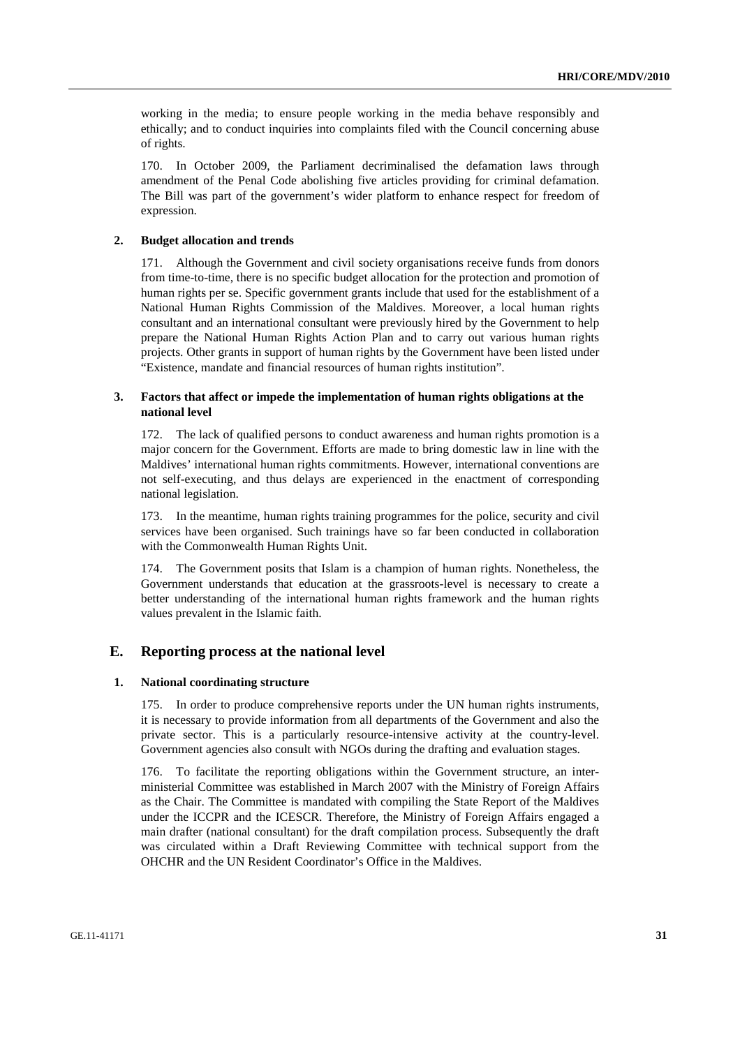working in the media; to ensure people working in the media behave responsibly and ethically; and to conduct inquiries into complaints filed with the Council concerning abuse of rights.

170. In October 2009, the Parliament decriminalised the defamation laws through amendment of the Penal Code abolishing five articles providing for criminal defamation. The Bill was part of the government's wider platform to enhance respect for freedom of expression.

### 2. Budget allocation and trends

171. Although the Government and civil society organisations receive funds from donors from time-to-time, there is no specific budget allocation for the protection and promotion of human rights per se. Specific government grants include that used for the establishment of a National Human Rights Commission of the Maldives. Moreover, a local human rights consultant and an international consultant were previously hired by the Government to help prepare the National Human Rights Action Plan and to carry out various human rights projects. Other grants in support of human rights by the Government have been listed under "Existence, mandate and financial resources of human rights institution".

### 3. Factors that affect or impede the implementation of human rights obligations at the national level

172. The lack of qualified persons to conduct awareness and human rights promotion is a major concern for the Government. Efforts are made to bring domestic law in line with the Maldives' international human rights commitments. However, international conventions are not self-executing, and thus delays are experienced in the enactment of corresponding national legislation.

173. In the meantime, human rights training programmes for the police, security and civil services have been organised. Such trainings have so far been conducted in collaboration with the Commonwealth Human Rights Unit.

174. The Government posits that Islam is a champion of human rights. Nonetheless, the Government understands that education at the grassroots-level is necessary to create a better understanding of the international human rights framework and the human rights values prevalent in the Islamic faith.

## E. Reporting process at the national level

### 1. National coordinating structure

175. In order to produce comprehensive reports under the UN human rights instruments, it is necessary to provide information from all departments of the Government and also the private sector. This is a particularly resource-intensive activity at the country-level. Government agencies also consult with NGOs during the drafting and evaluation stages.

176. To facilitate the reporting obligations within the Government structure, an inter-ministerial Committee was established in March 2007 with the Ministry of Foreign Affairs as the Chair. The Committee is mandated with compiling the State Report of the Maldives under the ICCPR and the ICESCR. Therefore, the Ministry of Foreign Affairs engaged a main drafter (national consultant) for the draft compilation process. Subsequently the draft was circulated within a Draft Reviewing Committee with technical support from the OHCHR and the UN Resident Coordinator's Office in the Maldives.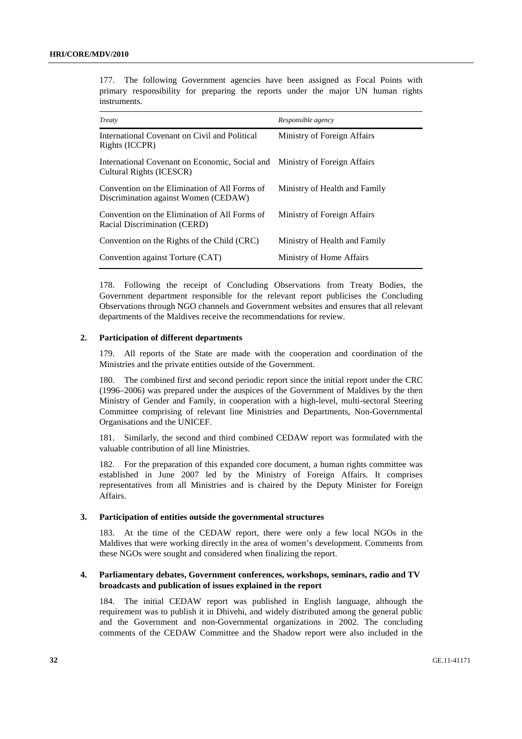177. The following Government agencies have been assigned as Focal Points with primary responsibility for preparing the reports under the major UN human rights instruments.

| *Treaty* | *Responsible agency* |
|---|---|
| International Covenant on Civil and Political Rights (ICCPR) | Ministry of Foreign Affairs |
| International Covenant on Economic, Social and Cultural Rights (ICESCR) | Ministry of Foreign Affairs |
| Convention on the Elimination of All Forms of Discrimination against Women (CEDAW) | Ministry of Health and Family |
| Convention on the Elimination of All Forms of Racial Discrimination (CERD) | Ministry of Foreign Affairs |
| Convention on the Rights of the Child (CRC) | Ministry of Health and Family |
| Convention against Torture (CAT) | Ministry of Home Affairs |

178. Following the receipt of Concluding Observations from Treaty Bodies, the Government department responsible for the relevant report publicises the Concluding Observations through NGO channels and Government websites and ensures that all relevant departments of the Maldives receive the recommendations for review.

### 2. Participation of different departments

179. All reports of the State are made with the cooperation and coordination of the Ministries and the private entities outside of the Government.

180. The combined first and second periodic report since the initial report under the CRC (1996–2006) was prepared under the auspices of the Government of Maldives by the then Ministry of Gender and Family, in cooperation with a high-level, multi-sectoral Steering Committee comprising of relevant line Ministries and Departments, Non-Governmental Organisations and the UNICEF.

181. Similarly, the second and third combined CEDAW report was formulated with the valuable contribution of all line Ministries.

182. For the preparation of this expanded core document, a human rights committee was established in June 2007 led by the Ministry of Foreign Affairs. It comprises representatives from all Ministries and is chaired by the Deputy Minister for Foreign Affairs.

### 3. Participation of entities outside the governmental structures

183. At the time of the CEDAW report, there were only a few local NGOs in the Maldives that were working directly in the area of women's development. Comments from these NGOs were sought and considered when finalizing the report.

### 4. Parliamentary debates, Government conferences, workshops, seminars, radio and TV broadcasts and publication of issues explained in the report

184. The initial CEDAW report was published in English language, although the requirement was to publish it in Dhivehi, and widely distributed among the general public and the Government and non-Governmental organizations in 2002. The concluding comments of the CEDAW Committee and the Shadow report were also included in the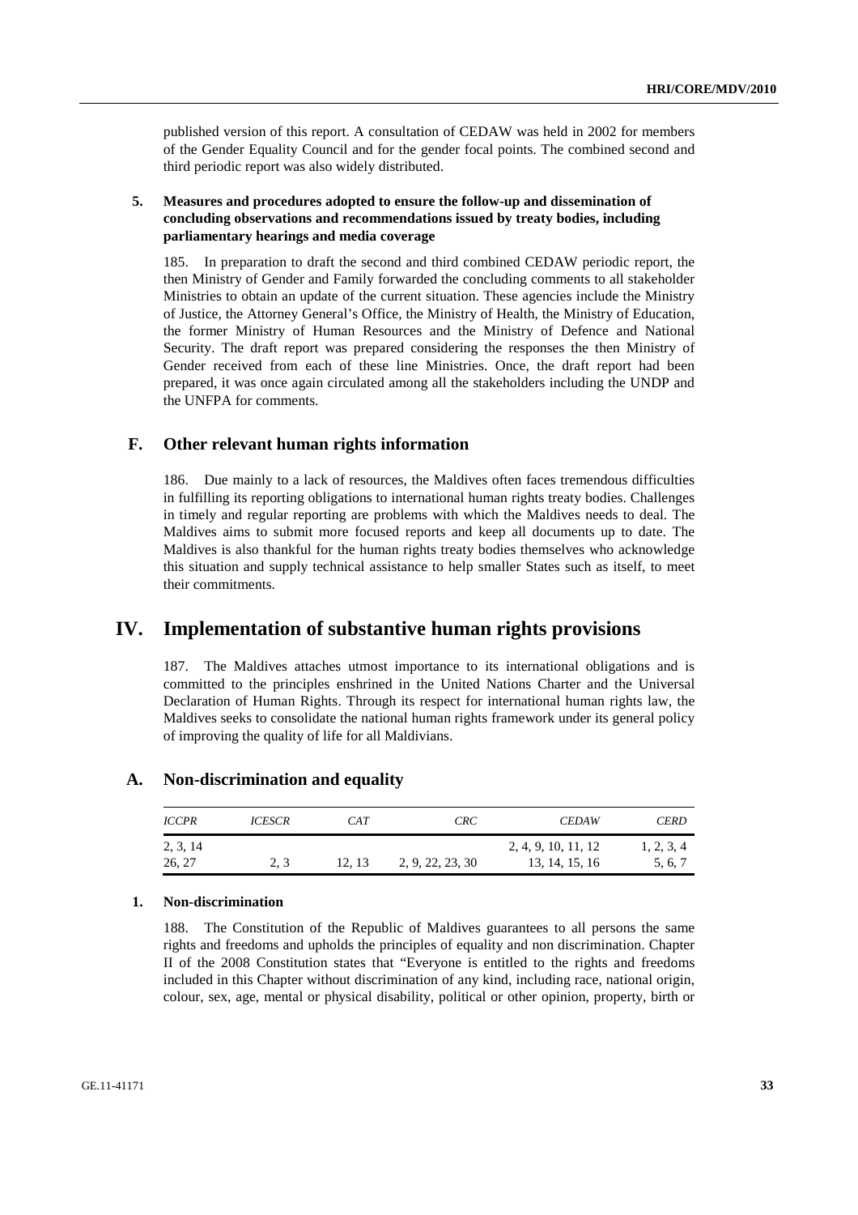published version of this report. A consultation of CEDAW was held in 2002 for members of the Gender Equality Council and for the gender focal points. The combined second and third periodic report was also widely distributed.

### 5. Measures and procedures adopted to ensure the follow-up and dissemination of concluding observations and recommendations issued by treaty bodies, including parliamentary hearings and media coverage

185. In preparation to draft the second and third combined CEDAW periodic report, the then Ministry of Gender and Family forwarded the concluding comments to all stakeholder Ministries to obtain an update of the current situation. These agencies include the Ministry of Justice, the Attorney General's Office, the Ministry of Health, the Ministry of Education, the former Ministry of Human Resources and the Ministry of Defence and National Security. The draft report was prepared considering the responses the then Ministry of Gender received from each of these line Ministries. Once, the draft report had been prepared, it was once again circulated among all the stakeholders including the UNDP and the UNFPA for comments.

## F. Other relevant human rights information

186. Due mainly to a lack of resources, the Maldives often faces tremendous difficulties in fulfilling its reporting obligations to international human rights treaty bodies. Challenges in timely and regular reporting are problems with which the Maldives needs to deal. The Maldives aims to submit more focused reports and keep all documents up to date. The Maldives is also thankful for the human rights treaty bodies themselves who acknowledge this situation and supply technical assistance to help smaller States such as itself, to meet their commitments.

# IV. Implementation of substantive human rights provisions

187. The Maldives attaches utmost importance to its international obligations and is committed to the principles enshrined in the United Nations Charter and the Universal Declaration of Human Rights. Through its respect for international human rights law, the Maldives seeks to consolidate the national human rights framework under its general policy of improving the quality of life for all Maldivians.

## A. Non-discrimination and equality

| *ICCPR* | *ICESCR* | *CAT* | *CRC* | *CEDAW* | *CERD* |
|---|---|---|---|---|---|
| 2, 3, 14 26, 27 | 2, 3 | 12, 13 | 2, 9, 22, 23, 30 | 2, 4, 9, 10, 11, 12 13, 14, 15, 16 | 1, 2, 3, 4 5, 6, 7 |

### 1. Non-discrimination

188. The Constitution of the Republic of Maldives guarantees to all persons the same rights and freedoms and upholds the principles of equality and non discrimination. Chapter II of the 2008 Constitution states that "Everyone is entitled to the rights and freedoms included in this Chapter without discrimination of any kind, including race, national origin, colour, sex, age, mental or physical disability, political or other opinion, property, birth or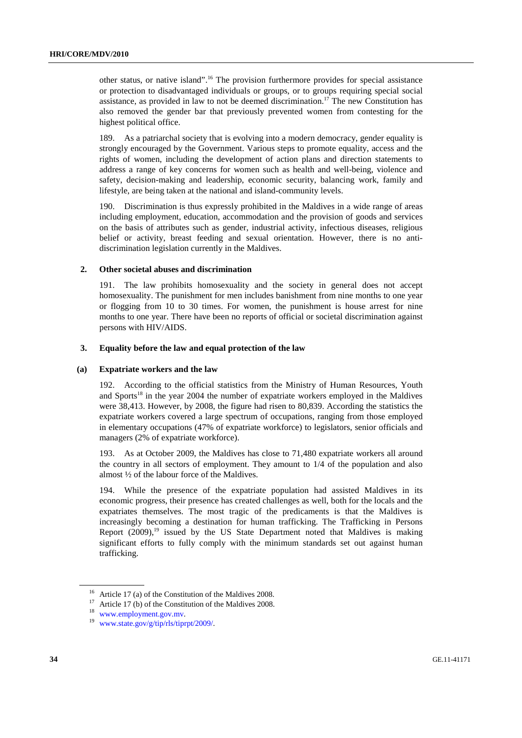other status, or native island".[16] The provision furthermore provides for special assistance or protection to disadvantaged individuals or groups, or to groups requiring special social assistance, as provided in law to not be deemed discrimination.[17] The new Constitution has also removed the gender bar that previously prevented women from contesting for the highest political office.

189. As a patriarchal society that is evolving into a modern democracy, gender equality is strongly encouraged by the Government. Various steps to promote equality, access and the rights of women, including the development of action plans and direction statements to address a range of key concerns for women such as health and well-being, violence and safety, decision-making and leadership, economic security, balancing work, family and lifestyle, are being taken at the national and island-community levels.

190. Discrimination is thus expressly prohibited in the Maldives in a wide range of areas including employment, education, accommodation and the provision of goods and services on the basis of attributes such as gender, industrial activity, infectious diseases, religious belief or activity, breast feeding and sexual orientation. However, there is no anti-discrimination legislation currently in the Maldives.

### 2. Other societal abuses and discrimination

191. The law prohibits homosexuality and the society in general does not accept homosexuality. The punishment for men includes banishment from nine months to one year or flogging from 10 to 30 times. For women, the punishment is house arrest for nine months to one year. There have been no reports of official or societal discrimination against persons with HIV/AIDS.

### 3. Equality before the law and equal protection of the law

#### (a) Expatriate workers and the law

192. According to the official statistics from the Ministry of Human Resources, Youth and Sports[18] in the year 2004 the number of expatriate workers employed in the Maldives were 38,413. However, by 2008, the figure had risen to 80,839. According the statistics the expatriate workers covered a large spectrum of occupations, ranging from those employed in elementary occupations (47% of expatriate workforce) to legislators, senior officials and managers (2% of expatriate workforce).

193. As at October 2009, the Maldives has close to 71,480 expatriate workers all around the country in all sectors of employment. They amount to 1/4 of the population and also almost ½ of the labour force of the Maldives.

194. While the presence of the expatriate population had assisted Maldives in its economic progress, their presence has created challenges as well, both for the locals and the expatriates themselves. The most tragic of the predicaments is that the Maldives is increasingly becoming a destination for human trafficking. The Trafficking in Persons Report (2009),[19] issued by the US State Department noted that Maldives is making significant efforts to fully comply with the minimum standards set out against human trafficking.

---

[16] Article 17 (a) of the Constitution of the Maldives 2008.

[17] Article 17 (b) of the Constitution of the Maldives 2008.

[18] www.employment.gov.mv.

[19] www.state.gov/g/tip/rls/tiprpt/2009/.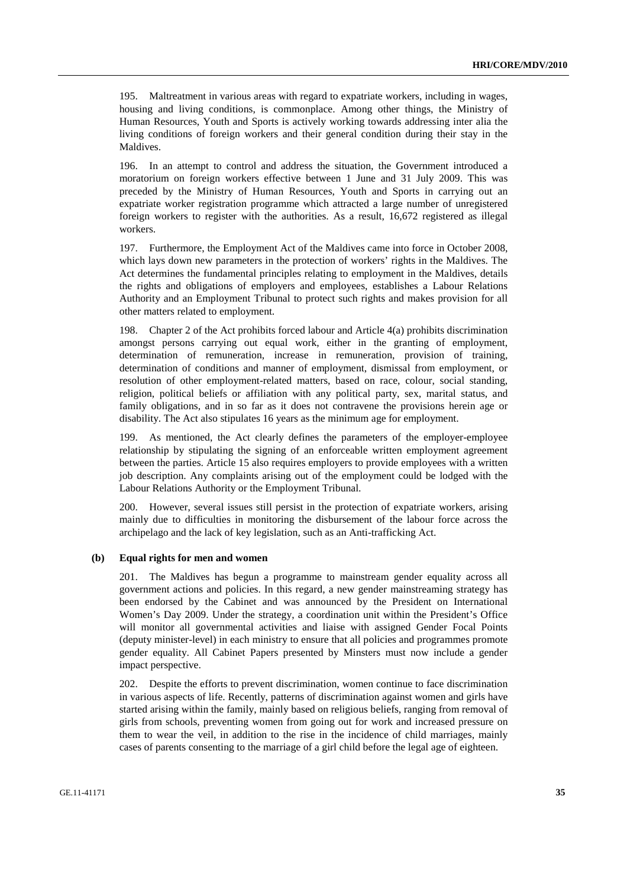195. Maltreatment in various areas with regard to expatriate workers, including in wages, housing and living conditions, is commonplace. Among other things, the Ministry of Human Resources, Youth and Sports is actively working towards addressing inter alia the living conditions of foreign workers and their general condition during their stay in the Maldives.

196. In an attempt to control and address the situation, the Government introduced a moratorium on foreign workers effective between 1 June and 31 July 2009. This was preceded by the Ministry of Human Resources, Youth and Sports in carrying out an expatriate worker registration programme which attracted a large number of unregistered foreign workers to register with the authorities. As a result, 16,672 registered as illegal workers.

197. Furthermore, the Employment Act of the Maldives came into force in October 2008, which lays down new parameters in the protection of workers' rights in the Maldives. The Act determines the fundamental principles relating to employment in the Maldives, details the rights and obligations of employers and employees, establishes a Labour Relations Authority and an Employment Tribunal to protect such rights and makes provision for all other matters related to employment.

198. Chapter 2 of the Act prohibits forced labour and Article 4(a) prohibits discrimination amongst persons carrying out equal work, either in the granting of employment, determination of remuneration, increase in remuneration, provision of training, determination of conditions and manner of employment, dismissal from employment, or resolution of other employment-related matters, based on race, colour, social standing, religion, political beliefs or affiliation with any political party, sex, marital status, and family obligations, and in so far as it does not contravene the provisions herein age or disability. The Act also stipulates 16 years as the minimum age for employment.

199. As mentioned, the Act clearly defines the parameters of the employer-employee relationship by stipulating the signing of an enforceable written employment agreement between the parties. Article 15 also requires employers to provide employees with a written job description. Any complaints arising out of the employment could be lodged with the Labour Relations Authority or the Employment Tribunal.

200. However, several issues still persist in the protection of expatriate workers, arising mainly due to difficulties in monitoring the disbursement of the labour force across the archipelago and the lack of key legislation, such as an Anti-trafficking Act.

### (b) Equal rights for men and women

201. The Maldives has begun a programme to mainstream gender equality across all government actions and policies. In this regard, a new gender mainstreaming strategy has been endorsed by the Cabinet and was announced by the President on International Women's Day 2009. Under the strategy, a coordination unit within the President's Office will monitor all governmental activities and liaise with assigned Gender Focal Points (deputy minister-level) in each ministry to ensure that all policies and programmes promote gender equality. All Cabinet Papers presented by Minsters must now include a gender impact perspective.

202. Despite the efforts to prevent discrimination, women continue to face discrimination in various aspects of life. Recently, patterns of discrimination against women and girls have started arising within the family, mainly based on religious beliefs, ranging from removal of girls from schools, preventing women from going out for work and increased pressure on them to wear the veil, in addition to the rise in the incidence of child marriages, mainly cases of parents consenting to the marriage of a girl child before the legal age of eighteen.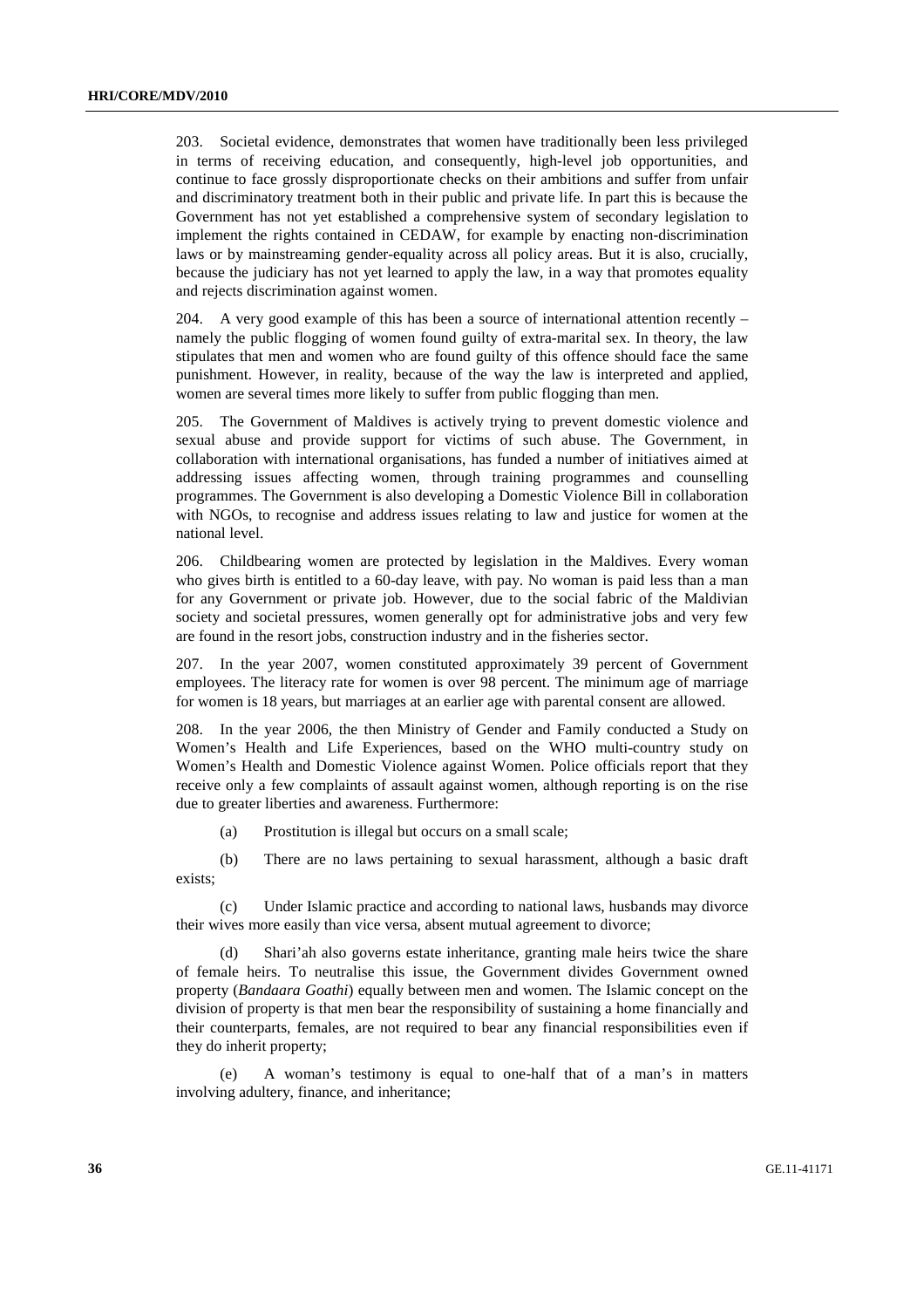203. Societal evidence, demonstrates that women have traditionally been less privileged in terms of receiving education, and consequently, high-level job opportunities, and continue to face grossly disproportionate checks on their ambitions and suffer from unfair and discriminatory treatment both in their public and private life. In part this is because the Government has not yet established a comprehensive system of secondary legislation to implement the rights contained in CEDAW, for example by enacting non-discrimination laws or by mainstreaming gender-equality across all policy areas. But it is also, crucially, because the judiciary has not yet learned to apply the law, in a way that promotes equality and rejects discrimination against women.

204. A very good example of this has been a source of international attention recently – namely the public flogging of women found guilty of extra-marital sex. In theory, the law stipulates that men and women who are found guilty of this offence should face the same punishment. However, in reality, because of the way the law is interpreted and applied, women are several times more likely to suffer from public flogging than men.

205. The Government of Maldives is actively trying to prevent domestic violence and sexual abuse and provide support for victims of such abuse. The Government, in collaboration with international organisations, has funded a number of initiatives aimed at addressing issues affecting women, through training programmes and counselling programmes. The Government is also developing a Domestic Violence Bill in collaboration with NGOs, to recognise and address issues relating to law and justice for women at the national level.

206. Childbearing women are protected by legislation in the Maldives. Every woman who gives birth is entitled to a 60-day leave, with pay. No woman is paid less than a man for any Government or private job. However, due to the social fabric of the Maldivian society and societal pressures, women generally opt for administrative jobs and very few are found in the resort jobs, construction industry and in the fisheries sector.

207. In the year 2007, women constituted approximately 39 percent of Government employees. The literacy rate for women is over 98 percent. The minimum age of marriage for women is 18 years, but marriages at an earlier age with parental consent are allowed.

208. In the year 2006, the then Ministry of Gender and Family conducted a Study on Women's Health and Life Experiences, based on the WHO multi-country study on Women's Health and Domestic Violence against Women. Police officials report that they receive only a few complaints of assault against women, although reporting is on the rise due to greater liberties and awareness. Furthermore:

(a) Prostitution is illegal but occurs on a small scale;

(b) There are no laws pertaining to sexual harassment, although a basic draft exists;

(c) Under Islamic practice and according to national laws, husbands may divorce their wives more easily than vice versa, absent mutual agreement to divorce;

(d) Shari'ah also governs estate inheritance, granting male heirs twice the share of female heirs. To neutralise this issue, the Government divides Government owned property (*Bandaara Goathi*) equally between men and women. The Islamic concept on the division of property is that men bear the responsibility of sustaining a home financially and their counterparts, females, are not required to bear any financial responsibilities even if they do inherit property;

(e) A woman's testimony is equal to one-half that of a man's in matters involving adultery, finance, and inheritance;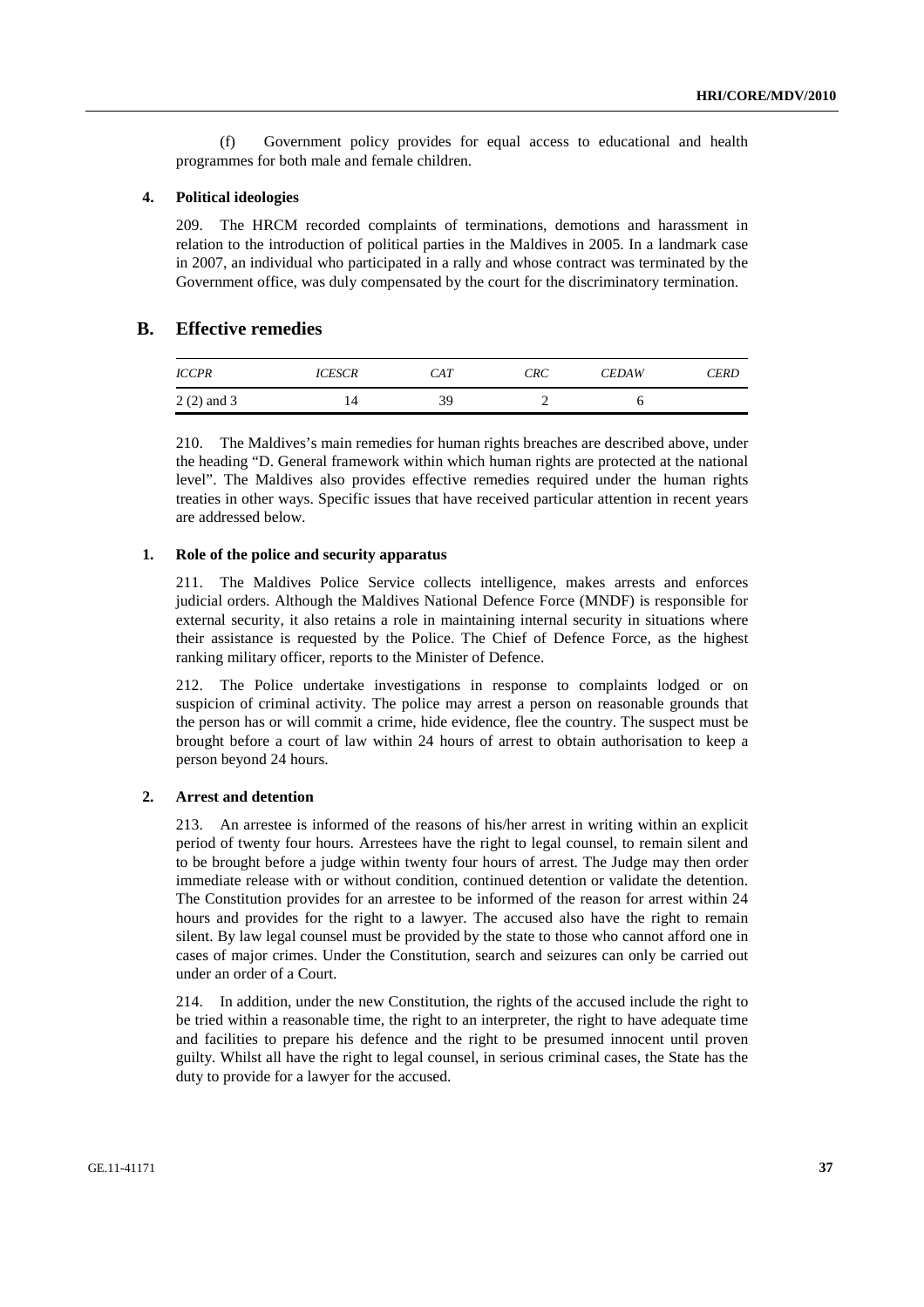(f) Government policy provides for equal access to educational and health programmes for both male and female children.

### 4. Political ideologies

209. The HRCM recorded complaints of terminations, demotions and harassment in relation to the introduction of political parties in the Maldives in 2005. In a landmark case in 2007, an individual who participated in a rally and whose contract was terminated by the Government office, was duly compensated by the court for the discriminatory termination.

## B. Effective remedies

| *ICCPR* | *ICESCR* | *CAT* | *CRC* | *CEDAW* | *CERD* |
|---|---|---|---|---|---|
| 2 (2) and 3 | 14 | 39 | 2 | 6 | |

210. The Maldives's main remedies for human rights breaches are described above, under the heading "D. General framework within which human rights are protected at the national level". The Maldives also provides effective remedies required under the human rights treaties in other ways. Specific issues that have received particular attention in recent years are addressed below.

### 1. Role of the police and security apparatus

211. The Maldives Police Service collects intelligence, makes arrests and enforces judicial orders. Although the Maldives National Defence Force (MNDF) is responsible for external security, it also retains a role in maintaining internal security in situations where their assistance is requested by the Police. The Chief of Defence Force, as the highest ranking military officer, reports to the Minister of Defence.

212. The Police undertake investigations in response to complaints lodged or on suspicion of criminal activity. The police may arrest a person on reasonable grounds that the person has or will commit a crime, hide evidence, flee the country. The suspect must be brought before a court of law within 24 hours of arrest to obtain authorisation to keep a person beyond 24 hours.

### 2. Arrest and detention

213. An arrestee is informed of the reasons of his/her arrest in writing within an explicit period of twenty four hours. Arrestees have the right to legal counsel, to remain silent and to be brought before a judge within twenty four hours of arrest. The Judge may then order immediate release with or without condition, continued detention or validate the detention. The Constitution provides for an arrestee to be informed of the reason for arrest within 24 hours and provides for the right to a lawyer. The accused also have the right to remain silent. By law legal counsel must be provided by the state to those who cannot afford one in cases of major crimes. Under the Constitution, search and seizures can only be carried out under an order of a Court.

214. In addition, under the new Constitution, the rights of the accused include the right to be tried within a reasonable time, the right to an interpreter, the right to have adequate time and facilities to prepare his defence and the right to be presumed innocent until proven guilty. Whilst all have the right to legal counsel, in serious criminal cases, the State has the duty to provide for a lawyer for the accused.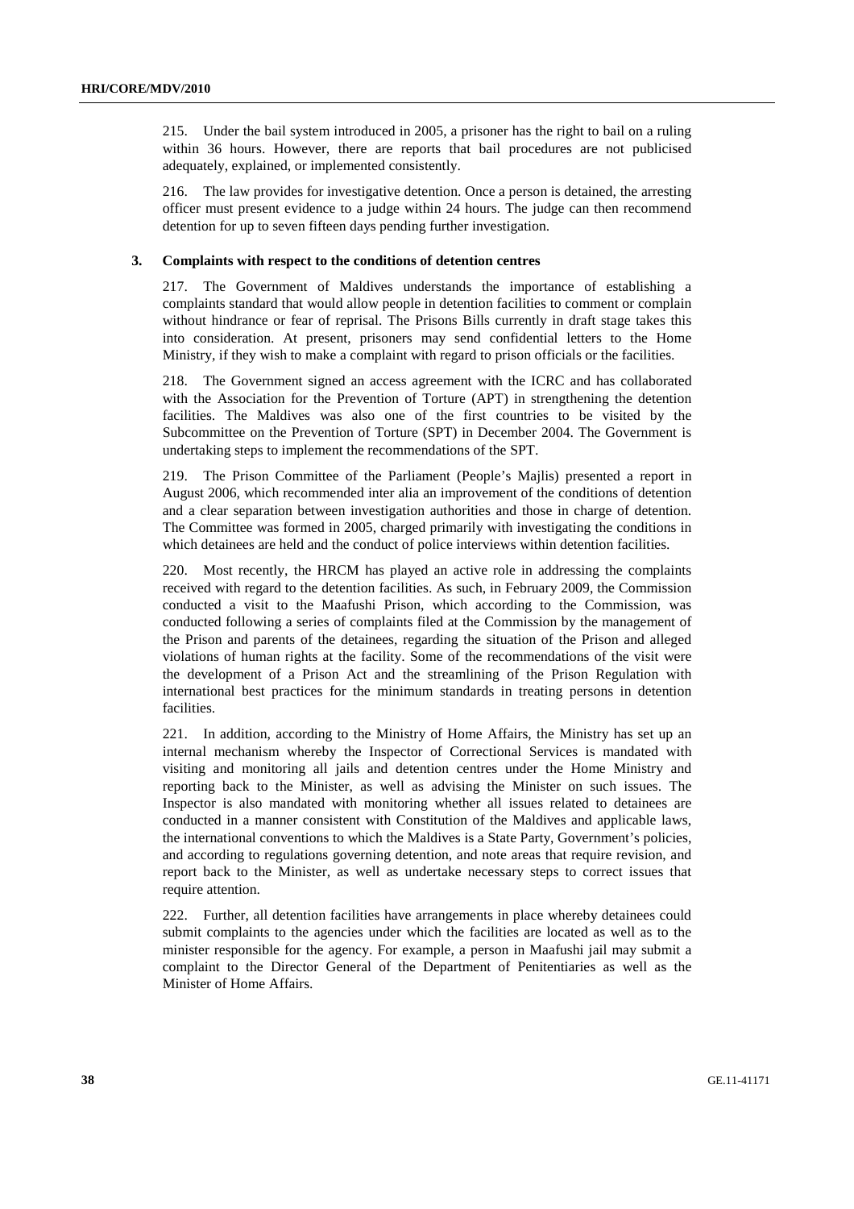215. Under the bail system introduced in 2005, a prisoner has the right to bail on a ruling within 36 hours. However, there are reports that bail procedures are not publicised adequately, explained, or implemented consistently.

216. The law provides for investigative detention. Once a person is detained, the arresting officer must present evidence to a judge within 24 hours. The judge can then recommend detention for up to seven fifteen days pending further investigation.

### 3. Complaints with respect to the conditions of detention centres

217. The Government of Maldives understands the importance of establishing a complaints standard that would allow people in detention facilities to comment or complain without hindrance or fear of reprisal. The Prisons Bills currently in draft stage takes this into consideration. At present, prisoners may send confidential letters to the Home Ministry, if they wish to make a complaint with regard to prison officials or the facilities.

218. The Government signed an access agreement with the ICRC and has collaborated with the Association for the Prevention of Torture (APT) in strengthening the detention facilities. The Maldives was also one of the first countries to be visited by the Subcommittee on the Prevention of Torture (SPT) in December 2004. The Government is undertaking steps to implement the recommendations of the SPT.

219. The Prison Committee of the Parliament (People's Majlis) presented a report in August 2006, which recommended inter alia an improvement of the conditions of detention and a clear separation between investigation authorities and those in charge of detention. The Committee was formed in 2005, charged primarily with investigating the conditions in which detainees are held and the conduct of police interviews within detention facilities.

220. Most recently, the HRCM has played an active role in addressing the complaints received with regard to the detention facilities. As such, in February 2009, the Commission conducted a visit to the Maafushi Prison, which according to the Commission, was conducted following a series of complaints filed at the Commission by the management of the Prison and parents of the detainees, regarding the situation of the Prison and alleged violations of human rights at the facility. Some of the recommendations of the visit were the development of a Prison Act and the streamlining of the Prison Regulation with international best practices for the minimum standards in treating persons in detention facilities.

221. In addition, according to the Ministry of Home Affairs, the Ministry has set up an internal mechanism whereby the Inspector of Correctional Services is mandated with visiting and monitoring all jails and detention centres under the Home Ministry and reporting back to the Minister, as well as advising the Minister on such issues. The Inspector is also mandated with monitoring whether all issues related to detainees are conducted in a manner consistent with Constitution of the Maldives and applicable laws, the international conventions to which the Maldives is a State Party, Government's policies, and according to regulations governing detention, and note areas that require revision, and report back to the Minister, as well as undertake necessary steps to correct issues that require attention.

222. Further, all detention facilities have arrangements in place whereby detainees could submit complaints to the agencies under which the facilities are located as well as to the minister responsible for the agency. For example, a person in Maafushi jail may submit a complaint to the Director General of the Department of Penitentiaries as well as the Minister of Home Affairs.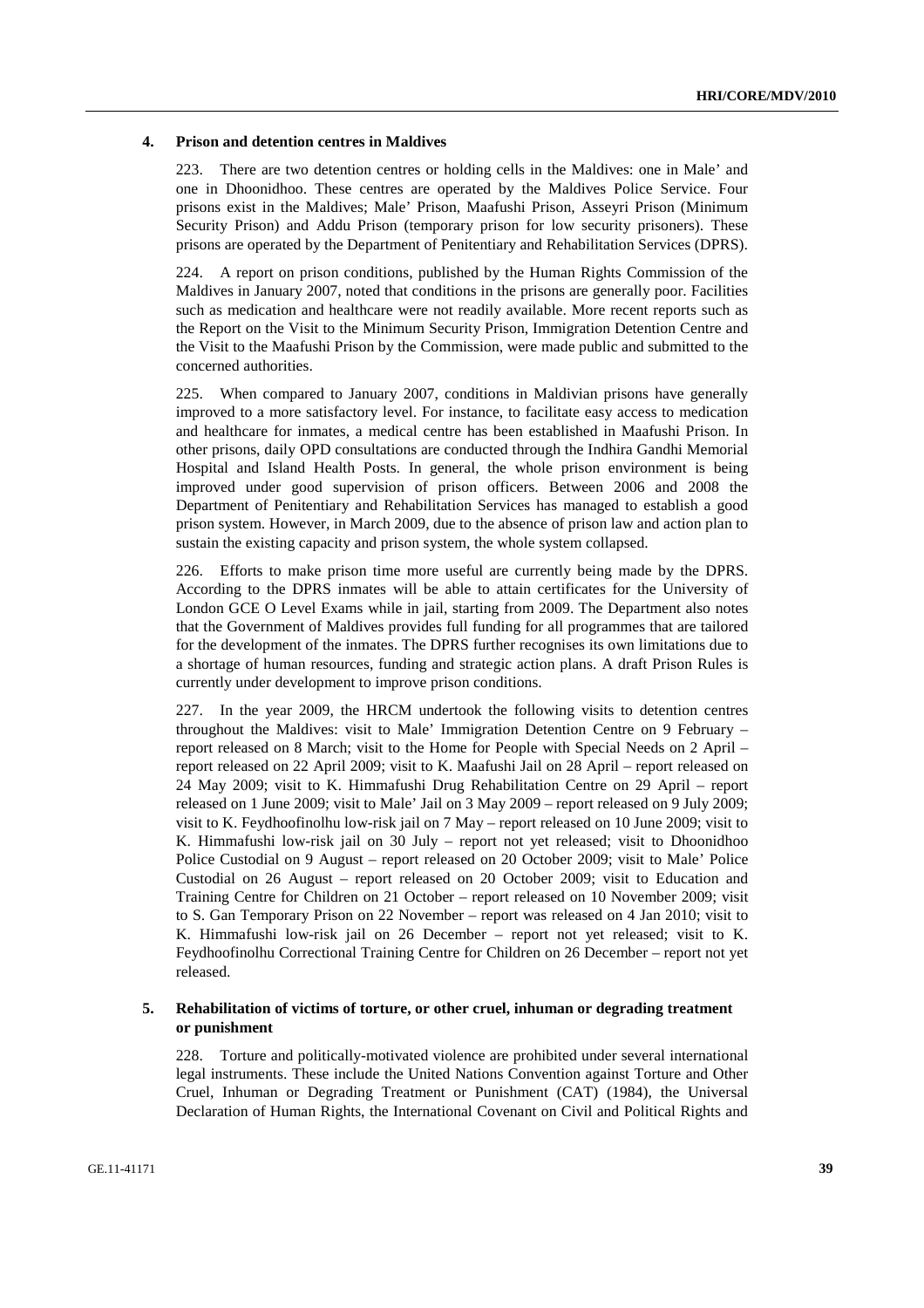### 4. Prison and detention centres in Maldives

223. There are two detention centres or holding cells in the Maldives: one in Male' and one in Dhoonidhoo. These centres are operated by the Maldives Police Service. Four prisons exist in the Maldives; Male' Prison, Maafushi Prison, Asseyri Prison (Minimum Security Prison) and Addu Prison (temporary prison for low security prisoners). These prisons are operated by the Department of Penitentiary and Rehabilitation Services (DPRS).

224. A report on prison conditions, published by the Human Rights Commission of the Maldives in January 2007, noted that conditions in the prisons are generally poor. Facilities such as medication and healthcare were not readily available. More recent reports such as the Report on the Visit to the Minimum Security Prison, Immigration Detention Centre and the Visit to the Maafushi Prison by the Commission, were made public and submitted to the concerned authorities.

225. When compared to January 2007, conditions in Maldivian prisons have generally improved to a more satisfactory level. For instance, to facilitate easy access to medication and healthcare for inmates, a medical centre has been established in Maafushi Prison. In other prisons, daily OPD consultations are conducted through the Indhira Gandhi Memorial Hospital and Island Health Posts. In general, the whole prison environment is being improved under good supervision of prison officers. Between 2006 and 2008 the Department of Penitentiary and Rehabilitation Services has managed to establish a good prison system. However, in March 2009, due to the absence of prison law and action plan to sustain the existing capacity and prison system, the whole system collapsed.

226. Efforts to make prison time more useful are currently being made by the DPRS. According to the DPRS inmates will be able to attain certificates for the University of London GCE O Level Exams while in jail, starting from 2009. The Department also notes that the Government of Maldives provides full funding for all programmes that are tailored for the development of the inmates. The DPRS further recognises its own limitations due to a shortage of human resources, funding and strategic action plans. A draft Prison Rules is currently under development to improve prison conditions.

227. In the year 2009, the HRCM undertook the following visits to detention centres throughout the Maldives: visit to Male' Immigration Detention Centre on 9 February – report released on 8 March; visit to the Home for People with Special Needs on 2 April – report released on 22 April 2009; visit to K. Maafushi Jail on 28 April – report released on 24 May 2009; visit to K. Himmafushi Drug Rehabilitation Centre on 29 April – report released on 1 June 2009; visit to Male' Jail on 3 May 2009 – report released on 9 July 2009; visit to K. Feydhoofinolhu low-risk jail on 7 May – report released on 10 June 2009; visit to K. Himmafushi low-risk jail on 30 July – report not yet released; visit to Dhoonidhoo Police Custodial on 9 August – report released on 20 October 2009; visit to Male' Police Custodial on 26 August – report released on 20 October 2009; visit to Education and Training Centre for Children on 21 October – report released on 10 November 2009; visit to S. Gan Temporary Prison on 22 November – report was released on 4 Jan 2010; visit to K. Himmafushi low-risk jail on 26 December – report not yet released; visit to K. Feydhoofinolhu Correctional Training Centre for Children on 26 December – report not yet released.

### 5. Rehabilitation of victims of torture, or other cruel, inhuman or degrading treatment or punishment

228. Torture and politically-motivated violence are prohibited under several international legal instruments. These include the United Nations Convention against Torture and Other Cruel, Inhuman or Degrading Treatment or Punishment (CAT) (1984), the Universal Declaration of Human Rights, the International Covenant on Civil and Political Rights and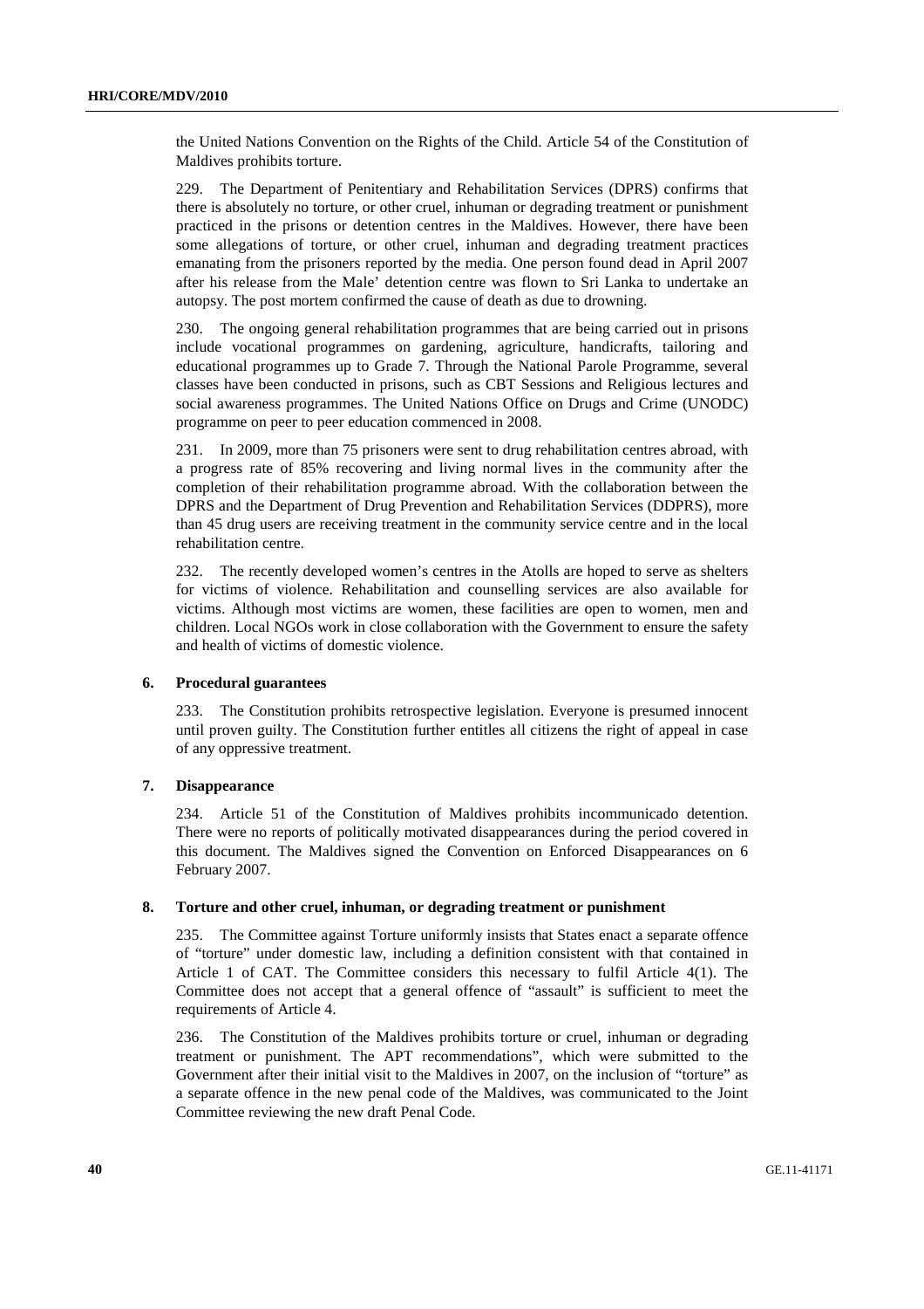the United Nations Convention on the Rights of the Child. Article 54 of the Constitution of Maldives prohibits torture.

229. The Department of Penitentiary and Rehabilitation Services (DPRS) confirms that there is absolutely no torture, or other cruel, inhuman or degrading treatment or punishment practiced in the prisons or detention centres in the Maldives. However, there have been some allegations of torture, or other cruel, inhuman and degrading treatment practices emanating from the prisoners reported by the media. One person found dead in April 2007 after his release from the Male' detention centre was flown to Sri Lanka to undertake an autopsy. The post mortem confirmed the cause of death as due to drowning.

230. The ongoing general rehabilitation programmes that are being carried out in prisons include vocational programmes on gardening, agriculture, handicrafts, tailoring and educational programmes up to Grade 7. Through the National Parole Programme, several classes have been conducted in prisons, such as CBT Sessions and Religious lectures and social awareness programmes. The United Nations Office on Drugs and Crime (UNODC) programme on peer to peer education commenced in 2008.

231. In 2009, more than 75 prisoners were sent to drug rehabilitation centres abroad, with a progress rate of 85% recovering and living normal lives in the community after the completion of their rehabilitation programme abroad. With the collaboration between the DPRS and the Department of Drug Prevention and Rehabilitation Services (DDPRS), more than 45 drug users are receiving treatment in the community service centre and in the local rehabilitation centre.

232. The recently developed women's centres in the Atolls are hoped to serve as shelters for victims of violence. Rehabilitation and counselling services are also available for victims. Although most victims are women, these facilities are open to women, men and children. Local NGOs work in close collaboration with the Government to ensure the safety and health of victims of domestic violence.

### 6. Procedural guarantees

233. The Constitution prohibits retrospective legislation. Everyone is presumed innocent until proven guilty. The Constitution further entitles all citizens the right of appeal in case of any oppressive treatment.

### 7. Disappearance

234. Article 51 of the Constitution of Maldives prohibits incommunicado detention. There were no reports of politically motivated disappearances during the period covered in this document. The Maldives signed the Convention on Enforced Disappearances on 6 February 2007.

### 8. Torture and other cruel, inhuman, or degrading treatment or punishment

235. The Committee against Torture uniformly insists that States enact a separate offence of "torture" under domestic law, including a definition consistent with that contained in Article 1 of CAT. The Committee considers this necessary to fulfil Article 4(1). The Committee does not accept that a general offence of "assault" is sufficient to meet the requirements of Article 4.

236. The Constitution of the Maldives prohibits torture or cruel, inhuman or degrading treatment or punishment. The APT recommendations", which were submitted to the Government after their initial visit to the Maldives in 2007, on the inclusion of "torture" as a separate offence in the new penal code of the Maldives, was communicated to the Joint Committee reviewing the new draft Penal Code.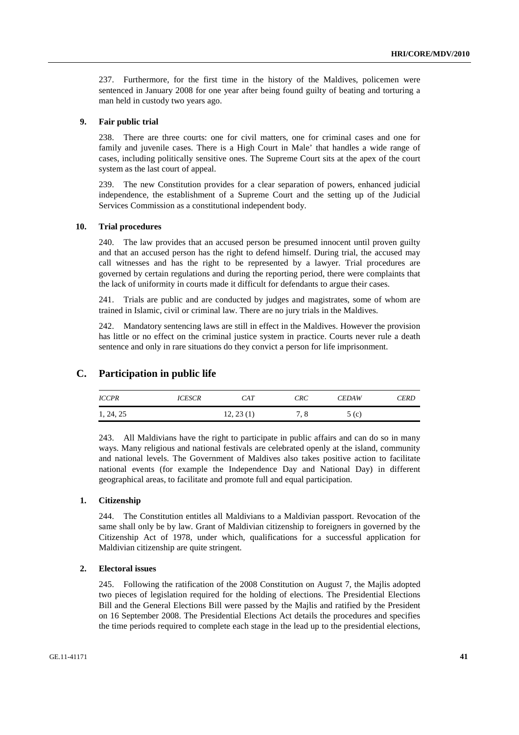237. Furthermore, for the first time in the history of the Maldives, policemen were sentenced in January 2008 for one year after being found guilty of beating and torturing a man held in custody two years ago.

### 9. Fair public trial

238. There are three courts: one for civil matters, one for criminal cases and one for family and juvenile cases. There is a High Court in Male' that handles a wide range of cases, including politically sensitive ones. The Supreme Court sits at the apex of the court system as the last court of appeal.

239. The new Constitution provides for a clear separation of powers, enhanced judicial independence, the establishment of a Supreme Court and the setting up of the Judicial Services Commission as a constitutional independent body.

### 10. Trial procedures

240. The law provides that an accused person be presumed innocent until proven guilty and that an accused person has the right to defend himself. During trial, the accused may call witnesses and has the right to be represented by a lawyer. Trial procedures are governed by certain regulations and during the reporting period, there were complaints that the lack of uniformity in courts made it difficult for defendants to argue their cases.

241. Trials are public and are conducted by judges and magistrates, some of whom are trained in Islamic, civil or criminal law. There are no jury trials in the Maldives.

242. Mandatory sentencing laws are still in effect in the Maldives. However the provision has little or no effect on the criminal justice system in practice. Courts never rule a death sentence and only in rare situations do they convict a person for life imprisonment.

## C. Participation in public life

| *ICCPR* | *ICESCR* | *CAT* | *CRC* | *CEDAW* | *CERD* |
|---|---|---|---|---|---|
| 1, 24, 25 | | 12, 23 (1) | 7, 8 | 5 (c) | |

243. All Maldivians have the right to participate in public affairs and can do so in many ways. Many religious and national festivals are celebrated openly at the island, community and national levels. The Government of Maldives also takes positive action to facilitate national events (for example the Independence Day and National Day) in different geographical areas, to facilitate and promote full and equal participation.

### 1. Citizenship

244. The Constitution entitles all Maldivians to a Maldivian passport. Revocation of the same shall only be by law. Grant of Maldivian citizenship to foreigners in governed by the Citizenship Act of 1978, under which, qualifications for a successful application for Maldivian citizenship are quite stringent.

### 2. Electoral issues

245. Following the ratification of the 2008 Constitution on August 7, the Majlis adopted two pieces of legislation required for the holding of elections. The Presidential Elections Bill and the General Elections Bill were passed by the Majlis and ratified by the President on 16 September 2008. The Presidential Elections Act details the procedures and specifies the time periods required to complete each stage in the lead up to the presidential elections,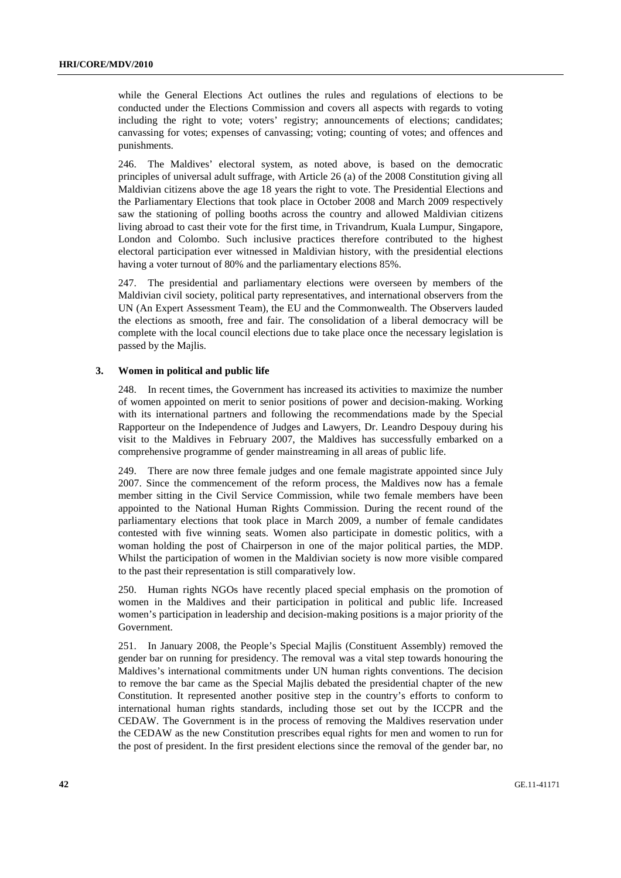while the General Elections Act outlines the rules and regulations of elections to be conducted under the Elections Commission and covers all aspects with regards to voting including the right to vote; voters' registry; announcements of elections; candidates; canvassing for votes; expenses of canvassing; voting; counting of votes; and offences and punishments.

246. The Maldives' electoral system, as noted above, is based on the democratic principles of universal adult suffrage, with Article 26 (a) of the 2008 Constitution giving all Maldivian citizens above the age 18 years the right to vote. The Presidential Elections and the Parliamentary Elections that took place in October 2008 and March 2009 respectively saw the stationing of polling booths across the country and allowed Maldivian citizens living abroad to cast their vote for the first time, in Trivandrum, Kuala Lumpur, Singapore, London and Colombo. Such inclusive practices therefore contributed to the highest electoral participation ever witnessed in Maldivian history, with the presidential elections having a voter turnout of 80% and the parliamentary elections 85%.

247. The presidential and parliamentary elections were overseen by members of the Maldivian civil society, political party representatives, and international observers from the UN (An Expert Assessment Team), the EU and the Commonwealth. The Observers lauded the elections as smooth, free and fair. The consolidation of a liberal democracy will be complete with the local council elections due to take place once the necessary legislation is passed by the Majlis.

### 3. Women in political and public life

248. In recent times, the Government has increased its activities to maximize the number of women appointed on merit to senior positions of power and decision-making. Working with its international partners and following the recommendations made by the Special Rapporteur on the Independence of Judges and Lawyers, Dr. Leandro Despouy during his visit to the Maldives in February 2007, the Maldives has successfully embarked on a comprehensive programme of gender mainstreaming in all areas of public life.

249. There are now three female judges and one female magistrate appointed since July 2007. Since the commencement of the reform process, the Maldives now has a female member sitting in the Civil Service Commission, while two female members have been appointed to the National Human Rights Commission. During the recent round of the parliamentary elections that took place in March 2009, a number of female candidates contested with five winning seats. Women also participate in domestic politics, with a woman holding the post of Chairperson in one of the major political parties, the MDP. Whilst the participation of women in the Maldivian society is now more visible compared to the past their representation is still comparatively low.

250. Human rights NGOs have recently placed special emphasis on the promotion of women in the Maldives and their participation in political and public life. Increased women's participation in leadership and decision-making positions is a major priority of the Government.

251. In January 2008, the People's Special Majlis (Constituent Assembly) removed the gender bar on running for presidency. The removal was a vital step towards honouring the Maldives's international commitments under UN human rights conventions. The decision to remove the bar came as the Special Majlis debated the presidential chapter of the new Constitution. It represented another positive step in the country's efforts to conform to international human rights standards, including those set out by the ICCPR and the CEDAW. The Government is in the process of removing the Maldives reservation under the CEDAW as the new Constitution prescribes equal rights for men and women to run for the post of president. In the first president elections since the removal of the gender bar, no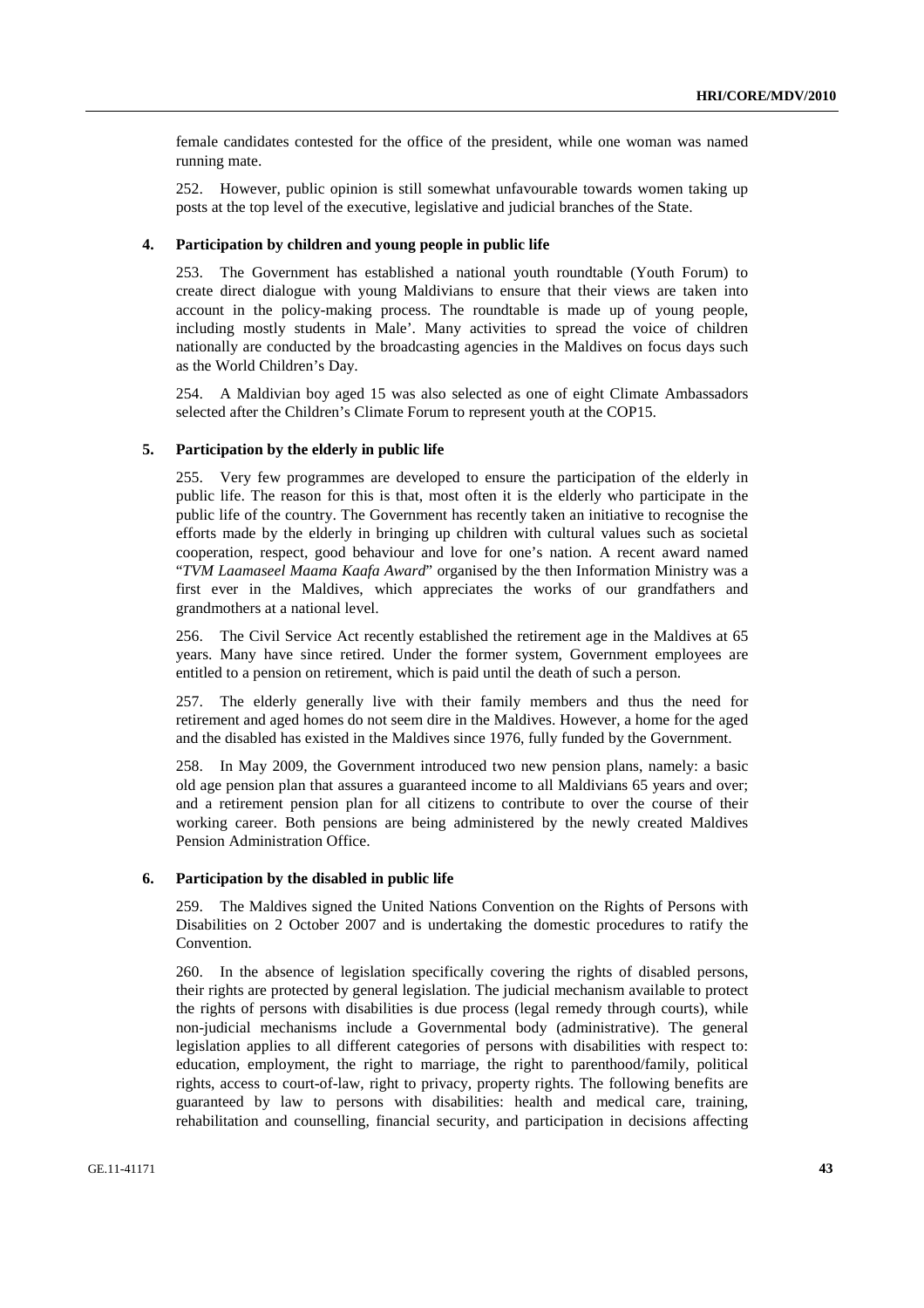female candidates contested for the office of the president, while one woman was named running mate.

252. However, public opinion is still somewhat unfavourable towards women taking up posts at the top level of the executive, legislative and judicial branches of the State.

### 4. Participation by children and young people in public life

253. The Government has established a national youth roundtable (Youth Forum) to create direct dialogue with young Maldivians to ensure that their views are taken into account in the policy-making process. The roundtable is made up of young people, including mostly students in Male'. Many activities to spread the voice of children nationally are conducted by the broadcasting agencies in the Maldives on focus days such as the World Children's Day.

254. A Maldivian boy aged 15 was also selected as one of eight Climate Ambassadors selected after the Children's Climate Forum to represent youth at the COP15.

### 5. Participation by the elderly in public life

255. Very few programmes are developed to ensure the participation of the elderly in public life. The reason for this is that, most often it is the elderly who participate in the public life of the country. The Government has recently taken an initiative to recognise the efforts made by the elderly in bringing up children with cultural values such as societal cooperation, respect, good behaviour and love for one's nation. A recent award named "*TVM Laamaseel Maama Kaafa Award*" organised by the then Information Ministry was a first ever in the Maldives, which appreciates the works of our grandfathers and grandmothers at a national level.

256. The Civil Service Act recently established the retirement age in the Maldives at 65 years. Many have since retired. Under the former system, Government employees are entitled to a pension on retirement, which is paid until the death of such a person.

257. The elderly generally live with their family members and thus the need for retirement and aged homes do not seem dire in the Maldives. However, a home for the aged and the disabled has existed in the Maldives since 1976, fully funded by the Government.

258. In May 2009, the Government introduced two new pension plans, namely: a basic old age pension plan that assures a guaranteed income to all Maldivians 65 years and over; and a retirement pension plan for all citizens to contribute to over the course of their working career. Both pensions are being administered by the newly created Maldives Pension Administration Office.

### 6. Participation by the disabled in public life

259. The Maldives signed the United Nations Convention on the Rights of Persons with Disabilities on 2 October 2007 and is undertaking the domestic procedures to ratify the Convention.

260. In the absence of legislation specifically covering the rights of disabled persons, their rights are protected by general legislation. The judicial mechanism available to protect the rights of persons with disabilities is due process (legal remedy through courts), while non-judicial mechanisms include a Governmental body (administrative). The general legislation applies to all different categories of persons with disabilities with respect to: education, employment, the right to marriage, the right to parenthood/family, political rights, access to court-of-law, right to privacy, property rights. The following benefits are guaranteed by law to persons with disabilities: health and medical care, training, rehabilitation and counselling, financial security, and participation in decisions affecting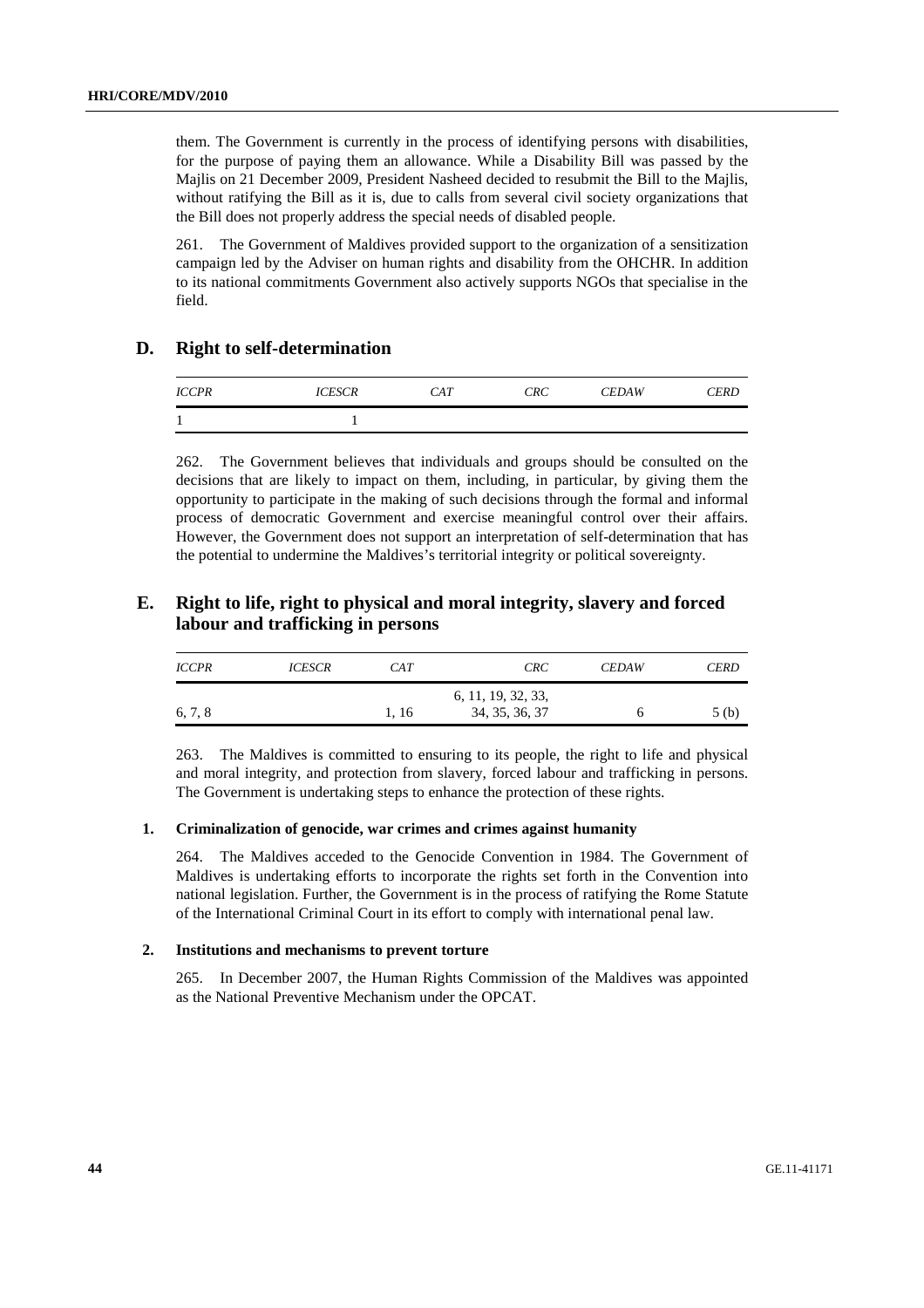them. The Government is currently in the process of identifying persons with disabilities, for the purpose of paying them an allowance. While a Disability Bill was passed by the Majlis on 21 December 2009, President Nasheed decided to resubmit the Bill to the Majlis, without ratifying the Bill as it is, due to calls from several civil society organizations that the Bill does not properly address the special needs of disabled people.

261. The Government of Maldives provided support to the organization of a sensitization campaign led by the Adviser on human rights and disability from the OHCHR. In addition to its national commitments Government also actively supports NGOs that specialise in the field.

## D. Right to self-determination

| *ICCPR* | *ICESCR* | *CAT* | *CRC* | *CEDAW* | *CERD* |
|---|---|---|---|---|---|
| 1 | 1 | | | | |

262. The Government believes that individuals and groups should be consulted on the decisions that are likely to impact on them, including, in particular, by giving them the opportunity to participate in the making of such decisions through the formal and informal process of democratic Government and exercise meaningful control over their affairs. However, the Government does not support an interpretation of self-determination that has the potential to undermine the Maldives's territorial integrity or political sovereignty.

## E. Right to life, right to physical and moral integrity, slavery and forced labour and trafficking in persons

| *ICCPR* | *ICESCR* | *CAT* | *CRC* | *CEDAW* | *CERD* |
|---|---|---|---|---|---|
| 6, 7, 8 | | 1, 16 | 6, 11, 19, 32, 33, 34, 35, 36, 37 | 6 | 5 (b) |

263. The Maldives is committed to ensuring to its people, the right to life and physical and moral integrity, and protection from slavery, forced labour and trafficking in persons. The Government is undertaking steps to enhance the protection of these rights.

### 1. Criminalization of genocide, war crimes and crimes against humanity

264. The Maldives acceded to the Genocide Convention in 1984. The Government of Maldives is undertaking efforts to incorporate the rights set forth in the Convention into national legislation. Further, the Government is in the process of ratifying the Rome Statute of the International Criminal Court in its effort to comply with international penal law.

### 2. Institutions and mechanisms to prevent torture

265. In December 2007, the Human Rights Commission of the Maldives was appointed as the National Preventive Mechanism under the OPCAT.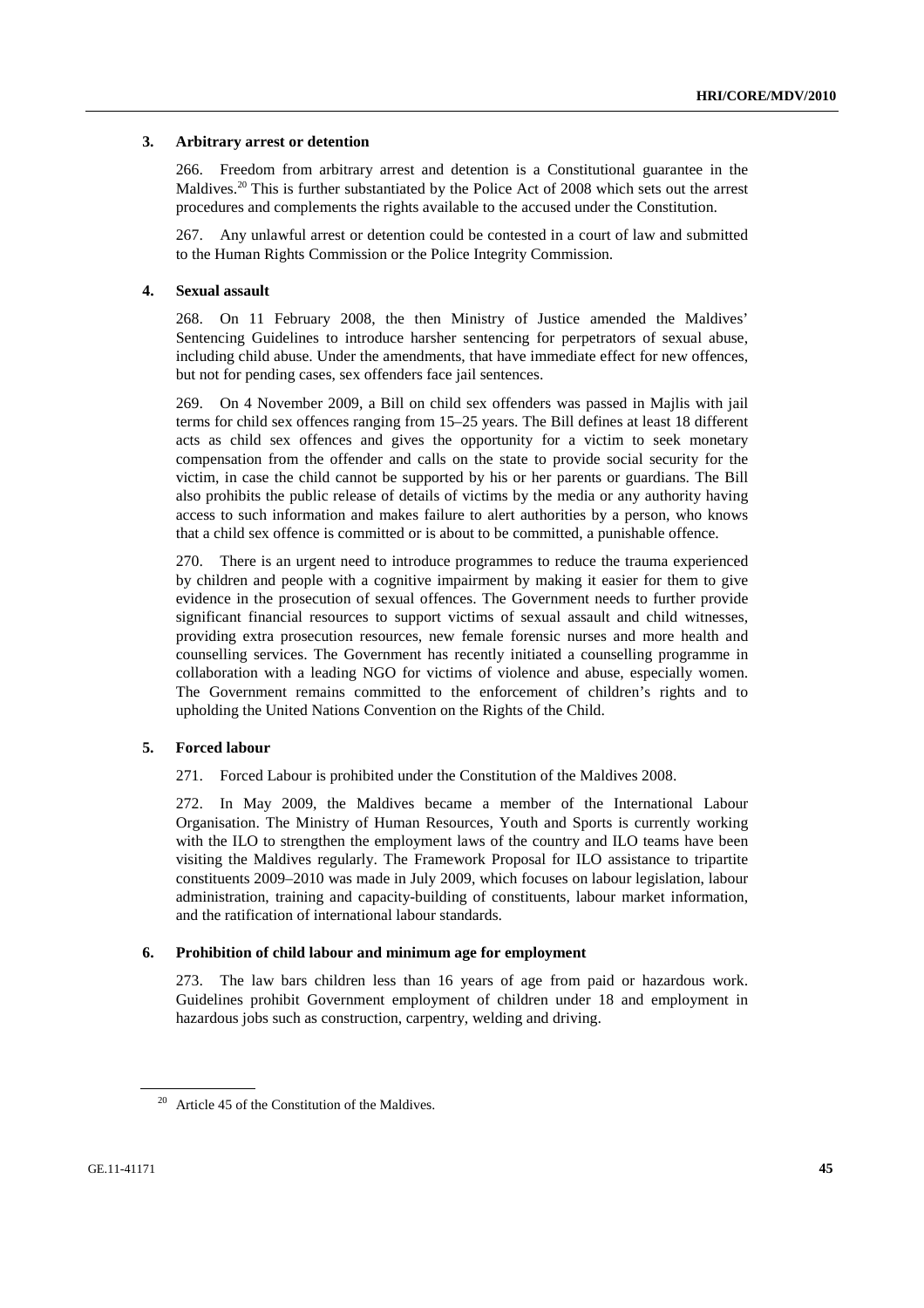### 3. Arbitrary arrest or detention

266. Freedom from arbitrary arrest and detention is a Constitutional guarantee in the Maldives.[20] This is further substantiated by the Police Act of 2008 which sets out the arrest procedures and complements the rights available to the accused under the Constitution.

267. Any unlawful arrest or detention could be contested in a court of law and submitted to the Human Rights Commission or the Police Integrity Commission.

### 4. Sexual assault

268. On 11 February 2008, the then Ministry of Justice amended the Maldives' Sentencing Guidelines to introduce harsher sentencing for perpetrators of sexual abuse, including child abuse. Under the amendments, that have immediate effect for new offences, but not for pending cases, sex offenders face jail sentences.

269. On 4 November 2009, a Bill on child sex offenders was passed in Majlis with jail terms for child sex offences ranging from 15–25 years. The Bill defines at least 18 different acts as child sex offences and gives the opportunity for a victim to seek monetary compensation from the offender and calls on the state to provide social security for the victim, in case the child cannot be supported by his or her parents or guardians. The Bill also prohibits the public release of details of victims by the media or any authority having access to such information and makes failure to alert authorities by a person, who knows that a child sex offence is committed or is about to be committed, a punishable offence.

270. There is an urgent need to introduce programmes to reduce the trauma experienced by children and people with a cognitive impairment by making it easier for them to give evidence in the prosecution of sexual offences. The Government needs to further provide significant financial resources to support victims of sexual assault and child witnesses, providing extra prosecution resources, new female forensic nurses and more health and counselling services. The Government has recently initiated a counselling programme in collaboration with a leading NGO for victims of violence and abuse, especially women. The Government remains committed to the enforcement of children's rights and to upholding the United Nations Convention on the Rights of the Child.

### 5. Forced labour

271. Forced Labour is prohibited under the Constitution of the Maldives 2008.

272. In May 2009, the Maldives became a member of the International Labour Organisation. The Ministry of Human Resources, Youth and Sports is currently working with the ILO to strengthen the employment laws of the country and ILO teams have been visiting the Maldives regularly. The Framework Proposal for ILO assistance to tripartite constituents 2009–2010 was made in July 2009, which focuses on labour legislation, labour administration, training and capacity-building of constituents, labour market information, and the ratification of international labour standards.

### 6. Prohibition of child labour and minimum age for employment

273. The law bars children less than 16 years of age from paid or hazardous work. Guidelines prohibit Government employment of children under 18 and employment in hazardous jobs such as construction, carpentry, welding and driving.

---

[20] Article 45 of the Constitution of the Maldives.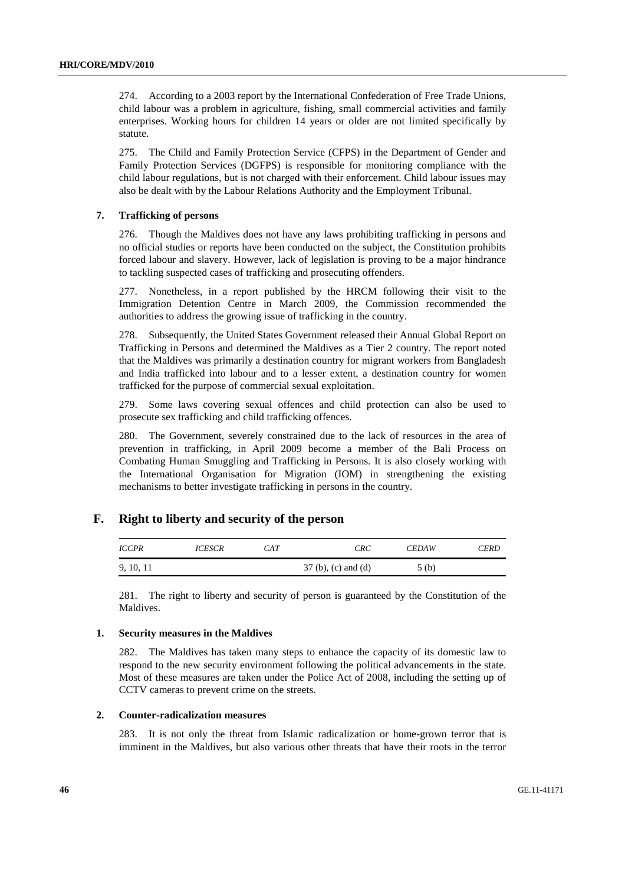274. According to a 2003 report by the International Confederation of Free Trade Unions, child labour was a problem in agriculture, fishing, small commercial activities and family enterprises. Working hours for children 14 years or older are not limited specifically by statute.

275. The Child and Family Protection Service (CFPS) in the Department of Gender and Family Protection Services (DGFPS) is responsible for monitoring compliance with the child labour regulations, but is not charged with their enforcement. Child labour issues may also be dealt with by the Labour Relations Authority and the Employment Tribunal.

### 7. Trafficking of persons

276. Though the Maldives does not have any laws prohibiting trafficking in persons and no official studies or reports have been conducted on the subject, the Constitution prohibits forced labour and slavery. However, lack of legislation is proving to be a major hindrance to tackling suspected cases of trafficking and prosecuting offenders.

277. Nonetheless, in a report published by the HRCM following their visit to the Immigration Detention Centre in March 2009, the Commission recommended the authorities to address the growing issue of trafficking in the country.

278. Subsequently, the United States Government released their Annual Global Report on Trafficking in Persons and determined the Maldives as a Tier 2 country. The report noted that the Maldives was primarily a destination country for migrant workers from Bangladesh and India trafficked into labour and to a lesser extent, a destination country for women trafficked for the purpose of commercial sexual exploitation.

279. Some laws covering sexual offences and child protection can also be used to prosecute sex trafficking and child trafficking offences.

280. The Government, severely constrained due to the lack of resources in the area of prevention in trafficking, in April 2009 become a member of the Bali Process on Combating Human Smuggling and Trafficking in Persons. It is also closely working with the International Organisation for Migration (IOM) in strengthening the existing mechanisms to better investigate trafficking in persons in the country.

## F. Right to liberty and security of the person

| *ICCPR* | *ICESCR* | *CAT* | *CRC* | *CEDAW* | *CERD* |
|---|---|---|---|---|---|
| 9, 10, 11 | | | 37 (b), (c) and (d) | 5 (b) | |

281. The right to liberty and security of person is guaranteed by the Constitution of the Maldives.

### 1. Security measures in the Maldives

282. The Maldives has taken many steps to enhance the capacity of its domestic law to respond to the new security environment following the political advancements in the state. Most of these measures are taken under the Police Act of 2008, including the setting up of CCTV cameras to prevent crime on the streets.

### 2. Counter-radicalization measures

283. It is not only the threat from Islamic radicalization or home-grown terror that is imminent in the Maldives, but also various other threats that have their roots in the terror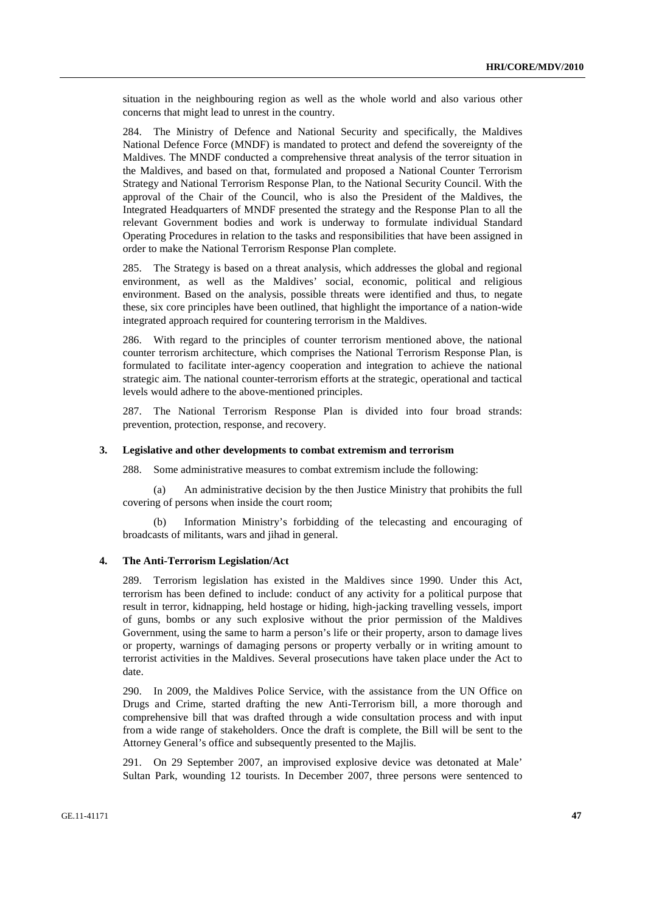situation in the neighbouring region as well as the whole world and also various other concerns that might lead to unrest in the country.

284. The Ministry of Defence and National Security and specifically, the Maldives National Defence Force (MNDF) is mandated to protect and defend the sovereignty of the Maldives. The MNDF conducted a comprehensive threat analysis of the terror situation in the Maldives, and based on that, formulated and proposed a National Counter Terrorism Strategy and National Terrorism Response Plan, to the National Security Council. With the approval of the Chair of the Council, who is also the President of the Maldives, the Integrated Headquarters of MNDF presented the strategy and the Response Plan to all the relevant Government bodies and work is underway to formulate individual Standard Operating Procedures in relation to the tasks and responsibilities that have been assigned in order to make the National Terrorism Response Plan complete.

285. The Strategy is based on a threat analysis, which addresses the global and regional environment, as well as the Maldives' social, economic, political and religious environment. Based on the analysis, possible threats were identified and thus, to negate these, six core principles have been outlined, that highlight the importance of a nation-wide integrated approach required for countering terrorism in the Maldives.

286. With regard to the principles of counter terrorism mentioned above, the national counter terrorism architecture, which comprises the National Terrorism Response Plan, is formulated to facilitate inter-agency cooperation and integration to achieve the national strategic aim. The national counter-terrorism efforts at the strategic, operational and tactical levels would adhere to the above-mentioned principles.

287. The National Terrorism Response Plan is divided into four broad strands: prevention, protection, response, and recovery.

### 3. Legislative and other developments to combat extremism and terrorism

288. Some administrative measures to combat extremism include the following:

(a) An administrative decision by the then Justice Ministry that prohibits the full covering of persons when inside the court room;

(b) Information Ministry's forbidding of the telecasting and encouraging of broadcasts of militants, wars and jihad in general.

### 4. The Anti-Terrorism Legislation/Act

289. Terrorism legislation has existed in the Maldives since 1990. Under this Act, terrorism has been defined to include: conduct of any activity for a political purpose that result in terror, kidnapping, held hostage or hiding, high-jacking travelling vessels, import of guns, bombs or any such explosive without the prior permission of the Maldives Government, using the same to harm a person's life or their property, arson to damage lives or property, warnings of damaging persons or property verbally or in writing amount to terrorist activities in the Maldives. Several prosecutions have taken place under the Act to date.

290. In 2009, the Maldives Police Service, with the assistance from the UN Office on Drugs and Crime, started drafting the new Anti-Terrorism bill, a more thorough and comprehensive bill that was drafted through a wide consultation process and with input from a wide range of stakeholders. Once the draft is complete, the Bill will be sent to the Attorney General's office and subsequently presented to the Majlis.

291. On 29 September 2007, an improvised explosive device was detonated at Male' Sultan Park, wounding 12 tourists. In December 2007, three persons were sentenced to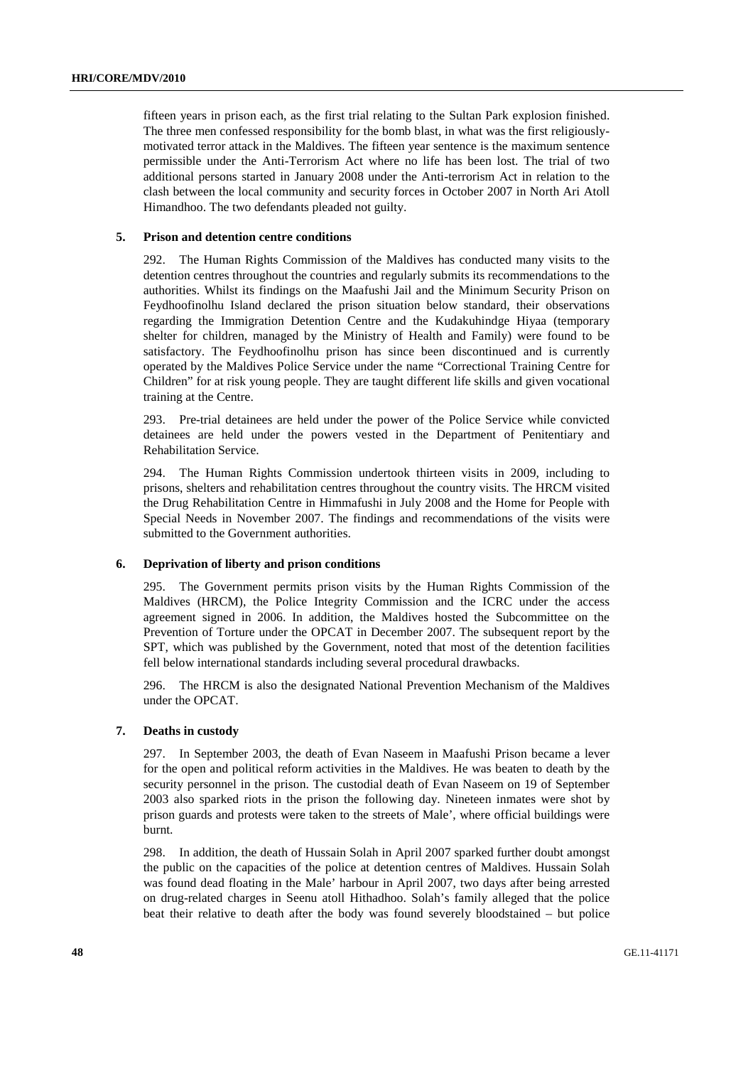fifteen years in prison each, as the first trial relating to the Sultan Park explosion finished. The three men confessed responsibility for the bomb blast, in what was the first religiously-motivated terror attack in the Maldives. The fifteen year sentence is the maximum sentence permissible under the Anti-Terrorism Act where no life has been lost. The trial of two additional persons started in January 2008 under the Anti-terrorism Act in relation to the clash between the local community and security forces in October 2007 in North Ari Atoll Himandhoo. The two defendants pleaded not guilty.

### 5. Prison and detention centre conditions

292. The Human Rights Commission of the Maldives has conducted many visits to the detention centres throughout the countries and regularly submits its recommendations to the authorities. Whilst its findings on the Maafushi Jail and the Minimum Security Prison on Feydhoofinolhu Island declared the prison situation below standard, their observations regarding the Immigration Detention Centre and the Kudakuhindge Hiyaa (temporary shelter for children, managed by the Ministry of Health and Family) were found to be satisfactory. The Feydhoofinolhu prison has since been discontinued and is currently operated by the Maldives Police Service under the name "Correctional Training Centre for Children" for at risk young people. They are taught different life skills and given vocational training at the Centre.

293. Pre-trial detainees are held under the power of the Police Service while convicted detainees are held under the powers vested in the Department of Penitentiary and Rehabilitation Service.

294. The Human Rights Commission undertook thirteen visits in 2009, including to prisons, shelters and rehabilitation centres throughout the country visits. The HRCM visited the Drug Rehabilitation Centre in Himmafushi in July 2008 and the Home for People with Special Needs in November 2007. The findings and recommendations of the visits were submitted to the Government authorities.

### 6. Deprivation of liberty and prison conditions

295. The Government permits prison visits by the Human Rights Commission of the Maldives (HRCM), the Police Integrity Commission and the ICRC under the access agreement signed in 2006. In addition, the Maldives hosted the Subcommittee on the Prevention of Torture under the OPCAT in December 2007. The subsequent report by the SPT, which was published by the Government, noted that most of the detention facilities fell below international standards including several procedural drawbacks.

296. The HRCM is also the designated National Prevention Mechanism of the Maldives under the OPCAT.

### 7. Deaths in custody

297. In September 2003, the death of Evan Naseem in Maafushi Prison became a lever for the open and political reform activities in the Maldives. He was beaten to death by the security personnel in the prison. The custodial death of Evan Naseem on 19 of September 2003 also sparked riots in the prison the following day. Nineteen inmates were shot by prison guards and protests were taken to the streets of Male', where official buildings were burnt.

298. In addition, the death of Hussain Solah in April 2007 sparked further doubt amongst the public on the capacities of the police at detention centres of Maldives. Hussain Solah was found dead floating in the Male' harbour in April 2007, two days after being arrested on drug-related charges in Seenu atoll Hithadhoo. Solah's family alleged that the police beat their relative to death after the body was found severely bloodstained – but police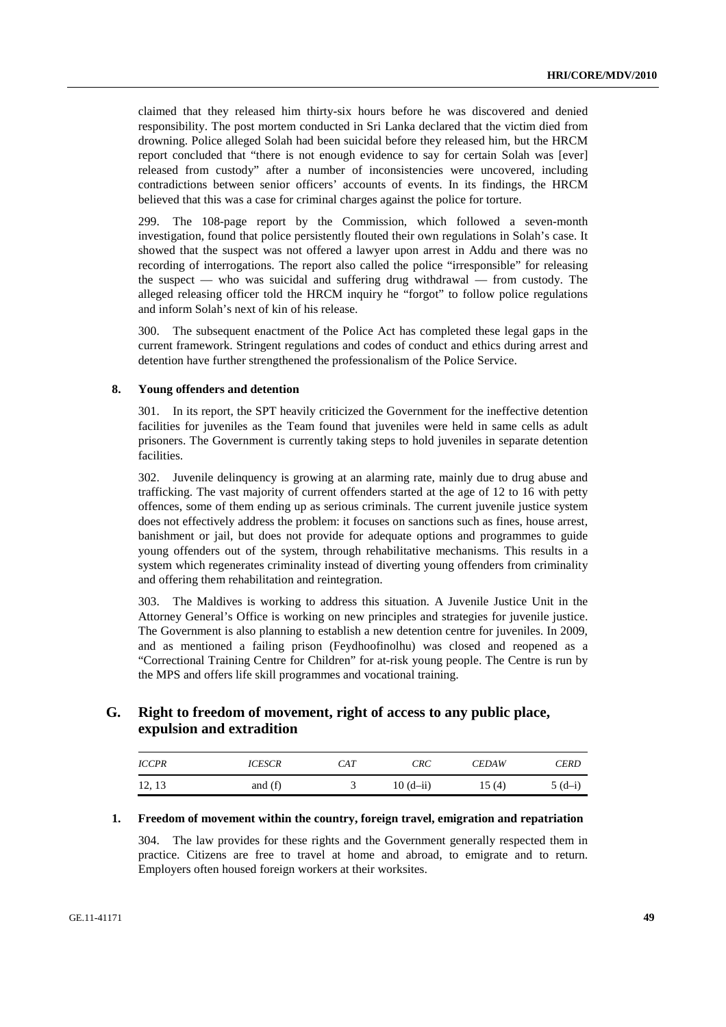claimed that they released him thirty-six hours before he was discovered and denied responsibility. The post mortem conducted in Sri Lanka declared that the victim died from drowning. Police alleged Solah had been suicidal before they released him, but the HRCM report concluded that "there is not enough evidence to say for certain Solah was [ever] released from custody" after a number of inconsistencies were uncovered, including contradictions between senior officers' accounts of events. In its findings, the HRCM believed that this was a case for criminal charges against the police for torture.

299. The 108-page report by the Commission, which followed a seven-month investigation, found that police persistently flouted their own regulations in Solah's case. It showed that the suspect was not offered a lawyer upon arrest in Addu and there was no recording of interrogations. The report also called the police "irresponsible" for releasing the suspect — who was suicidal and suffering drug withdrawal — from custody. The alleged releasing officer told the HRCM inquiry he "forgot" to follow police regulations and inform Solah's next of kin of his release.

300. The subsequent enactment of the Police Act has completed these legal gaps in the current framework. Stringent regulations and codes of conduct and ethics during arrest and detention have further strengthened the professionalism of the Police Service.

### 8. Young offenders and detention

301. In its report, the SPT heavily criticized the Government for the ineffective detention facilities for juveniles as the Team found that juveniles were held in same cells as adult prisoners. The Government is currently taking steps to hold juveniles in separate detention facilities.

302. Juvenile delinquency is growing at an alarming rate, mainly due to drug abuse and trafficking. The vast majority of current offenders started at the age of 12 to 16 with petty offences, some of them ending up as serious criminals. The current juvenile justice system does not effectively address the problem: it focuses on sanctions such as fines, house arrest, banishment or jail, but does not provide for adequate options and programmes to guide young offenders out of the system, through rehabilitative mechanisms. This results in a system which regenerates criminality instead of diverting young offenders from criminality and offering them rehabilitation and reintegration.

303. The Maldives is working to address this situation. A Juvenile Justice Unit in the Attorney General's Office is working on new principles and strategies for juvenile justice. The Government is also planning to establish a new detention centre for juveniles. In 2009, and as mentioned a failing prison (Feydhoofinolhu) was closed and reopened as a "Correctional Training Centre for Children" for at-risk young people. The Centre is run by the MPS and offers life skill programmes and vocational training.

## G. Right to freedom of movement, right of access to any public place, expulsion and extradition

| *ICCPR* | *ICESCR* | *CAT* | *CRC* | *CEDAW* | *CERD* |
|---|---|---|---|---|---|
| 12, 13 | and (f) | 3 | 10 (d–ii) | 15 (4) | 5 (d–i) |

### 1. Freedom of movement within the country, foreign travel, emigration and repatriation

304. The law provides for these rights and the Government generally respected them in practice. Citizens are free to travel at home and abroad, to emigrate and to return. Employers often housed foreign workers at their worksites.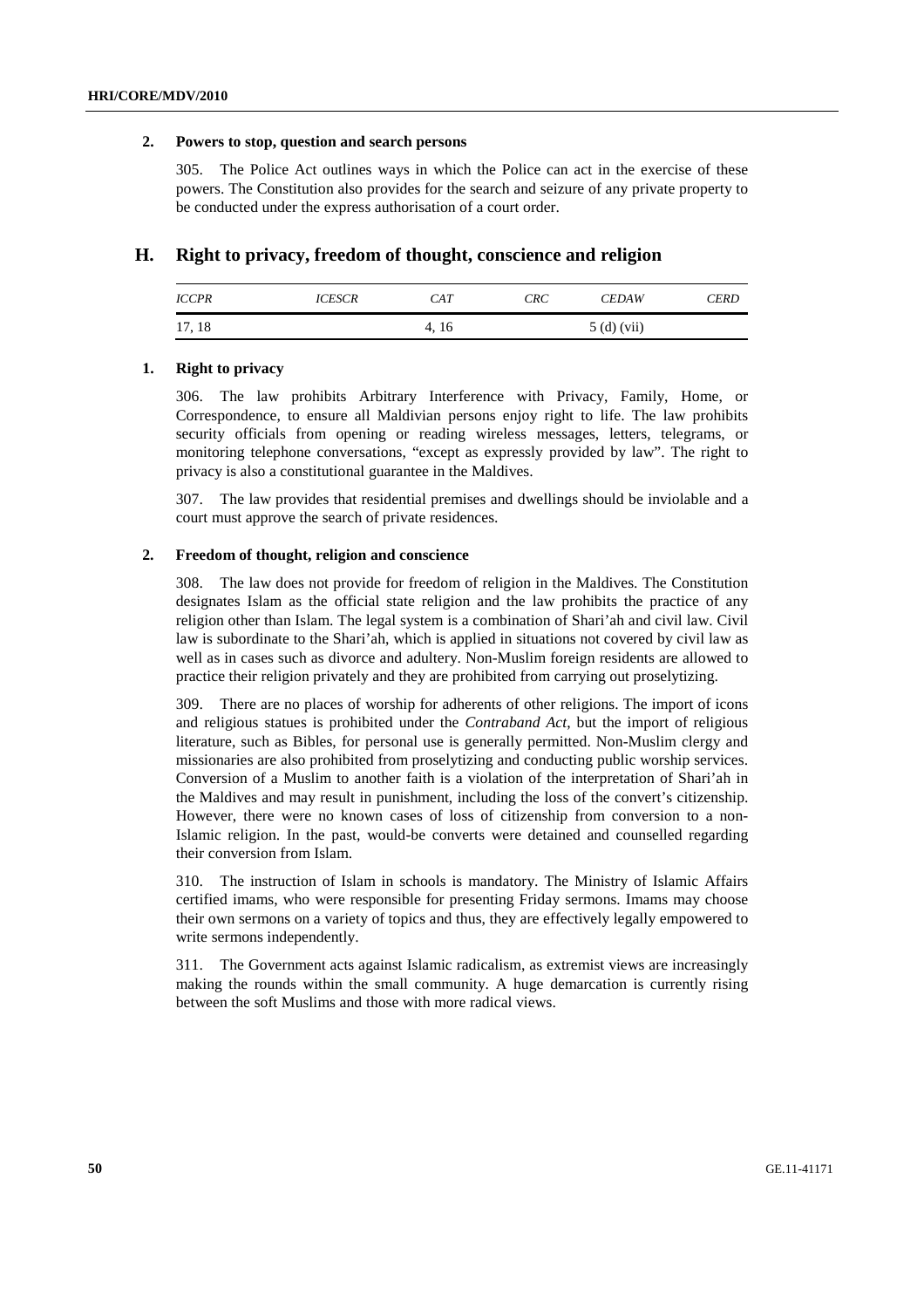### 2. Powers to stop, question and search persons

305. The Police Act outlines ways in which the Police can act in the exercise of these powers. The Constitution also provides for the search and seizure of any private property to be conducted under the express authorisation of a court order.

## H. Right to privacy, freedom of thought, conscience and religion

| *ICCPR* | *ICESCR* | *CAT* | *CRC* | *CEDAW* | *CERD* |
|---|---|---|---|---|---|
| 17, 18 | | 4, 16 | | 5 (d) (vii) | |

### 1. Right to privacy

306. The law prohibits Arbitrary Interference with Privacy, Family, Home, or Correspondence, to ensure all Maldivian persons enjoy right to life. The law prohibits security officials from opening or reading wireless messages, letters, telegrams, or monitoring telephone conversations, "except as expressly provided by law". The right to privacy is also a constitutional guarantee in the Maldives.

307. The law provides that residential premises and dwellings should be inviolable and a court must approve the search of private residences.

### 2. Freedom of thought, religion and conscience

308. The law does not provide for freedom of religion in the Maldives. The Constitution designates Islam as the official state religion and the law prohibits the practice of any religion other than Islam. The legal system is a combination of Shari'ah and civil law. Civil law is subordinate to the Shari'ah, which is applied in situations not covered by civil law as well as in cases such as divorce and adultery. Non-Muslim foreign residents are allowed to practice their religion privately and they are prohibited from carrying out proselytizing.

309. There are no places of worship for adherents of other religions. The import of icons and religious statues is prohibited under the *Contraband Act*, but the import of religious literature, such as Bibles, for personal use is generally permitted. Non-Muslim clergy and missionaries are also prohibited from proselytizing and conducting public worship services. Conversion of a Muslim to another faith is a violation of the interpretation of Shari'ah in the Maldives and may result in punishment, including the loss of the convert's citizenship. However, there were no known cases of loss of citizenship from conversion to a non-Islamic religion. In the past, would-be converts were detained and counselled regarding their conversion from Islam.

310. The instruction of Islam in schools is mandatory. The Ministry of Islamic Affairs certified imams, who were responsible for presenting Friday sermons. Imams may choose their own sermons on a variety of topics and thus, they are effectively legally empowered to write sermons independently.

311. The Government acts against Islamic radicalism, as extremist views are increasingly making the rounds within the small community. A huge demarcation is currently rising between the soft Muslims and those with more radical views.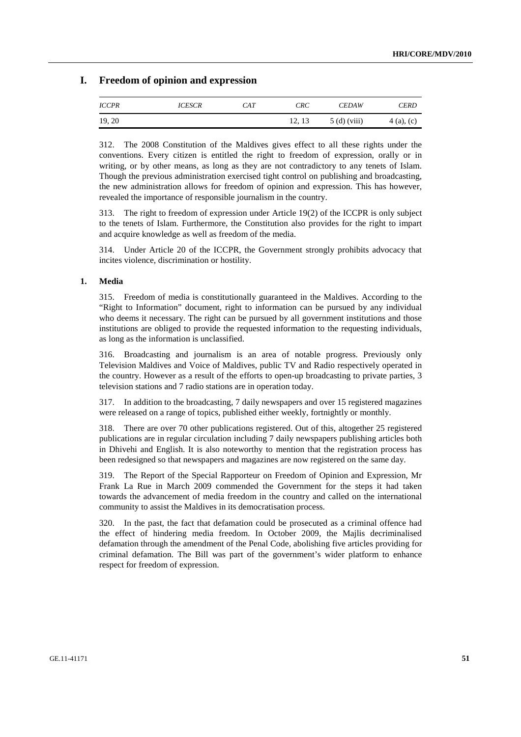## I. Freedom of opinion and expression

| *ICCPR* | *ICESCR* | *CAT* | *CRC* | *CEDAW* | *CERD* |
|---|---|---|---|---|---|
| 19, 20 | | | 12, 13 | 5 (d) (viii) | 4 (a), (c) |

312. The 2008 Constitution of the Maldives gives effect to all these rights under the conventions. Every citizen is entitled the right to freedom of expression, orally or in writing, or by other means, as long as they are not contradictory to any tenets of Islam. Though the previous administration exercised tight control on publishing and broadcasting, the new administration allows for freedom of opinion and expression. This has however, revealed the importance of responsible journalism in the country.

313. The right to freedom of expression under Article 19(2) of the ICCPR is only subject to the tenets of Islam. Furthermore, the Constitution also provides for the right to impart and acquire knowledge as well as freedom of the media.

314. Under Article 20 of the ICCPR, the Government strongly prohibits advocacy that incites violence, discrimination or hostility.

### 1. Media

315. Freedom of media is constitutionally guaranteed in the Maldives. According to the "Right to Information" document, right to information can be pursued by any individual who deems it necessary. The right can be pursued by all government institutions and those institutions are obliged to provide the requested information to the requesting individuals, as long as the information is unclassified.

316. Broadcasting and journalism is an area of notable progress. Previously only Television Maldives and Voice of Maldives, public TV and Radio respectively operated in the country. However as a result of the efforts to open-up broadcasting to private parties, 3 television stations and 7 radio stations are in operation today.

317. In addition to the broadcasting, 7 daily newspapers and over 15 registered magazines were released on a range of topics, published either weekly, fortnightly or monthly.

318. There are over 70 other publications registered. Out of this, altogether 25 registered publications are in regular circulation including 7 daily newspapers publishing articles both in Dhivehi and English. It is also noteworthy to mention that the registration process has been redesigned so that newspapers and magazines are now registered on the same day.

319. The Report of the Special Rapporteur on Freedom of Opinion and Expression, Mr Frank La Rue in March 2009 commended the Government for the steps it had taken towards the advancement of media freedom in the country and called on the international community to assist the Maldives in its democratisation process.

320. In the past, the fact that defamation could be prosecuted as a criminal offence had the effect of hindering media freedom. In October 2009, the Majlis decriminalised defamation through the amendment of the Penal Code, abolishing five articles providing for criminal defamation. The Bill was part of the government's wider platform to enhance respect for freedom of expression.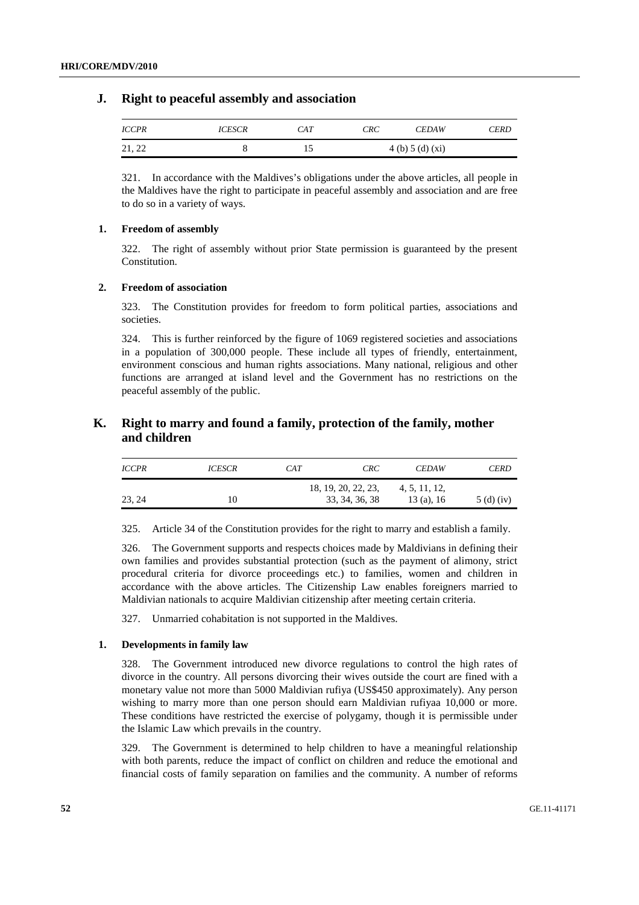## J. Right to peaceful assembly and association

| *ICCPR* | *ICESCR* | *CAT* | *CRC* | *CEDAW* | *CERD* |
|---|---|---|---|---|---|
| 21, 22 | 8 | 15 | | 4 (b) 5 (d) (xi) | |

321. In accordance with the Maldives's obligations under the above articles, all people in the Maldives have the right to participate in peaceful assembly and association and are free to do so in a variety of ways.

### 1. Freedom of assembly

322. The right of assembly without prior State permission is guaranteed by the present Constitution.

### 2. Freedom of association

323. The Constitution provides for freedom to form political parties, associations and societies.

324. This is further reinforced by the figure of 1069 registered societies and associations in a population of 300,000 people. These include all types of friendly, entertainment, environment conscious and human rights associations. Many national, religious and other functions are arranged at island level and the Government has no restrictions on the peaceful assembly of the public.

## K. Right to marry and found a family, protection of the family, mother and children

| *ICCPR* | *ICESCR* | *CAT* | *CRC* | *CEDAW* | *CERD* |
|---|---|---|---|---|---|
| 23, 24 | 10 | | 18, 19, 20, 22, 23, 33, 34, 36, 38 | 4, 5, 11, 12, 13 (a), 16 | 5 (d) (iv) |

325. Article 34 of the Constitution provides for the right to marry and establish a family.

326. The Government supports and respects choices made by Maldivians in defining their own families and provides substantial protection (such as the payment of alimony, strict procedural criteria for divorce proceedings etc.) to families, women and children in accordance with the above articles. The Citizenship Law enables foreigners married to Maldivian nationals to acquire Maldivian citizenship after meeting certain criteria.

327. Unmarried cohabitation is not supported in the Maldives.

### 1. Developments in family law

328. The Government introduced new divorce regulations to control the high rates of divorce in the country. All persons divorcing their wives outside the court are fined with a monetary value not more than 5000 Maldivian rufiya (US$450 approximately). Any person wishing to marry more than one person should earn Maldivian rufiyaa 10,000 or more. These conditions have restricted the exercise of polygamy, though it is permissible under the Islamic Law which prevails in the country.

329. The Government is determined to help children to have a meaningful relationship with both parents, reduce the impact of conflict on children and reduce the emotional and financial costs of family separation on families and the community. A number of reforms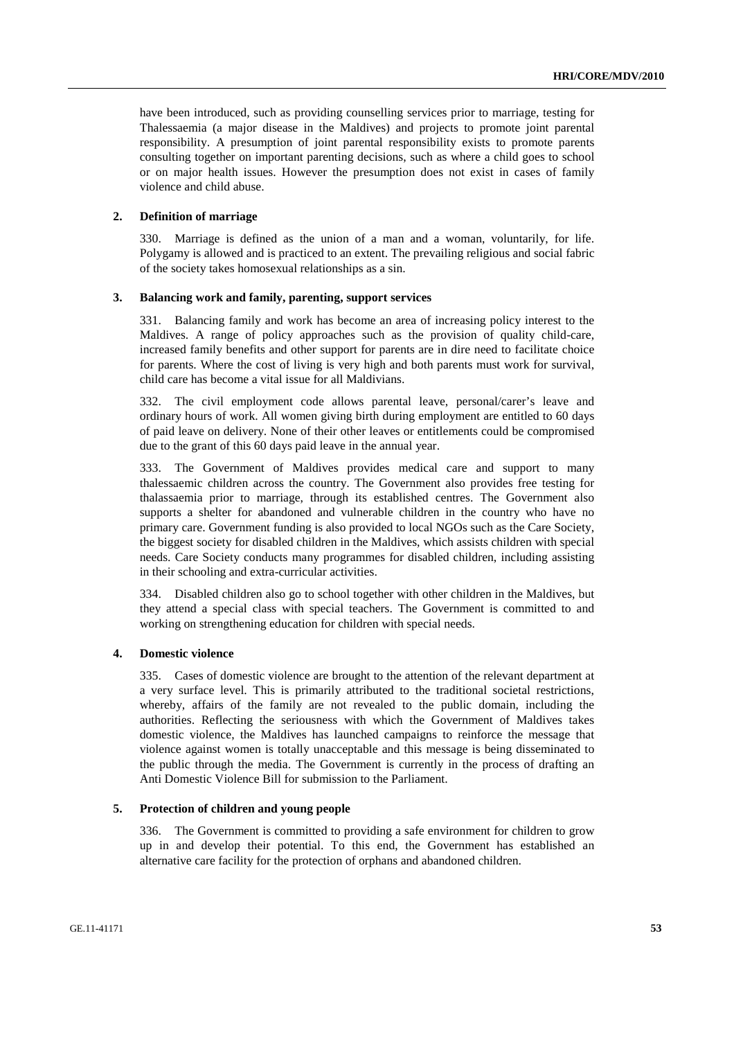have been introduced, such as providing counselling services prior to marriage, testing for Thalessaemia (a major disease in the Maldives) and projects to promote joint parental responsibility. A presumption of joint parental responsibility exists to promote parents consulting together on important parenting decisions, such as where a child goes to school or on major health issues. However the presumption does not exist in cases of family violence and child abuse.

## 2. Definition of marriage

330. Marriage is defined as the union of a man and a woman, voluntarily, for life. Polygamy is allowed and is practiced to an extent. The prevailing religious and social fabric of the society takes homosexual relationships as a sin.

## 3. Balancing work and family, parenting, support services

331. Balancing family and work has become an area of increasing policy interest to the Maldives. A range of policy approaches such as the provision of quality child-care, increased family benefits and other support for parents are in dire need to facilitate choice for parents. Where the cost of living is very high and both parents must work for survival, child care has become a vital issue for all Maldivians.

332. The civil employment code allows parental leave, personal/carer's leave and ordinary hours of work. All women giving birth during employment are entitled to 60 days of paid leave on delivery. None of their other leaves or entitlements could be compromised due to the grant of this 60 days paid leave in the annual year.

333. The Government of Maldives provides medical care and support to many thalessaemic children across the country. The Government also provides free testing for thalassaemia prior to marriage, through its established centres. The Government also supports a shelter for abandoned and vulnerable children in the country who have no primary care. Government funding is also provided to local NGOs such as the Care Society, the biggest society for disabled children in the Maldives, which assists children with special needs. Care Society conducts many programmes for disabled children, including assisting in their schooling and extra-curricular activities.

334. Disabled children also go to school together with other children in the Maldives, but they attend a special class with special teachers. The Government is committed to and working on strengthening education for children with special needs.

## 4. Domestic violence

335. Cases of domestic violence are brought to the attention of the relevant department at a very surface level. This is primarily attributed to the traditional societal restrictions, whereby, affairs of the family are not revealed to the public domain, including the authorities. Reflecting the seriousness with which the Government of Maldives takes domestic violence, the Maldives has launched campaigns to reinforce the message that violence against women is totally unacceptable and this message is being disseminated to the public through the media. The Government is currently in the process of drafting an Anti Domestic Violence Bill for submission to the Parliament.

## 5. Protection of children and young people

336. The Government is committed to providing a safe environment for children to grow up in and develop their potential. To this end, the Government has established an alternative care facility for the protection of orphans and abandoned children.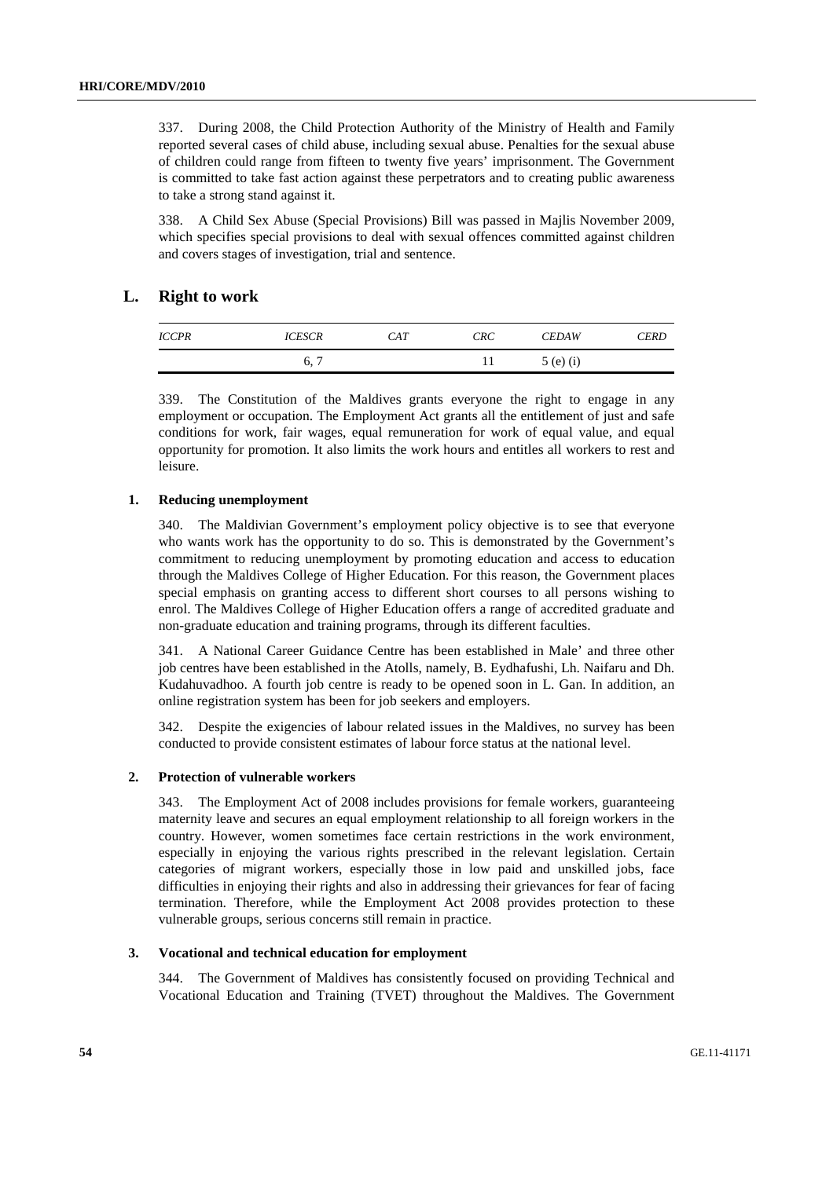337. During 2008, the Child Protection Authority of the Ministry of Health and Family reported several cases of child abuse, including sexual abuse. Penalties for the sexual abuse of children could range from fifteen to twenty five years' imprisonment. The Government is committed to take fast action against these perpetrators and to creating public awareness to take a strong stand against it.

338. A Child Sex Abuse (Special Provisions) Bill was passed in Majlis November 2009, which specifies special provisions to deal with sexual offences committed against children and covers stages of investigation, trial and sentence.

## L. Right to work

| *ICCPR* | *ICESCR* | *CAT* | *CRC* | *CEDAW* | *CERD* |
|---|---|---|---|---|---|
| | 6, 7 | | 11 | 5 (e) (i) | |

339. The Constitution of the Maldives grants everyone the right to engage in any employment or occupation. The Employment Act grants all the entitlement of just and safe conditions for work, fair wages, equal remuneration for work of equal value, and equal opportunity for promotion. It also limits the work hours and entitles all workers to rest and leisure.

### 1. Reducing unemployment

340. The Maldivian Government's employment policy objective is to see that everyone who wants work has the opportunity to do so. This is demonstrated by the Government's commitment to reducing unemployment by promoting education and access to education through the Maldives College of Higher Education. For this reason, the Government places special emphasis on granting access to different short courses to all persons wishing to enrol. The Maldives College of Higher Education offers a range of accredited graduate and non-graduate education and training programs, through its different faculties.

341. A National Career Guidance Centre has been established in Male' and three other job centres have been established in the Atolls, namely, B. Eydhafushi, Lh. Naifaru and Dh. Kudahuvadhoo. A fourth job centre is ready to be opened soon in L. Gan. In addition, an online registration system has been for job seekers and employers.

342. Despite the exigencies of labour related issues in the Maldives, no survey has been conducted to provide consistent estimates of labour force status at the national level.

### 2. Protection of vulnerable workers

343. The Employment Act of 2008 includes provisions for female workers, guaranteeing maternity leave and secures an equal employment relationship to all foreign workers in the country. However, women sometimes face certain restrictions in the work environment, especially in enjoying the various rights prescribed in the relevant legislation. Certain categories of migrant workers, especially those in low paid and unskilled jobs, face difficulties in enjoying their rights and also in addressing their grievances for fear of facing termination. Therefore, while the Employment Act 2008 provides protection to these vulnerable groups, serious concerns still remain in practice.

### 3. Vocational and technical education for employment

344. The Government of Maldives has consistently focused on providing Technical and Vocational Education and Training (TVET) throughout the Maldives. The Government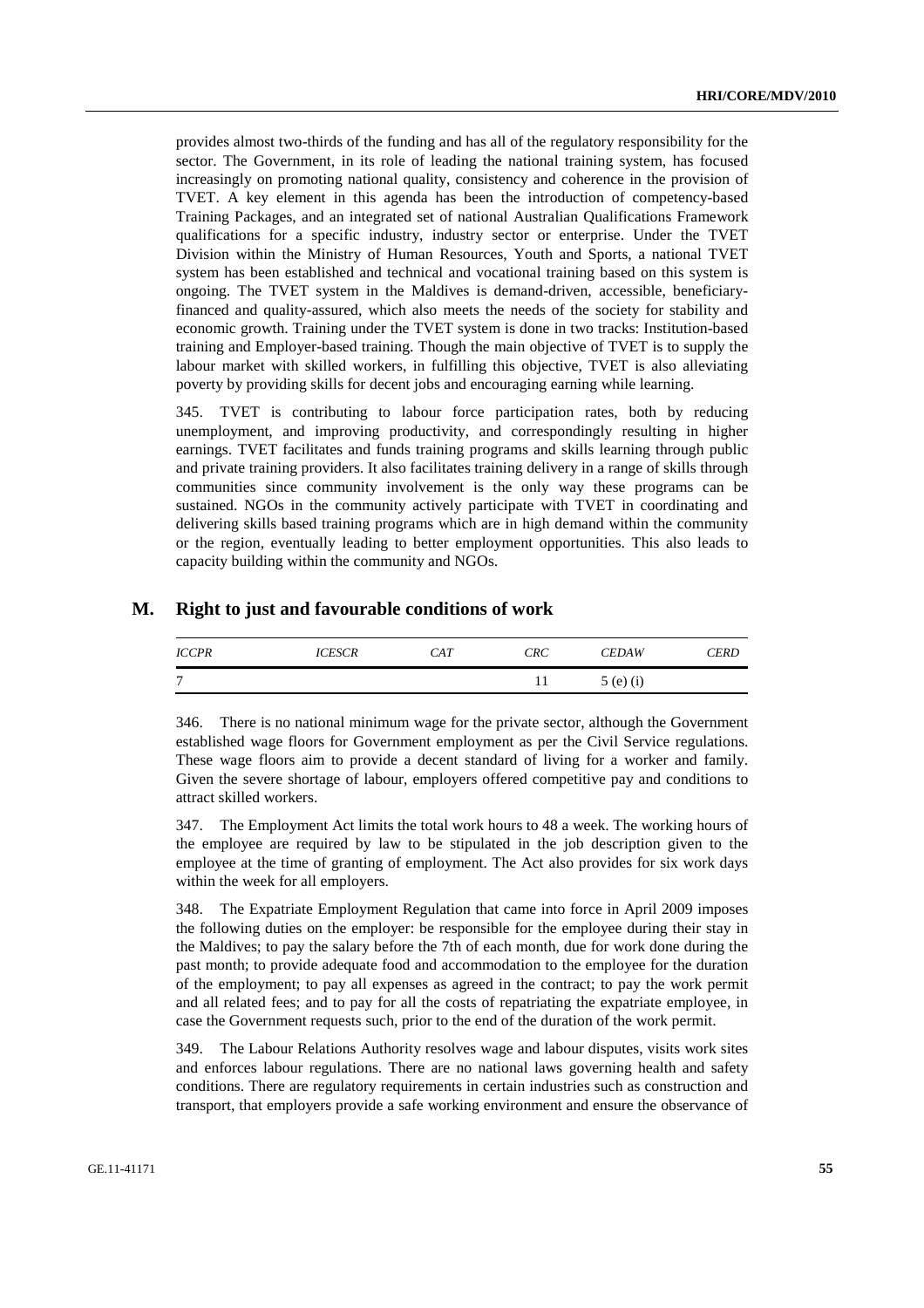provides almost two-thirds of the funding and has all of the regulatory responsibility for the sector. The Government, in its role of leading the national training system, has focused increasingly on promoting national quality, consistency and coherence in the provision of TVET. A key element in this agenda has been the introduction of competency-based Training Packages, and an integrated set of national Australian Qualifications Framework qualifications for a specific industry, industry sector or enterprise. Under the TVET Division within the Ministry of Human Resources, Youth and Sports, a national TVET system has been established and technical and vocational training based on this system is ongoing. The TVET system in the Maldives is demand-driven, accessible, beneficiary-financed and quality-assured, which also meets the needs of the society for stability and economic growth. Training under the TVET system is done in two tracks: Institution-based training and Employer-based training. Though the main objective of TVET is to supply the labour market with skilled workers, in fulfilling this objective, TVET is also alleviating poverty by providing skills for decent jobs and encouraging earning while learning.

345. TVET is contributing to labour force participation rates, both by reducing unemployment, and improving productivity, and correspondingly resulting in higher earnings. TVET facilitates and funds training programs and skills learning through public and private training providers. It also facilitates training delivery in a range of skills through communities since community involvement is the only way these programs can be sustained. NGOs in the community actively participate with TVET in coordinating and delivering skills based training programs which are in high demand within the community or the region, eventually leading to better employment opportunities. This also leads to capacity building within the community and NGOs.

## M. Right to just and favourable conditions of work

| *ICCPR* | *ICESCR* | *CAT* | *CRC* | *CEDAW* | *CERD* |
|---|---|---|---|---|---|
| 7 | | | 11 | 5 (e) (i) | |

346. There is no national minimum wage for the private sector, although the Government established wage floors for Government employment as per the Civil Service regulations. These wage floors aim to provide a decent standard of living for a worker and family. Given the severe shortage of labour, employers offered competitive pay and conditions to attract skilled workers.

347. The Employment Act limits the total work hours to 48 a week. The working hours of the employee are required by law to be stipulated in the job description given to the employee at the time of granting of employment. The Act also provides for six work days within the week for all employers.

348. The Expatriate Employment Regulation that came into force in April 2009 imposes the following duties on the employer: be responsible for the employee during their stay in the Maldives; to pay the salary before the 7th of each month, due for work done during the past month; to provide adequate food and accommodation to the employee for the duration of the employment; to pay all expenses as agreed in the contract; to pay the work permit and all related fees; and to pay for all the costs of repatriating the expatriate employee, in case the Government requests such, prior to the end of the duration of the work permit.

349. The Labour Relations Authority resolves wage and labour disputes, visits work sites and enforces labour regulations. There are no national laws governing health and safety conditions. There are regulatory requirements in certain industries such as construction and transport, that employers provide a safe working environment and ensure the observance of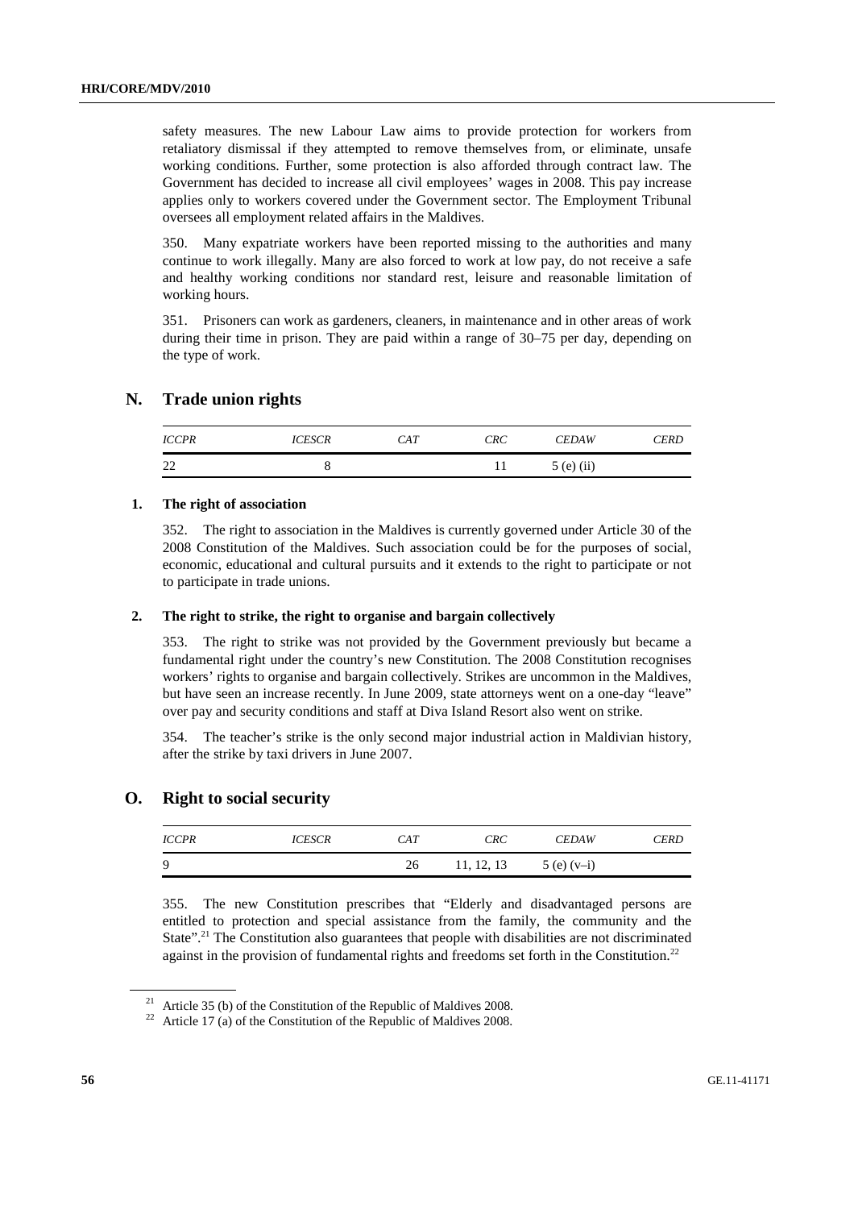safety measures. The new Labour Law aims to provide protection for workers from retaliatory dismissal if they attempted to remove themselves from, or eliminate, unsafe working conditions. Further, some protection is also afforded through contract law. The Government has decided to increase all civil employees' wages in 2008. This pay increase applies only to workers covered under the Government sector. The Employment Tribunal oversees all employment related affairs in the Maldives.

350. Many expatriate workers have been reported missing to the authorities and many continue to work illegally. Many are also forced to work at low pay, do not receive a safe and healthy working conditions nor standard rest, leisure and reasonable limitation of working hours.

351. Prisoners can work as gardeners, cleaners, in maintenance and in other areas of work during their time in prison. They are paid within a range of 30–75 per day, depending on the type of work.

## N. Trade union rights

| *ICCPR* | *ICESCR* | *CAT* | *CRC* | *CEDAW* | *CERD* |
|---|---|---|---|---|---|
| 22 | 8 | | 11 | 5 (e) (ii) | |

### 1. The right of association

352. The right to association in the Maldives is currently governed under Article 30 of the 2008 Constitution of the Maldives. Such association could be for the purposes of social, economic, educational and cultural pursuits and it extends to the right to participate or not to participate in trade unions.

### 2. The right to strike, the right to organise and bargain collectively

353. The right to strike was not provided by the Government previously but became a fundamental right under the country's new Constitution. The 2008 Constitution recognises workers' rights to organise and bargain collectively. Strikes are uncommon in the Maldives, but have seen an increase recently. In June 2009, state attorneys went on a one-day "leave" over pay and security conditions and staff at Diva Island Resort also went on strike.

354. The teacher's strike is the only second major industrial action in Maldivian history, after the strike by taxi drivers in June 2007.

## O. Right to social security

| *ICCPR* | *ICESCR* | *CAT* | *CRC* | *CEDAW* | *CERD* |
|---|---|---|---|---|---|
| 9 | | 26 | 11, 12, 13 | 5 (e) (v–i) | |

355. The new Constitution prescribes that "Elderly and disadvantaged persons are entitled to protection and special assistance from the family, the community and the State".[21] The Constitution also guarantees that people with disabilities are not discriminated against in the provision of fundamental rights and freedoms set forth in the Constitution.[22]

[21] Article 35 (b) of the Constitution of the Republic of Maldives 2008.

[22] Article 17 (a) of the Constitution of the Republic of Maldives 2008.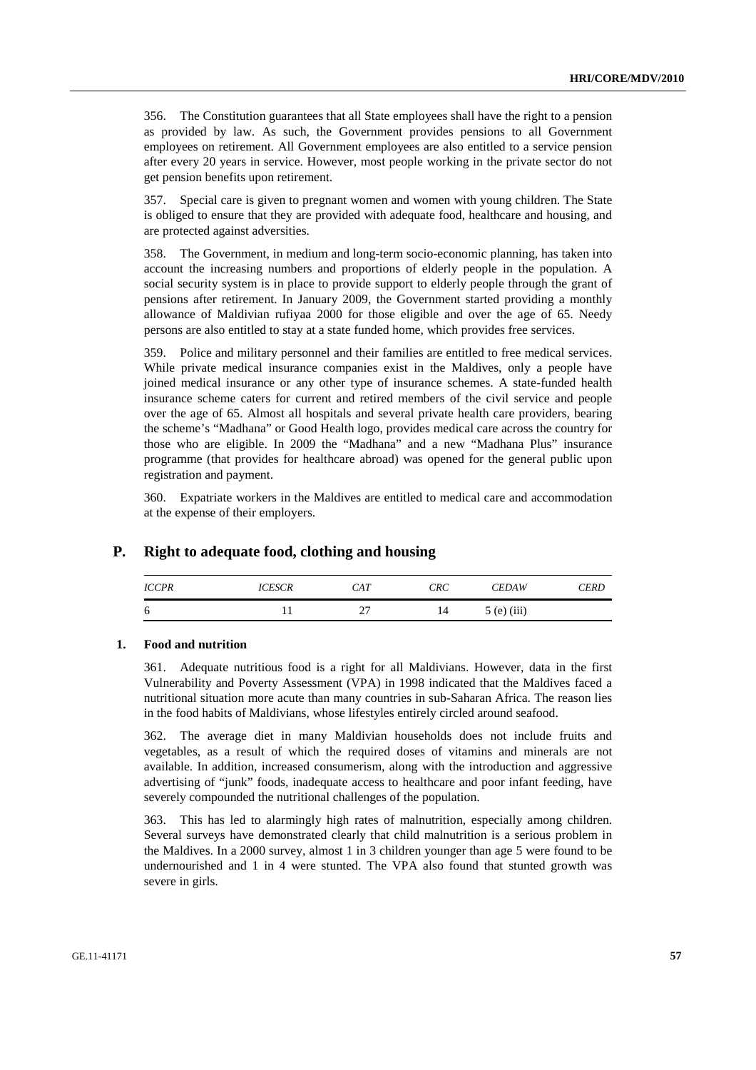356. The Constitution guarantees that all State employees shall have the right to a pension as provided by law. As such, the Government provides pensions to all Government employees on retirement. All Government employees are also entitled to a service pension after every 20 years in service. However, most people working in the private sector do not get pension benefits upon retirement.

357. Special care is given to pregnant women and women with young children. The State is obliged to ensure that they are provided with adequate food, healthcare and housing, and are protected against adversities.

358. The Government, in medium and long-term socio-economic planning, has taken into account the increasing numbers and proportions of elderly people in the population. A social security system is in place to provide support to elderly people through the grant of pensions after retirement. In January 2009, the Government started providing a monthly allowance of Maldivian rufiyaa 2000 for those eligible and over the age of 65. Needy persons are also entitled to stay at a state funded home, which provides free services.

359. Police and military personnel and their families are entitled to free medical services. While private medical insurance companies exist in the Maldives, only a people have joined medical insurance or any other type of insurance schemes. A state-funded health insurance scheme caters for current and retired members of the civil service and people over the age of 65. Almost all hospitals and several private health care providers, bearing the scheme's "Madhana" or Good Health logo, provides medical care across the country for those who are eligible. In 2009 the "Madhana" and a new "Madhana Plus" insurance programme (that provides for healthcare abroad) was opened for the general public upon registration and payment.

360. Expatriate workers in the Maldives are entitled to medical care and accommodation at the expense of their employers.

## P. Right to adequate food, clothing and housing

| *ICCPR* | *ICESCR* | *CAT* | *CRC* | *CEDAW* | *CERD* |
|---|---|---|---|---|---|
| 6 | 11 | 27 | 14 | 5 (e) (iii) | |

### 1. Food and nutrition

361. Adequate nutritious food is a right for all Maldivians. However, data in the first Vulnerability and Poverty Assessment (VPA) in 1998 indicated that the Maldives faced a nutritional situation more acute than many countries in sub-Saharan Africa. The reason lies in the food habits of Maldivians, whose lifestyles entirely circled around seafood.

362. The average diet in many Maldivian households does not include fruits and vegetables, as a result of which the required doses of vitamins and minerals are not available. In addition, increased consumerism, along with the introduction and aggressive advertising of "junk" foods, inadequate access to healthcare and poor infant feeding, have severely compounded the nutritional challenges of the population.

363. This has led to alarmingly high rates of malnutrition, especially among children. Several surveys have demonstrated clearly that child malnutrition is a serious problem in the Maldives. In a 2000 survey, almost 1 in 3 children younger than age 5 were found to be undernourished and 1 in 4 were stunted. The VPA also found that stunted growth was severe in girls.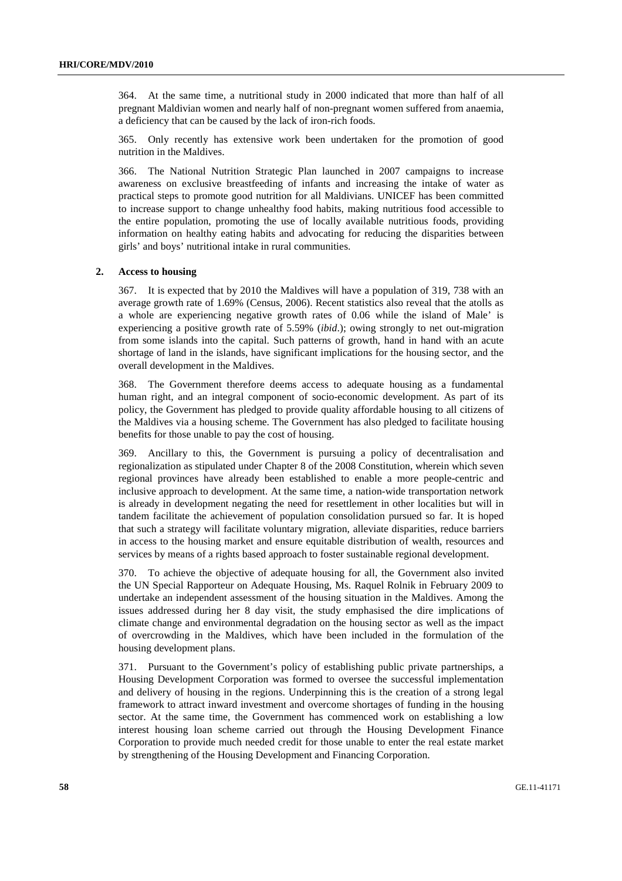364. At the same time, a nutritional study in 2000 indicated that more than half of all pregnant Maldivian women and nearly half of non-pregnant women suffered from anaemia, a deficiency that can be caused by the lack of iron-rich foods.

365. Only recently has extensive work been undertaken for the promotion of good nutrition in the Maldives.

366. The National Nutrition Strategic Plan launched in 2007 campaigns to increase awareness on exclusive breastfeeding of infants and increasing the intake of water as practical steps to promote good nutrition for all Maldivians. UNICEF has been committed to increase support to change unhealthy food habits, making nutritious food accessible to the entire population, promoting the use of locally available nutritious foods, providing information on healthy eating habits and advocating for reducing the disparities between girls' and boys' nutritional intake in rural communities.

### 2. Access to housing

367. It is expected that by 2010 the Maldives will have a population of 319, 738 with an average growth rate of 1.69% (Census, 2006). Recent statistics also reveal that the atolls as a whole are experiencing negative growth rates of 0.06 while the island of Male' is experiencing a positive growth rate of 5.59% (*ibid*.); owing strongly to net out-migration from some islands into the capital. Such patterns of growth, hand in hand with an acute shortage of land in the islands, have significant implications for the housing sector, and the overall development in the Maldives.

368. The Government therefore deems access to adequate housing as a fundamental human right, and an integral component of socio-economic development. As part of its policy, the Government has pledged to provide quality affordable housing to all citizens of the Maldives via a housing scheme. The Government has also pledged to facilitate housing benefits for those unable to pay the cost of housing.

369. Ancillary to this, the Government is pursuing a policy of decentralisation and regionalization as stipulated under Chapter 8 of the 2008 Constitution, wherein which seven regional provinces have already been established to enable a more people-centric and inclusive approach to development. At the same time, a nation-wide transportation network is already in development negating the need for resettlement in other localities but will in tandem facilitate the achievement of population consolidation pursued so far. It is hoped that such a strategy will facilitate voluntary migration, alleviate disparities, reduce barriers in access to the housing market and ensure equitable distribution of wealth, resources and services by means of a rights based approach to foster sustainable regional development.

370. To achieve the objective of adequate housing for all, the Government also invited the UN Special Rapporteur on Adequate Housing, Ms. Raquel Rolnik in February 2009 to undertake an independent assessment of the housing situation in the Maldives. Among the issues addressed during her 8 day visit, the study emphasised the dire implications of climate change and environmental degradation on the housing sector as well as the impact of overcrowding in the Maldives, which have been included in the formulation of the housing development plans.

371. Pursuant to the Government's policy of establishing public private partnerships, a Housing Development Corporation was formed to oversee the successful implementation and delivery of housing in the regions. Underpinning this is the creation of a strong legal framework to attract inward investment and overcome shortages of funding in the housing sector. At the same time, the Government has commenced work on establishing a low interest housing loan scheme carried out through the Housing Development Finance Corporation to provide much needed credit for those unable to enter the real estate market by strengthening of the Housing Development and Financing Corporation.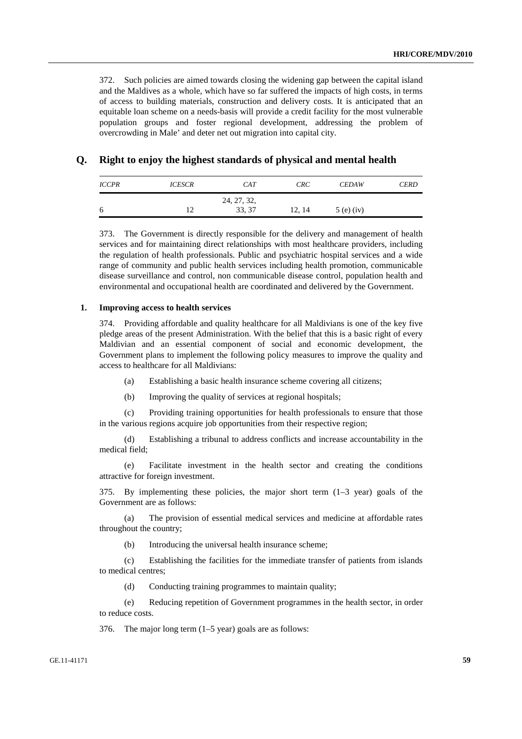372. Such policies are aimed towards closing the widening gap between the capital island and the Maldives as a whole, which have so far suffered the impacts of high costs, in terms of access to building materials, construction and delivery costs. It is anticipated that an equitable loan scheme on a needs-basis will provide a credit facility for the most vulnerable population groups and foster regional development, addressing the problem of overcrowding in Male' and deter net out migration into capital city.

## Q. Right to enjoy the highest standards of physical and mental health

| *ICCPR* | *ICESCR* | *CAT* | *CRC* | *CEDAW* | *CERD* |
|---|---|---|---|---|---|
| 6 | 12 | 24, 27, 32, 33, 37 | 12, 14 | 5 (e) (iv) | |

373. The Government is directly responsible for the delivery and management of health services and for maintaining direct relationships with most healthcare providers, including the regulation of health professionals. Public and psychiatric hospital services and a wide range of community and public health services including health promotion, communicable disease surveillance and control, non communicable disease control, population health and environmental and occupational health are coordinated and delivered by the Government.

### 1. Improving access to health services

374. Providing affordable and quality healthcare for all Maldivians is one of the key five pledge areas of the present Administration. With the belief that this is a basic right of every Maldivian and an essential component of social and economic development, the Government plans to implement the following policy measures to improve the quality and access to healthcare for all Maldivians:

(a) Establishing a basic health insurance scheme covering all citizens;

(b) Improving the quality of services at regional hospitals;

(c) Providing training opportunities for health professionals to ensure that those in the various regions acquire job opportunities from their respective region;

(d) Establishing a tribunal to address conflicts and increase accountability in the medical field;

(e) Facilitate investment in the health sector and creating the conditions attractive for foreign investment.

375. By implementing these policies, the major short term (1–3 year) goals of the Government are as follows:

(a) The provision of essential medical services and medicine at affordable rates throughout the country;

(b) Introducing the universal health insurance scheme;

(c) Establishing the facilities for the immediate transfer of patients from islands to medical centres;

(d) Conducting training programmes to maintain quality;

(e) Reducing repetition of Government programmes in the health sector, in order to reduce costs.

376. The major long term (1–5 year) goals are as follows: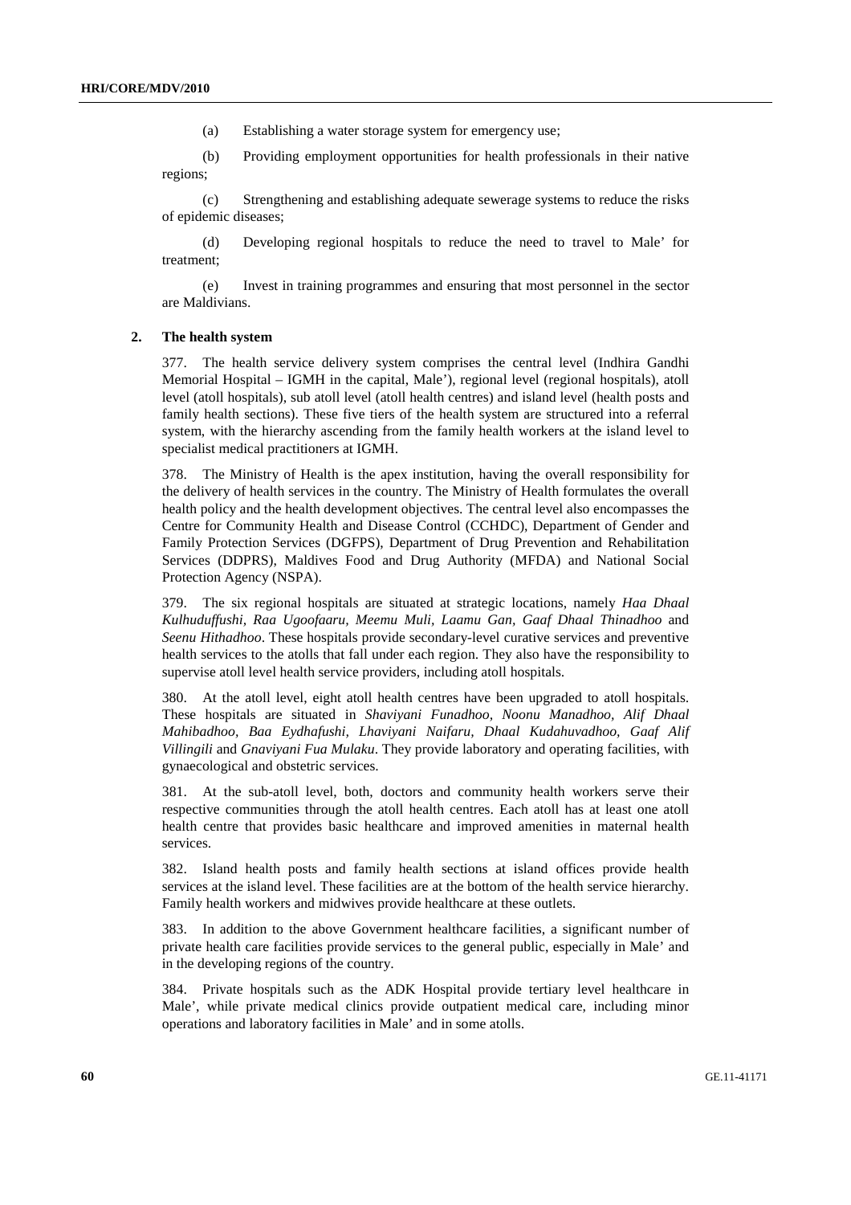(a) Establishing a water storage system for emergency use;

(b) Providing employment opportunities for health professionals in their native regions;

(c) Strengthening and establishing adequate sewerage systems to reduce the risks of epidemic diseases;

(d) Developing regional hospitals to reduce the need to travel to Male' for treatment;

(e) Invest in training programmes and ensuring that most personnel in the sector are Maldivians.

### 2. The health system

377. The health service delivery system comprises the central level (Indhira Gandhi Memorial Hospital – IGMH in the capital, Male'), regional level (regional hospitals), atoll level (atoll hospitals), sub atoll level (atoll health centres) and island level (health posts and family health sections). These five tiers of the health system are structured into a referral system, with the hierarchy ascending from the family health workers at the island level to specialist medical practitioners at IGMH.

378. The Ministry of Health is the apex institution, having the overall responsibility for the delivery of health services in the country. The Ministry of Health formulates the overall health policy and the health development objectives. The central level also encompasses the Centre for Community Health and Disease Control (CCHDC), Department of Gender and Family Protection Services (DGFPS), Department of Drug Prevention and Rehabilitation Services (DDPRS), Maldives Food and Drug Authority (MFDA) and National Social Protection Agency (NSPA).

379. The six regional hospitals are situated at strategic locations, namely *Haa Dhaal Kulhuduffushi, Raa Ugoofaaru, Meemu Muli, Laamu Gan, Gaaf Dhaal Thinadhoo* and *Seenu Hithadhoo*. These hospitals provide secondary-level curative services and preventive health services to the atolls that fall under each region. They also have the responsibility to supervise atoll level health service providers, including atoll hospitals.

380. At the atoll level, eight atoll health centres have been upgraded to atoll hospitals. These hospitals are situated in *Shaviyani Funadhoo, Noonu Manadhoo, Alif Dhaal Mahibadhoo, Baa Eydhafushi, Lhaviyani Naifaru, Dhaal Kudahuvadhoo, Gaaf Alif Villingili* and *Gnaviyani Fua Mulaku*. They provide laboratory and operating facilities, with gynaecological and obstetric services.

381. At the sub-atoll level, both, doctors and community health workers serve their respective communities through the atoll health centres. Each atoll has at least one atoll health centre that provides basic healthcare and improved amenities in maternal health services.

382. Island health posts and family health sections at island offices provide health services at the island level. These facilities are at the bottom of the health service hierarchy. Family health workers and midwives provide healthcare at these outlets.

383. In addition to the above Government healthcare facilities, a significant number of private health care facilities provide services to the general public, especially in Male' and in the developing regions of the country.

384. Private hospitals such as the ADK Hospital provide tertiary level healthcare in Male', while private medical clinics provide outpatient medical care, including minor operations and laboratory facilities in Male' and in some atolls.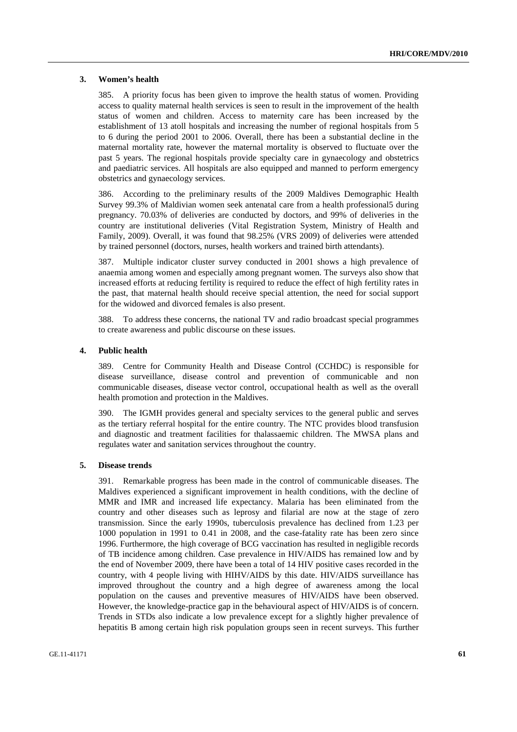### 3. Women's health

385. A priority focus has been given to improve the health status of women. Providing access to quality maternal health services is seen to result in the improvement of the health status of women and children. Access to maternity care has been increased by the establishment of 13 atoll hospitals and increasing the number of regional hospitals from 5 to 6 during the period 2001 to 2006. Overall, there has been a substantial decline in the maternal mortality rate, however the maternal mortality is observed to fluctuate over the past 5 years. The regional hospitals provide specialty care in gynaecology and obstetrics and paediatric services. All hospitals are also equipped and manned to perform emergency obstetrics and gynaecology services.

386. According to the preliminary results of the 2009 Maldives Demographic Health Survey 99.3% of Maldivian women seek antenatal care from a health professional5 during pregnancy. 70.03% of deliveries are conducted by doctors, and 99% of deliveries in the country are institutional deliveries (Vital Registration System, Ministry of Health and Family, 2009). Overall, it was found that 98.25% (VRS 2009) of deliveries were attended by trained personnel (doctors, nurses, health workers and trained birth attendants).

387. Multiple indicator cluster survey conducted in 2001 shows a high prevalence of anaemia among women and especially among pregnant women. The surveys also show that increased efforts at reducing fertility is required to reduce the effect of high fertility rates in the past, that maternal health should receive special attention, the need for social support for the widowed and divorced females is also present.

388. To address these concerns, the national TV and radio broadcast special programmes to create awareness and public discourse on these issues.

### 4. Public health

389. Centre for Community Health and Disease Control (CCHDC) is responsible for disease surveillance, disease control and prevention of communicable and non communicable diseases, disease vector control, occupational health as well as the overall health promotion and protection in the Maldives.

390. The IGMH provides general and specialty services to the general public and serves as the tertiary referral hospital for the entire country. The NTC provides blood transfusion and diagnostic and treatment facilities for thalassaemic children. The MWSA plans and regulates water and sanitation services throughout the country.

### 5. Disease trends

391. Remarkable progress has been made in the control of communicable diseases. The Maldives experienced a significant improvement in health conditions, with the decline of MMR and IMR and increased life expectancy. Malaria has been eliminated from the country and other diseases such as leprosy and filarial are now at the stage of zero transmission. Since the early 1990s, tuberculosis prevalence has declined from 1.23 per 1000 population in 1991 to 0.41 in 2008, and the case-fatality rate has been zero since 1996. Furthermore, the high coverage of BCG vaccination has resulted in negligible records of TB incidence among children. Case prevalence in HIV/AIDS has remained low and by the end of November 2009, there have been a total of 14 HIV positive cases recorded in the country, with 4 people living with HIHV/AIDS by this date. HIV/AIDS surveillance has improved throughout the country and a high degree of awareness among the local population on the causes and preventive measures of HIV/AIDS have been observed. However, the knowledge-practice gap in the behavioural aspect of HIV/AIDS is of concern. Trends in STDs also indicate a low prevalence except for a slightly higher prevalence of hepatitis B among certain high risk population groups seen in recent surveys. This further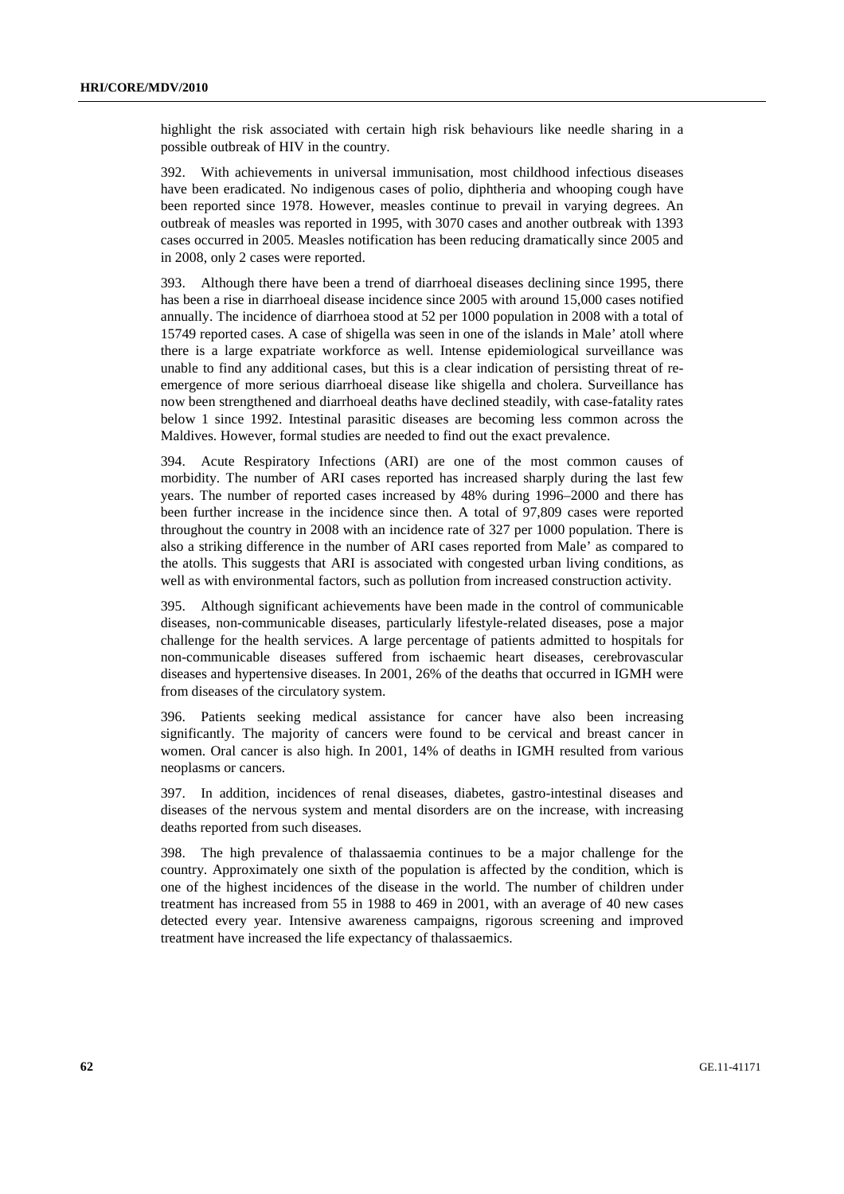highlight the risk associated with certain high risk behaviours like needle sharing in a possible outbreak of HIV in the country.

392. With achievements in universal immunisation, most childhood infectious diseases have been eradicated. No indigenous cases of polio, diphtheria and whooping cough have been reported since 1978. However, measles continue to prevail in varying degrees. An outbreak of measles was reported in 1995, with 3070 cases and another outbreak with 1393 cases occurred in 2005. Measles notification has been reducing dramatically since 2005 and in 2008, only 2 cases were reported.

393. Although there have been a trend of diarrhoeal diseases declining since 1995, there has been a rise in diarrhoeal disease incidence since 2005 with around 15,000 cases notified annually. The incidence of diarrhoea stood at 52 per 1000 population in 2008 with a total of 15749 reported cases. A case of shigella was seen in one of the islands in Male' atoll where there is a large expatriate workforce as well. Intense epidemiological surveillance was unable to find any additional cases, but this is a clear indication of persisting threat of re-emergence of more serious diarrhoeal disease like shigella and cholera. Surveillance has now been strengthened and diarrhoeal deaths have declined steadily, with case-fatality rates below 1 since 1992. Intestinal parasitic diseases are becoming less common across the Maldives. However, formal studies are needed to find out the exact prevalence.

394. Acute Respiratory Infections (ARI) are one of the most common causes of morbidity. The number of ARI cases reported has increased sharply during the last few years. The number of reported cases increased by 48% during 1996–2000 and there has been further increase in the incidence since then. A total of 97,809 cases were reported throughout the country in 2008 with an incidence rate of 327 per 1000 population. There is also a striking difference in the number of ARI cases reported from Male' as compared to the atolls. This suggests that ARI is associated with congested urban living conditions, as well as with environmental factors, such as pollution from increased construction activity.

395. Although significant achievements have been made in the control of communicable diseases, non-communicable diseases, particularly lifestyle-related diseases, pose a major challenge for the health services. A large percentage of patients admitted to hospitals for non-communicable diseases suffered from ischaemic heart diseases, cerebrovascular diseases and hypertensive diseases. In 2001, 26% of the deaths that occurred in IGMH were from diseases of the circulatory system.

396. Patients seeking medical assistance for cancer have also been increasing significantly. The majority of cancers were found to be cervical and breast cancer in women. Oral cancer is also high. In 2001, 14% of deaths in IGMH resulted from various neoplasms or cancers.

397. In addition, incidences of renal diseases, diabetes, gastro-intestinal diseases and diseases of the nervous system and mental disorders are on the increase, with increasing deaths reported from such diseases.

398. The high prevalence of thalassaemia continues to be a major challenge for the country. Approximately one sixth of the population is affected by the condition, which is one of the highest incidences of the disease in the world. The number of children under treatment has increased from 55 in 1988 to 469 in 2001, with an average of 40 new cases detected every year. Intensive awareness campaigns, rigorous screening and improved treatment have increased the life expectancy of thalassaemics.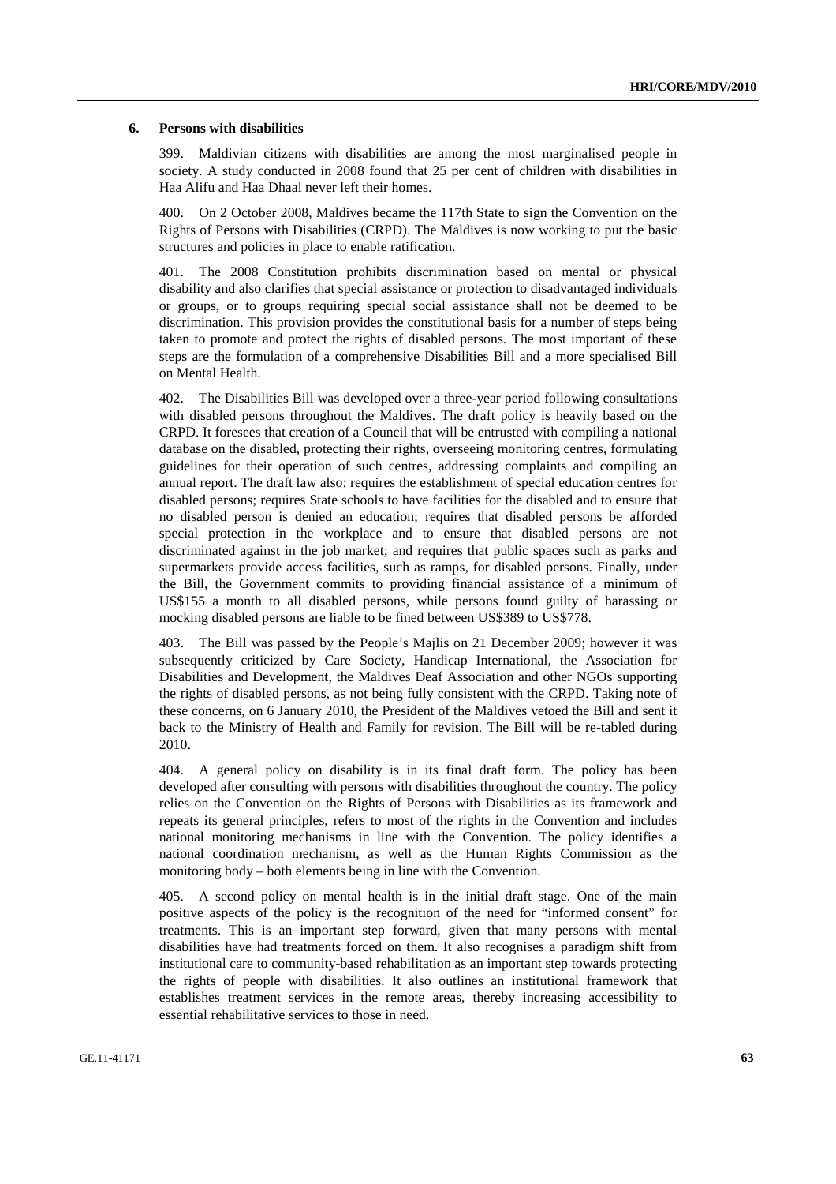### 6. Persons with disabilities

399. Maldivian citizens with disabilities are among the most marginalised people in society. A study conducted in 2008 found that 25 per cent of children with disabilities in Haa Alifu and Haa Dhaal never left their homes.

400. On 2 October 2008, Maldives became the 117th State to sign the Convention on the Rights of Persons with Disabilities (CRPD). The Maldives is now working to put the basic structures and policies in place to enable ratification.

401. The 2008 Constitution prohibits discrimination based on mental or physical disability and also clarifies that special assistance or protection to disadvantaged individuals or groups, or to groups requiring special social assistance shall not be deemed to be discrimination. This provision provides the constitutional basis for a number of steps being taken to promote and protect the rights of disabled persons. The most important of these steps are the formulation of a comprehensive Disabilities Bill and a more specialised Bill on Mental Health.

402. The Disabilities Bill was developed over a three-year period following consultations with disabled persons throughout the Maldives. The draft policy is heavily based on the CRPD. It foresees that creation of a Council that will be entrusted with compiling a national database on the disabled, protecting their rights, overseeing monitoring centres, formulating guidelines for their operation of such centres, addressing complaints and compiling an annual report. The draft law also: requires the establishment of special education centres for disabled persons; requires State schools to have facilities for the disabled and to ensure that no disabled person is denied an education; requires that disabled persons be afforded special protection in the workplace and to ensure that disabled persons are not discriminated against in the job market; and requires that public spaces such as parks and supermarkets provide access facilities, such as ramps, for disabled persons. Finally, under the Bill, the Government commits to providing financial assistance of a minimum of US$155 a month to all disabled persons, while persons found guilty of harassing or mocking disabled persons are liable to be fined between US$389 to US$778.

403. The Bill was passed by the People's Majlis on 21 December 2009; however it was subsequently criticized by Care Society, Handicap International, the Association for Disabilities and Development, the Maldives Deaf Association and other NGOs supporting the rights of disabled persons, as not being fully consistent with the CRPD. Taking note of these concerns, on 6 January 2010, the President of the Maldives vetoed the Bill and sent it back to the Ministry of Health and Family for revision. The Bill will be re-tabled during 2010.

404. A general policy on disability is in its final draft form. The policy has been developed after consulting with persons with disabilities throughout the country. The policy relies on the Convention on the Rights of Persons with Disabilities as its framework and repeats its general principles, refers to most of the rights in the Convention and includes national monitoring mechanisms in line with the Convention. The policy identifies a national coordination mechanism, as well as the Human Rights Commission as the monitoring body – both elements being in line with the Convention.

405. A second policy on mental health is in the initial draft stage. One of the main positive aspects of the policy is the recognition of the need for "informed consent" for treatments. This is an important step forward, given that many persons with mental disabilities have had treatments forced on them. It also recognises a paradigm shift from institutional care to community-based rehabilitation as an important step towards protecting the rights of people with disabilities. It also outlines an institutional framework that establishes treatment services in the remote areas, thereby increasing accessibility to essential rehabilitative services to those in need.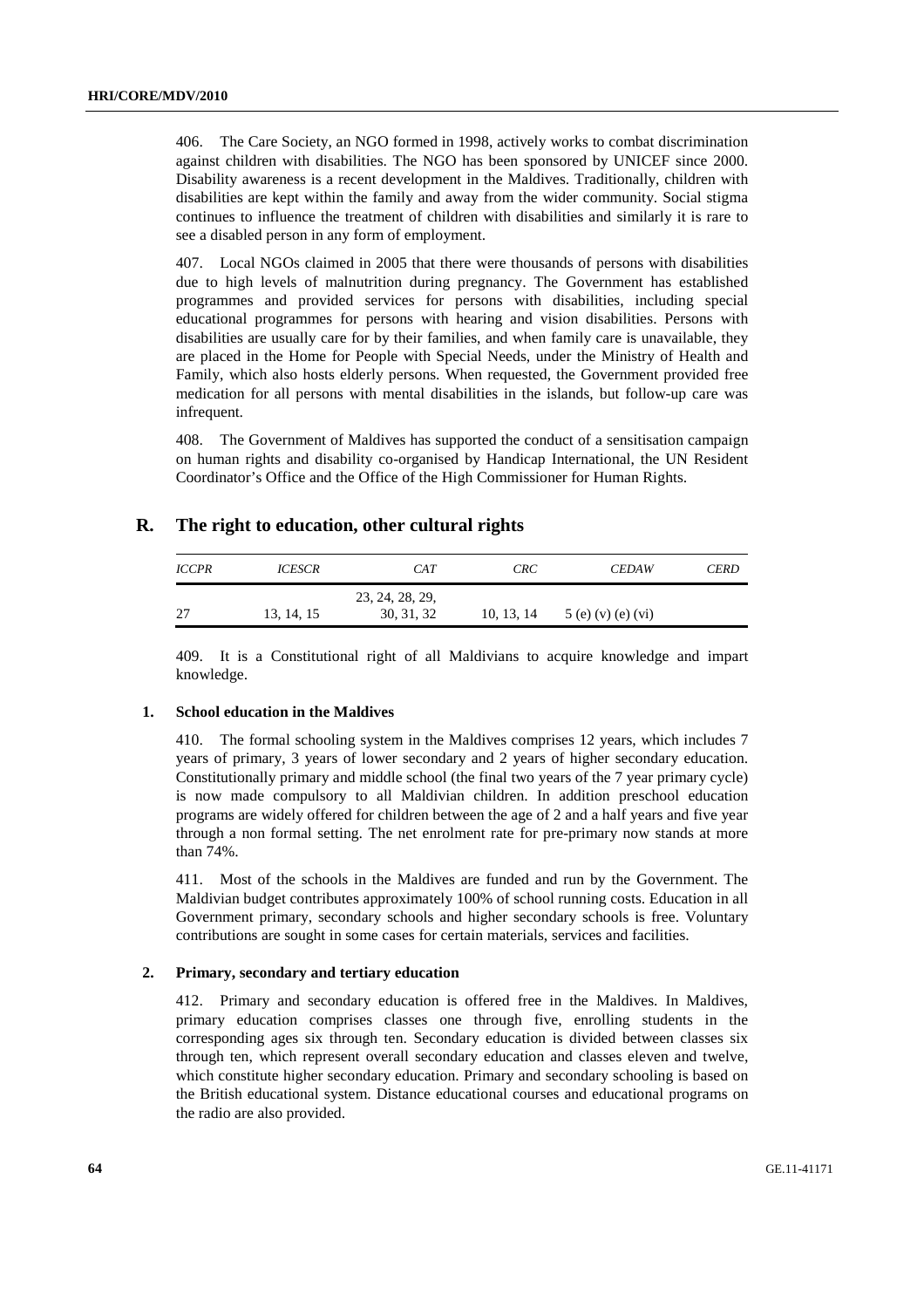406. The Care Society, an NGO formed in 1998, actively works to combat discrimination against children with disabilities. The NGO has been sponsored by UNICEF since 2000. Disability awareness is a recent development in the Maldives. Traditionally, children with disabilities are kept within the family and away from the wider community. Social stigma continues to influence the treatment of children with disabilities and similarly it is rare to see a disabled person in any form of employment.

407. Local NGOs claimed in 2005 that there were thousands of persons with disabilities due to high levels of malnutrition during pregnancy. The Government has established programmes and provided services for persons with disabilities, including special educational programmes for persons with hearing and vision disabilities. Persons with disabilities are usually care for by their families, and when family care is unavailable, they are placed in the Home for People with Special Needs, under the Ministry of Health and Family, which also hosts elderly persons. When requested, the Government provided free medication for all persons with mental disabilities in the islands, but follow-up care was infrequent.

408. The Government of Maldives has supported the conduct of a sensitisation campaign on human rights and disability co-organised by Handicap International, the UN Resident Coordinator's Office and the Office of the High Commissioner for Human Rights.

## R. The right to education, other cultural rights

| *ICCPR* | *ICESCR* | *CAT* | *CRC* | *CEDAW* | *CERD* |
|---|---|---|---|---|---|
| 27 | 13, 14, 15 | 23, 24, 28, 29, 30, 31, 32 | 10, 13, 14 | 5 (e) (v) (e) (vi) | |

409. It is a Constitutional right of all Maldivians to acquire knowledge and impart knowledge.

### 1. School education in the Maldives

410. The formal schooling system in the Maldives comprises 12 years, which includes 7 years of primary, 3 years of lower secondary and 2 years of higher secondary education. Constitutionally primary and middle school (the final two years of the 7 year primary cycle) is now made compulsory to all Maldivian children. In addition preschool education programs are widely offered for children between the age of 2 and a half years and five year through a non formal setting. The net enrolment rate for pre-primary now stands at more than 74%.

411. Most of the schools in the Maldives are funded and run by the Government. The Maldivian budget contributes approximately 100% of school running costs. Education in all Government primary, secondary schools and higher secondary schools is free. Voluntary contributions are sought in some cases for certain materials, services and facilities.

### 2. Primary, secondary and tertiary education

412. Primary and secondary education is offered free in the Maldives. In Maldives, primary education comprises classes one through five, enrolling students in the corresponding ages six through ten. Secondary education is divided between classes six through ten, which represent overall secondary education and classes eleven and twelve, which constitute higher secondary education. Primary and secondary schooling is based on the British educational system. Distance educational courses and educational programs on the radio are also provided.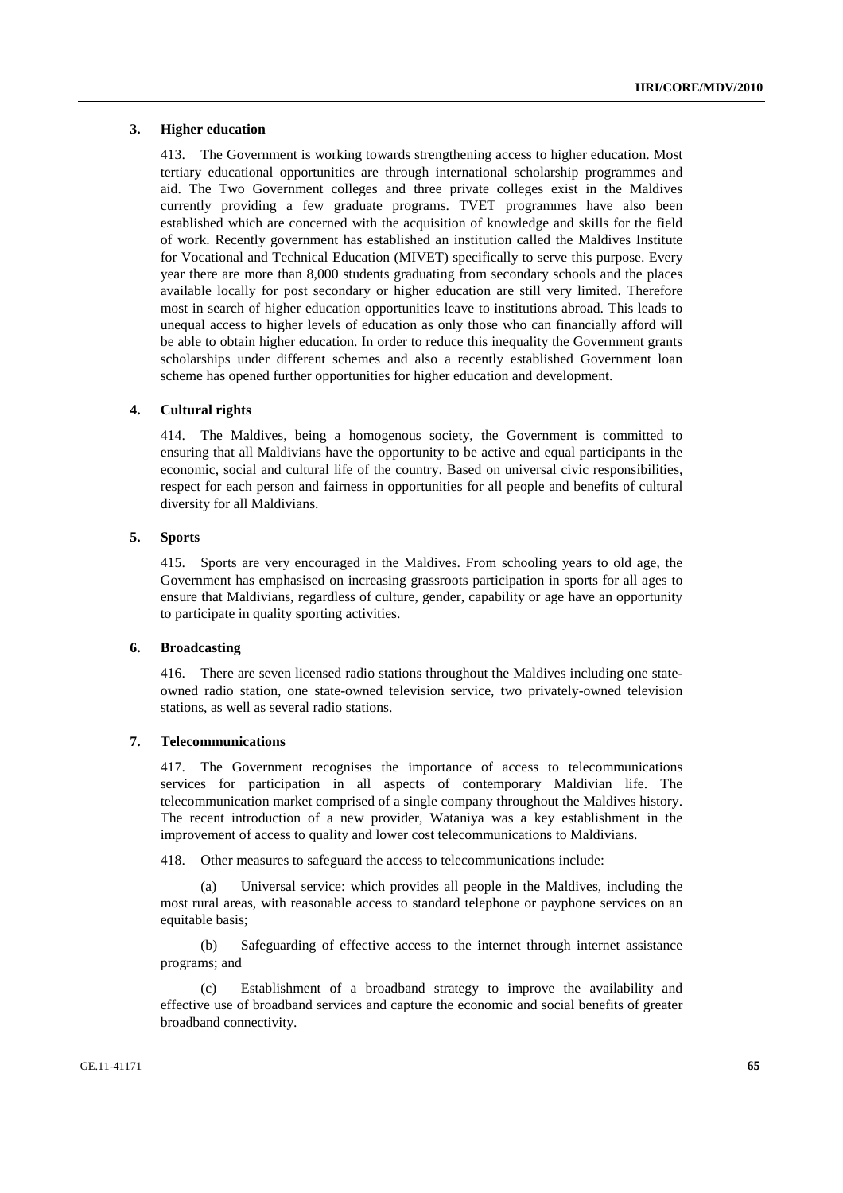### 3. Higher education

413. The Government is working towards strengthening access to higher education. Most tertiary educational opportunities are through international scholarship programmes and aid. The Two Government colleges and three private colleges exist in the Maldives currently providing a few graduate programs. TVET programmes have also been established which are concerned with the acquisition of knowledge and skills for the field of work. Recently government has established an institution called the Maldives Institute for Vocational and Technical Education (MIVET) specifically to serve this purpose. Every year there are more than 8,000 students graduating from secondary schools and the places available locally for post secondary or higher education are still very limited. Therefore most in search of higher education opportunities leave to institutions abroad. This leads to unequal access to higher levels of education as only those who can financially afford will be able to obtain higher education. In order to reduce this inequality the Government grants scholarships under different schemes and also a recently established Government loan scheme has opened further opportunities for higher education and development.

### 4. Cultural rights

414. The Maldives, being a homogenous society, the Government is committed to ensuring that all Maldivians have the opportunity to be active and equal participants in the economic, social and cultural life of the country. Based on universal civic responsibilities, respect for each person and fairness in opportunities for all people and benefits of cultural diversity for all Maldivians.

### 5. Sports

415. Sports are very encouraged in the Maldives. From schooling years to old age, the Government has emphasised on increasing grassroots participation in sports for all ages to ensure that Maldivians, regardless of culture, gender, capability or age have an opportunity to participate in quality sporting activities.

### 6. Broadcasting

416. There are seven licensed radio stations throughout the Maldives including one state-owned radio station, one state-owned television service, two privately-owned television stations, as well as several radio stations.

### 7. Telecommunications

417. The Government recognises the importance of access to telecommunications services for participation in all aspects of contemporary Maldivian life. The telecommunication market comprised of a single company throughout the Maldives history. The recent introduction of a new provider, Wataniya was a key establishment in the improvement of access to quality and lower cost telecommunications to Maldivians.

418. Other measures to safeguard the access to telecommunications include:

(a) Universal service: which provides all people in the Maldives, including the most rural areas, with reasonable access to standard telephone or payphone services on an equitable basis;

(b) Safeguarding of effective access to the internet through internet assistance programs; and

(c) Establishment of a broadband strategy to improve the availability and effective use of broadband services and capture the economic and social benefits of greater broadband connectivity.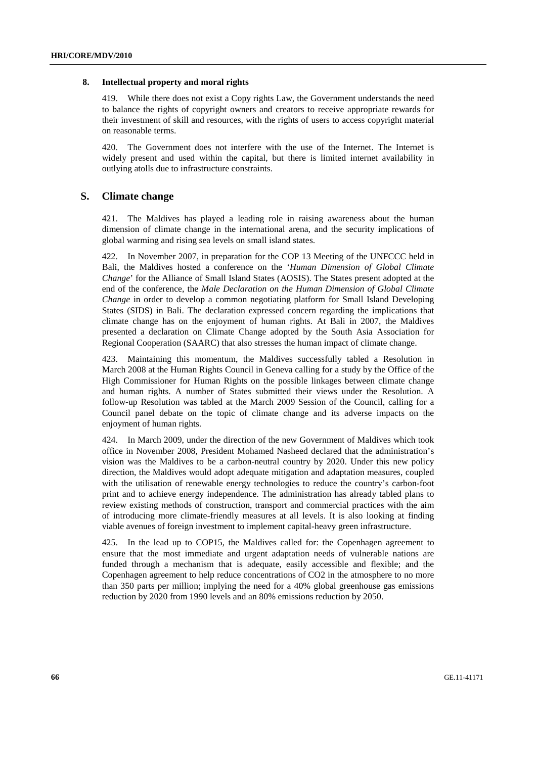### 8. Intellectual property and moral rights

419. While there does not exist a Copy rights Law, the Government understands the need to balance the rights of copyright owners and creators to receive appropriate rewards for their investment of skill and resources, with the rights of users to access copyright material on reasonable terms.

420. The Government does not interfere with the use of the Internet. The Internet is widely present and used within the capital, but there is limited internet availability in outlying atolls due to infrastructure constraints.

## S. Climate change

421. The Maldives has played a leading role in raising awareness about the human dimension of climate change in the international arena, and the security implications of global warming and rising sea levels on small island states.

422. In November 2007, in preparation for the COP 13 Meeting of the UNFCCC held in Bali, the Maldives hosted a conference on the '*Human Dimension of Global Climate Change*' for the Alliance of Small Island States (AOSIS). The States present adopted at the end of the conference, the *Male Declaration on the Human Dimension of Global Climate Change* in order to develop a common negotiating platform for Small Island Developing States (SIDS) in Bali. The declaration expressed concern regarding the implications that climate change has on the enjoyment of human rights. At Bali in 2007, the Maldives presented a declaration on Climate Change adopted by the South Asia Association for Regional Cooperation (SAARC) that also stresses the human impact of climate change.

423. Maintaining this momentum, the Maldives successfully tabled a Resolution in March 2008 at the Human Rights Council in Geneva calling for a study by the Office of the High Commissioner for Human Rights on the possible linkages between climate change and human rights. A number of States submitted their views under the Resolution. A follow-up Resolution was tabled at the March 2009 Session of the Council, calling for a Council panel debate on the topic of climate change and its adverse impacts on the enjoyment of human rights.

424. In March 2009, under the direction of the new Government of Maldives which took office in November 2008, President Mohamed Nasheed declared that the administration's vision was the Maldives to be a carbon-neutral country by 2020. Under this new policy direction, the Maldives would adopt adequate mitigation and adaptation measures, coupled with the utilisation of renewable energy technologies to reduce the country's carbon-foot print and to achieve energy independence. The administration has already tabled plans to review existing methods of construction, transport and commercial practices with the aim of introducing more climate-friendly measures at all levels. It is also looking at finding viable avenues of foreign investment to implement capital-heavy green infrastructure.

425. In the lead up to COP15, the Maldives called for: the Copenhagen agreement to ensure that the most immediate and urgent adaptation needs of vulnerable nations are funded through a mechanism that is adequate, easily accessible and flexible; and the Copenhagen agreement to help reduce concentrations of $CO_2$ in the atmosphere to no more than 350 parts per million; implying the need for a 40% global greenhouse gas emissions reduction by 2020 from 1990 levels and an 80% emissions reduction by 2050.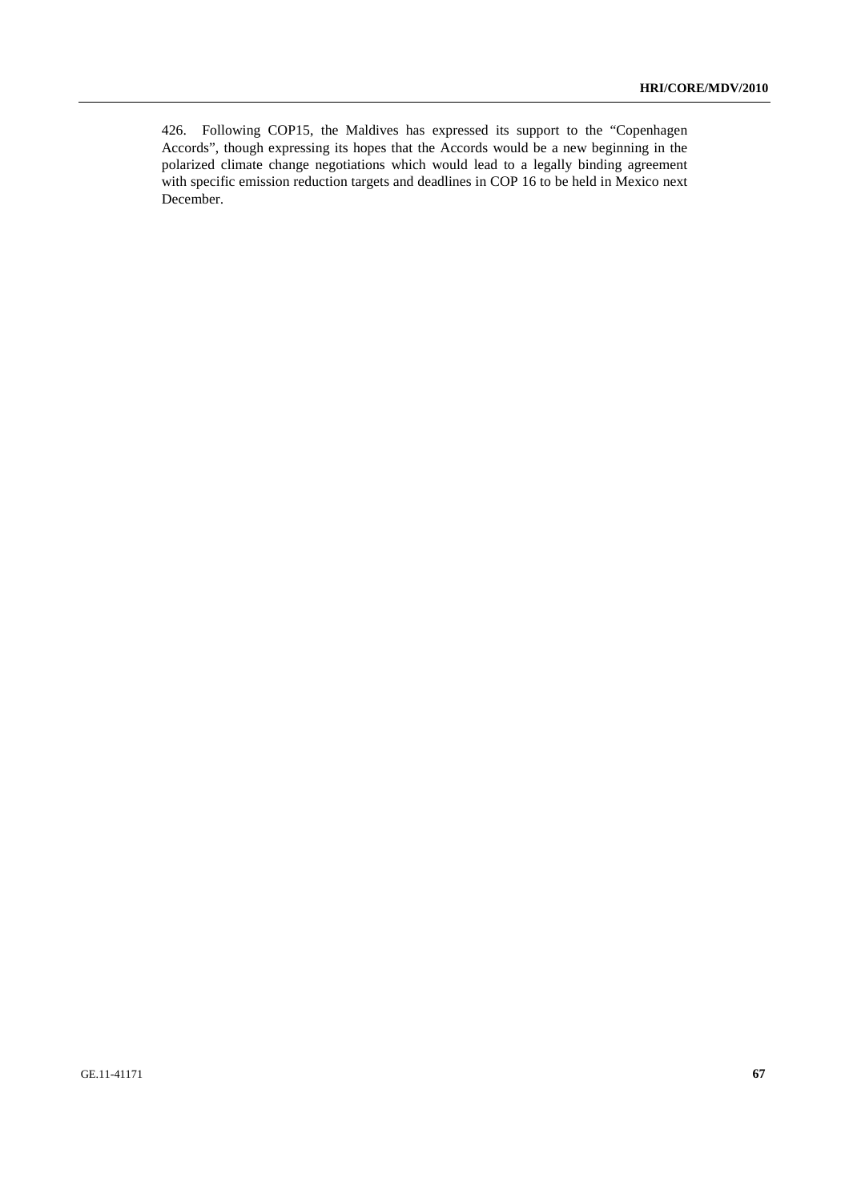426. Following COP15, the Maldives has expressed its support to the "Copenhagen Accords", though expressing its hopes that the Accords would be a new beginning in the polarized climate change negotiations which would lead to a legally binding agreement with specific emission reduction targets and deadlines in COP 16 to be held in Mexico next December.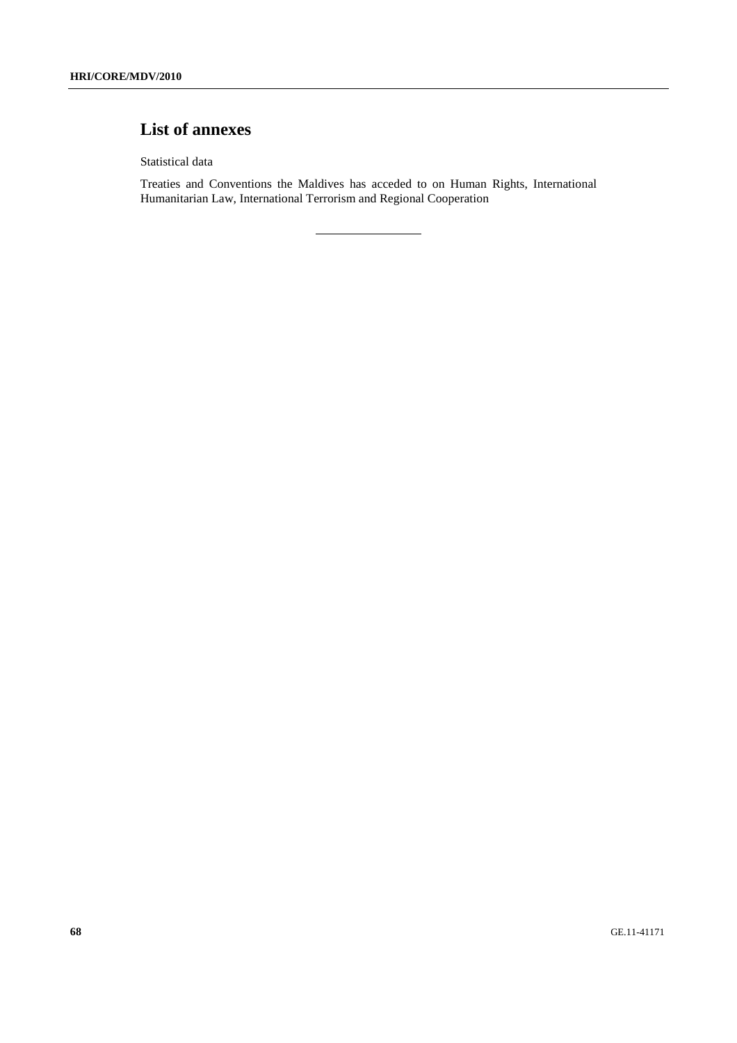# List of annexes

Statistical data

Treaties and Conventions the Maldives has acceded to on Human Rights, International Humanitarian Law, International Terrorism and Regional Cooperation